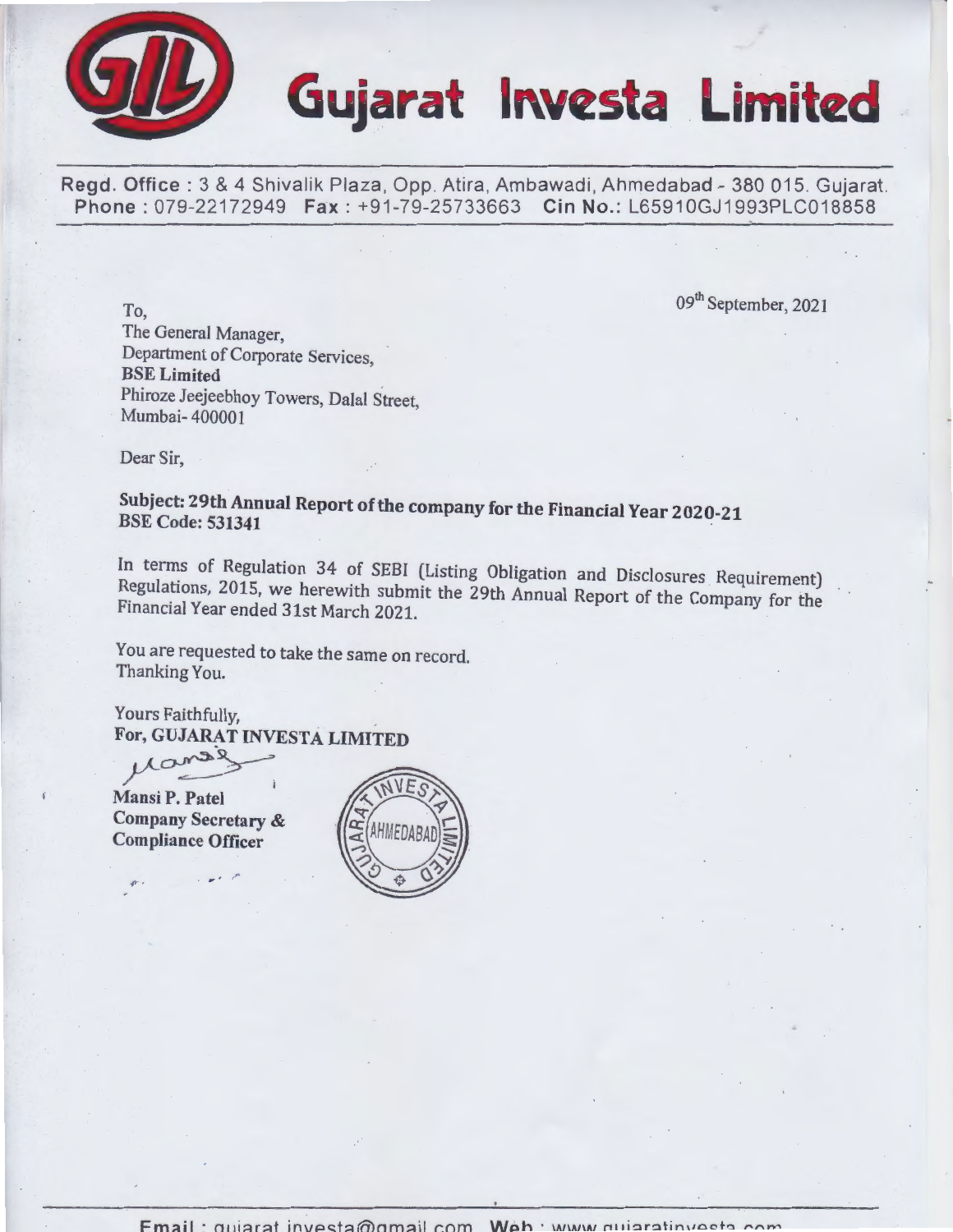# Gujarat Investa Limited

**Regd. Office** : 3 & 4 Shivalik Plaza, Opp. Atira, Ambawadi, Ahmedabad - 380 015. Gujarat.
**Phone** : 079-22172949 **Fax** : +91-79-25733663 **Cin No.**: L65910GJ1993PLC018858

09th September, 2021

To,
The General Manager,
Department of Corporate Services,
**BSE Limited**
Phiroze Jeejeebhoy Towers, Dalal Street,
Mumbai- 400001

Dear Sir,

**Subject: 29th Annual Report of the company for the Financial Year 2020-21**
**BSE Code: 531341**

In terms of Regulation 34 of SEBI (Listing Obligation and Disclosures Requirement) Regulations, 2015, we herewith submit the 29th Annual Report of the Company for the Financial Year ended 31st March 2021.

You are requested to take the same on record.
Thanking You.

Yours Faithfully,
**For, GUJARAT INVESTA LIMITED**

**Mansi P. Patel**
**Company Secretary &**
**Compliance Officer**

**Email** : gujarat.investa@gmail.com **Web** : www.gujaratinvesta.com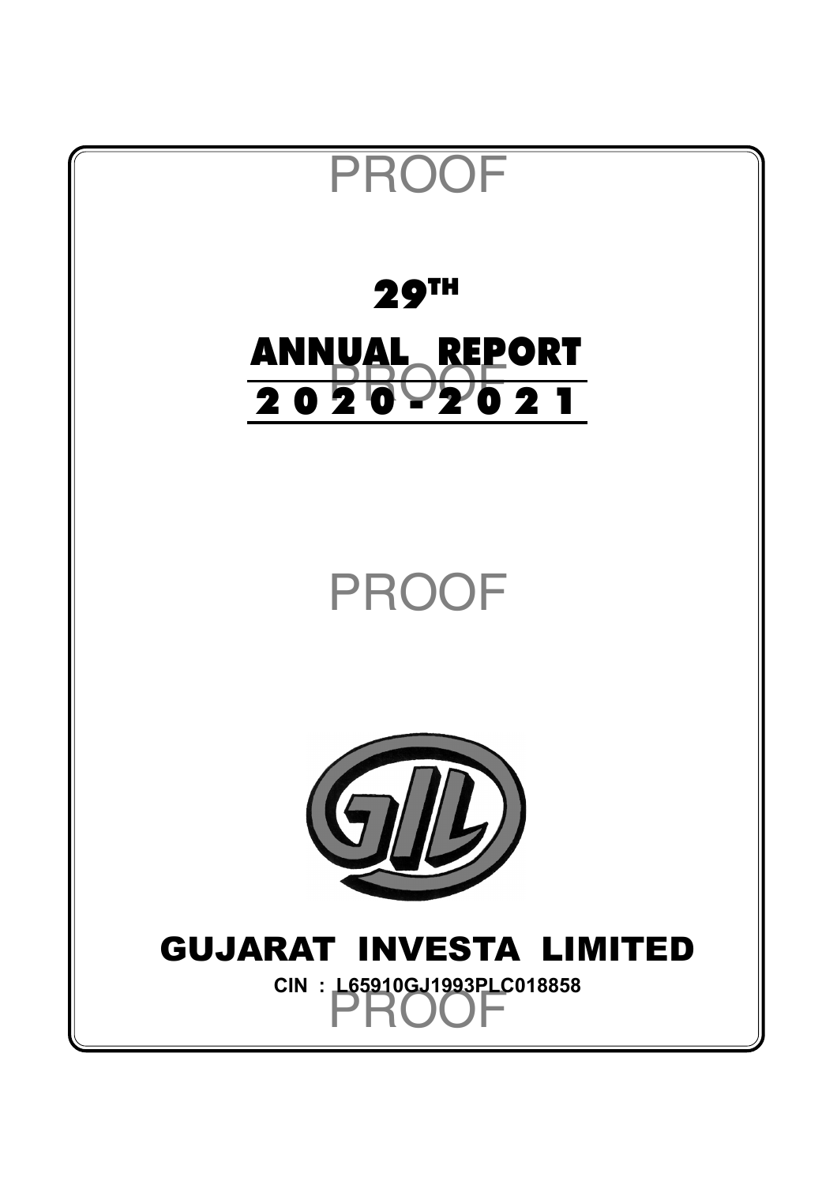# 29TH

# ANNUAL REPORT

# 2020-2021

# GUJARAT INVESTA LIMITED

**CIN : L65910GJ1993PLC018858**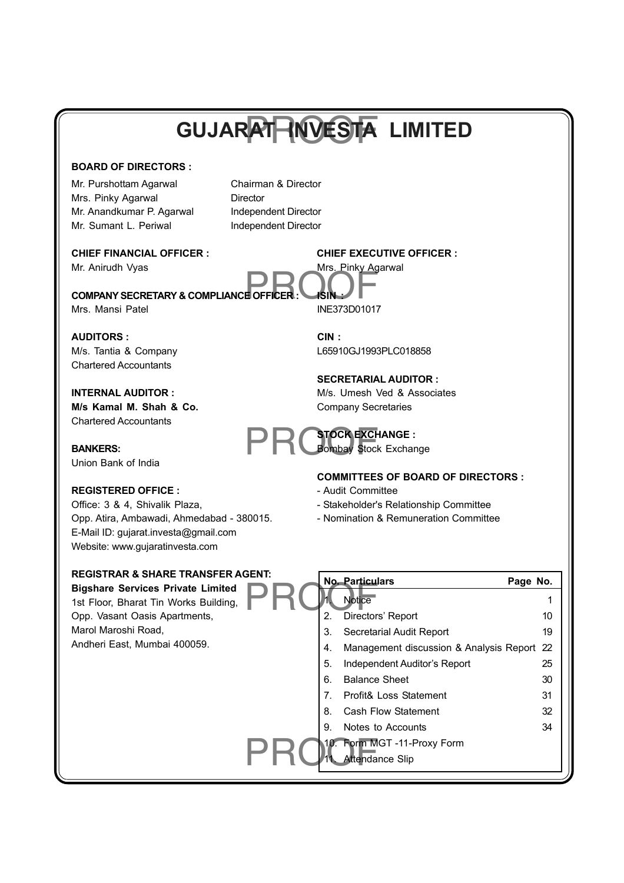# GUJARAT INVESTA LIMITED

**BOARD OF DIRECTORS :**

| | |
|---|---|
| Mr. Purshottam Agarwal | Chairman & Director |
| Mrs. Pinky Agarwal | Director |
| Mr. Anandkumar P. Agarwal | Independent Director |
| Mr. Sumant L. Periwal | Independent Director |

**CHIEF FINANCIAL OFFICER :**
Mr. Anirudh Vyas

**COMPANY SECRETARY & COMPLIANCE OFFICER :**
Mrs. Mansi Patel

**AUDITORS :**
M/s. Tantia & Company
Chartered Accountants

**INTERNAL AUDITOR :**
**M/s Kamal M. Shah & Co.**
Chartered Accountants

**BANKERS:**
Union Bank of India

**REGISTERED OFFICE :**
Office: 3 & 4, Shivalik Plaza,
Opp. Atira, Ambawadi, Ahmedabad - 380015.
E-Mail ID: gujarat.investa@gmail.com
Website: www.gujaratinvesta.com

**REGISTRAR & SHARE TRANSFER AGENT:**
**Bigshare Services Private Limited**
1st Floor, Bharat Tin Works Building,
Opp. Vasant Oasis Apartments,
Marol Maroshi Road,
Andheri East, Mumbai 400059.

**CHIEF EXECUTIVE OFFICER :**
Mrs. Pinky Agarwal

**ISIN :**
INE373D01017

**CIN :**
L65910GJ1993PLC018858

**SECRETARIAL AUDITOR :**
M/s. Umesh Ved & Associates
Company Secretaries

**STOCK EXCHANGE :**
Bombay Stock Exchange

**COMMITTEES OF BOARD OF DIRECTORS :**
- Audit Committee
- Stakeholder's Relationship Committee
- Nomination & Remuneration Committee

| No. | Particulars | Page No. |
|---|---|---|
| 1. | Notice | 1 |
| 2. | Directors' Report | 10 |
| 3. | Secretarial Audit Report | 19 |
| 4. | Management discussion & Analysis Report | 22 |
| 5. | Independent Auditor's Report | 25 |
| 6. | Balance Sheet | 30 |
| 7. | Profit& Loss Statement | 31 |
| 8. | Cash Flow Statement | 32 |
| 9. | Notes to Accounts | 34 |
| 10. | Form MGT -11-Proxy Form | |
| 11. | Attendance Slip | |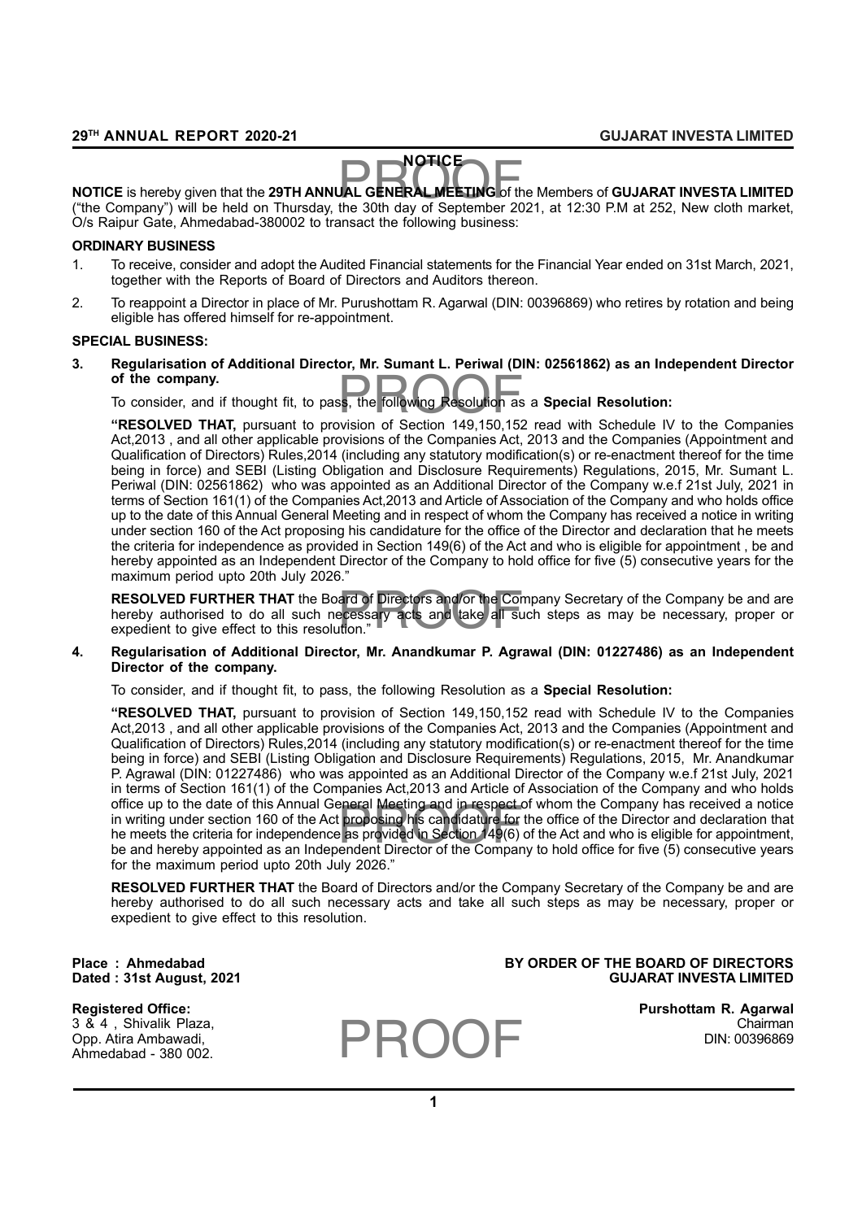# NOTICE

**NOTICE** is hereby given that the **29TH ANNUAL GENERAL MEETING** of the Members of **GUJARAT INVESTA LIMITED** ("the Company") will be held on Thursday, the 30th day of September 2021, at 12:30 P.M at 252, New cloth market, O/s Raipur Gate, Ahmedabad-380002 to transact the following business:

## ORDINARY BUSINESS

1. To receive, consider and adopt the Audited Financial statements for the Financial Year ended on 31st March, 2021, together with the Reports of Board of Directors and Auditors thereon.
2. To reappoint a Director in place of Mr. Purushottam R. Agarwal (DIN: 00396869) who retires by rotation and being eligible has offered himself for re-appointment.

## SPECIAL BUSINESS:

**3. Regularisation of Additional Director, Mr. Sumant L. Periwal (DIN: 02561862) as an Independent Director of the company.**

To consider, and if thought fit, to pass, the following Resolution as a **Special Resolution:**

**"RESOLVED THAT,** pursuant to provision of Section 149,150,152 read with Schedule IV to the Companies Act,2013 , and all other applicable provisions of the Companies Act, 2013 and the Companies (Appointment and Qualification of Directors) Rules,2014 (including any statutory modification(s) or re-enactment thereof for the time being in force) and SEBI (Listing Obligation and Disclosure Requirements) Regulations, 2015, Mr. Sumant L. Periwal (DIN: 02561862) who was appointed as an Additional Director of the Company w.e.f 21st July, 2021 in terms of Section 161(1) of the Companies Act,2013 and Article of Association of the Company and who holds office up to the date of this Annual General Meeting and in respect of whom the Company has received a notice in writing under section 160 of the Act proposing his candidature for the office of the Director and declaration that he meets the criteria for independence as provided in Section 149(6) of the Act and who is eligible for appointment , be and hereby appointed as an Independent Director of the Company to hold office for five (5) consecutive years for the maximum period upto 20th July 2026."

**RESOLVED FURTHER THAT** the Board of Directors and/or the Company Secretary of the Company be and are hereby authorised to do all such necessary acts and take all such steps as may be necessary, proper or expedient to give effect to this resolution."

**4. Regularisation of Additional Director, Mr. Anandkumar P. Agrawal (DIN: 01227486) as an Independent Director of the company.**

To consider, and if thought fit, to pass, the following Resolution as a **Special Resolution:**

**"RESOLVED THAT,** pursuant to provision of Section 149,150,152 read with Schedule IV to the Companies Act,2013 , and all other applicable provisions of the Companies Act, 2013 and the Companies (Appointment and Qualification of Directors) Rules,2014 (including any statutory modification(s) or re-enactment thereof for the time being in force) and SEBI (Listing Obligation and Disclosure Requirements) Regulations, 2015, Mr. Anandkumar P. Agrawal (DIN: 01227486) who was appointed as an Additional Director of the Company w.e.f 21st July, 2021 in terms of Section 161(1) of the Companies Act,2013 and Article of Association of the Company and who holds office up to the date of this Annual General Meeting and in respect of whom the Company has received a notice in writing under section 160 of the Act proposing his candidature for the office of the Director and declaration that he meets the criteria for independence as provided in Section 149(6) of the Act and who is eligible for appointment, be and hereby appointed as an Independent Director of the Company to hold office for five (5) consecutive years for the maximum period upto 20th July 2026."

**RESOLVED FURTHER THAT** the Board of Directors and/or the Company Secretary of the Company be and are hereby authorised to do all such necessary acts and take all such steps as may be necessary, proper or expedient to give effect to this resolution.

**Place : Ahmedabad**
**Dated : 31st August, 2021**

**BY ORDER OF THE BOARD OF DIRECTORS**
**GUJARAT INVESTA LIMITED**

**Registered Office:**
3 & 4 , Shivalik Plaza,
Opp. Atira Ambawadi,
Ahmedabad - 380 002.

**Purshottam R. Agarwal**
Chairman
DIN: 00396869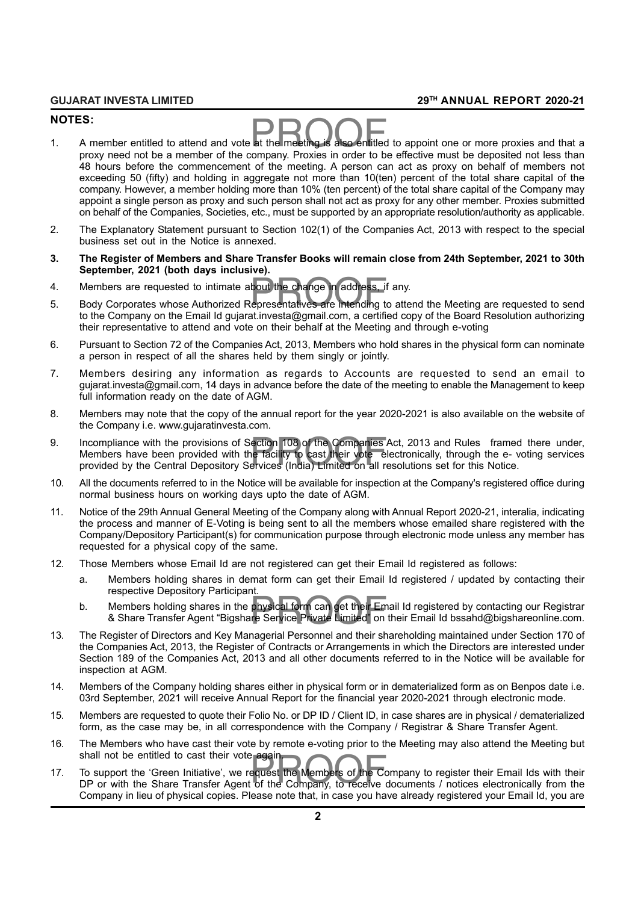## NOTES:

1. A member entitled to attend and vote at the meeting is also entitled to appoint one or more proxies and that a proxy need not be a member of the company. Proxies in order to be effective must be deposited not less than 48 hours before the commencement of the meeting. A person can act as proxy on behalf of members not exceeding 50 (fifty) and holding in aggregate not more than 10(ten) percent of the total share capital of the company. However, a member holding more than 10% (ten percent) of the total share capital of the Company may appoint a single person as proxy and such person shall not act as proxy for any other member. Proxies submitted on behalf of the Companies, Societies, etc., must be supported by an appropriate resolution/authority as applicable.
2. The Explanatory Statement pursuant to Section 102(1) of the Companies Act, 2013 with respect to the special business set out in the Notice is annexed.
3. **The Register of Members and Share Transfer Books will remain close from 24th September, 2021 to 30th September, 2021 (both days inclusive).**
4. Members are requested to intimate about the change in address, if any.
5. Body Corporates whose Authorized Representatives are intending to attend the Meeting are requested to send to the Company on the Email Id gujarat.investa@gmail.com, a certified copy of the Board Resolution authorizing their representative to attend and vote on their behalf at the Meeting and through e-voting
6. Pursuant to Section 72 of the Companies Act, 2013, Members who hold shares in the physical form can nominate a person in respect of all the shares held by them singly or jointly.
7. Members desiring any information as regards to Accounts are requested to send an email to gujarat.investa@gmail.com, 14 days in advance before the date of the meeting to enable the Management to keep full information ready on the date of AGM.
8. Members may note that the copy of the annual report for the year 2020-2021 is also available on the website of the Company i.e. www.gujaratinvesta.com.
9. Incompliance with the provisions of Section 108 of the Companies Act, 2013 and Rules framed there under, Members have been provided with the facility to cast their vote electronically, through the e- voting services provided by the Central Depository Services (India) Limited on all resolutions set for this Notice.
10. All the documents referred to in the Notice will be available for inspection at the Company's registered office during normal business hours on working days upto the date of AGM.
11. Notice of the 29th Annual General Meeting of the Company along with Annual Report 2020-21, interalia, indicating the process and manner of E-Voting is being sent to all the members whose emailed share registered with the Company/Depository Participant(s) for communication purpose through electronic mode unless any member has requested for a physical copy of the same.
12. Those Members whose Email Id are not registered can get their Email Id registered as follows:
    a. Members holding shares in demat form can get their Email Id registered / updated by contacting their respective Depository Participant.
    b. Members holding shares in the physical form can get their Email Id registered by contacting our Registrar & Share Transfer Agent "Bigshare Service Private Limited" on their Email Id bssahd@bigshareonline.com.
13. The Register of Directors and Key Managerial Personnel and their shareholding maintained under Section 170 of the Companies Act, 2013, the Register of Contracts or Arrangements in which the Directors are interested under Section 189 of the Companies Act, 2013 and all other documents referred to in the Notice will be available for inspection at AGM.
14. Members of the Company holding shares either in physical form or in dematerialized form as on Benpos date i.e. 03rd September, 2021 will receive Annual Report for the financial year 2020-2021 through electronic mode.
15. Members are requested to quote their Folio No. or DP ID / Client ID, in case shares are in physical / dematerialized form, as the case may be, in all correspondence with the Company / Registrar & Share Transfer Agent.
16. The Members who have cast their vote by remote e-voting prior to the Meeting may also attend the Meeting but shall not be entitled to cast their vote again.
17. To support the 'Green Initiative', we request the Members of the Company to register their Email Ids with their DP or with the Share Transfer Agent of the Company, to receive documents / notices electronically from the Company in lieu of physical copies. Please note that, in case you have already registered your Email Id, you are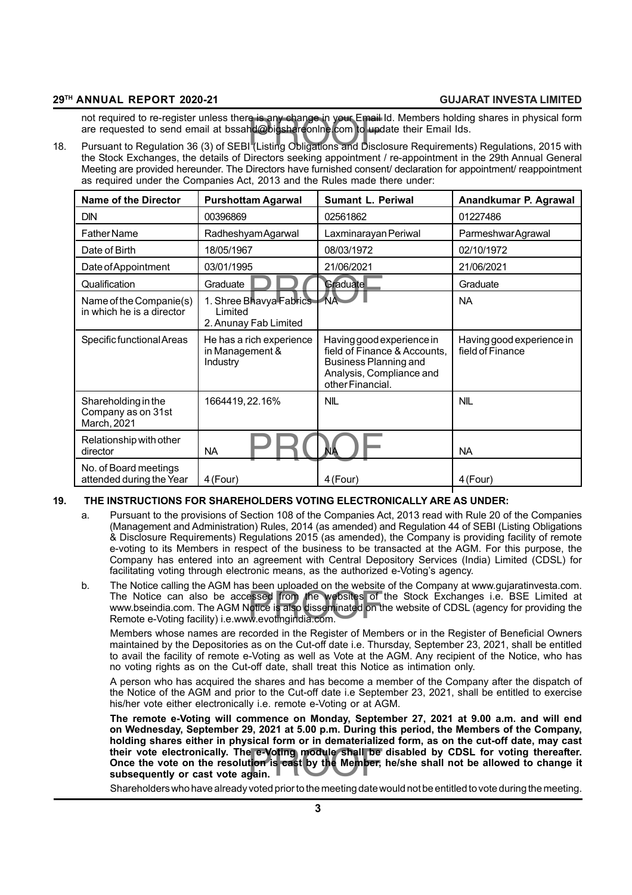not required to re-register unless there is any change in your Email Id. Members holding shares in physical form are requested to send email at bssahd@bigshareonlne.com to update their Email Ids.

18. Pursuant to Regulation 36 (3) of SEBI (Listing Obligations and Disclosure Requirements) Regulations, 2015 with the Stock Exchanges, the details of Directors seeking appointment / re-appointment in the 29th Annual General Meeting are provided hereunder. The Directors have furnished consent/ declaration for appointment/ reappointment as required under the Companies Act, 2013 and the Rules made there under:

| Name of the Director | Purshottam Agarwal | Sumant L. Periwal | Anandkumar P. Agrawal |
|---|---|---|---|
| DIN | 00396869 | 02561862 | 01227486 |
| Father Name | Radheshyam Agarwal | Laxminarayan Periwal | Parmeshwar Agrawal |
| Date of Birth | 18/05/1967 | 08/03/1972 | 02/10/1972 |
| Date of Appointment | 03/01/1995 | 21/06/2021 | 21/06/2021 |
| Qualification | Graduate | Graduate | Graduate |
| Name of the Companie(s) in which he is a director | 1. Shree Bhavya Fabrics Limited<br>2. Anunay Fab Limited | NA | NA |
| Specific functional Areas | He has a rich experience in Management & Industry | Having good experience in field of Finance & Accounts, Business Planning and Analysis, Compliance and other Financial. | Having good experience in field of Finance |
| Shareholding in the Company as on 31st March, 2021 | 1664419, 22.16% | NIL | NIL |
| Relationship with other director | NA | NA | NA |
| No. of Board meetings attended during the Year | 4 (Four) | 4 (Four) | 4 (Four) |

**19. THE INSTRUCTIONS FOR SHAREHOLDERS VOTING ELECTRONICALLY ARE AS UNDER:**

a. Pursuant to the provisions of Section 108 of the Companies Act, 2013 read with Rule 20 of the Companies (Management and Administration) Rules, 2014 (as amended) and Regulation 44 of SEBI (Listing Obligations & Disclosure Requirements) Regulations 2015 (as amended), the Company is providing facility of remote e-voting to its Members in respect of the business to be transacted at the AGM. For this purpose, the Company has entered into an agreement with Central Depository Services (India) Limited (CDSL) for facilitating voting through electronic means, as the authorized e-Voting's agency.

b. The Notice calling the AGM has been uploaded on the website of the Company at www.gujaratinvesta.com. The Notice can also be accessed from the websites of the Stock Exchanges i.e. BSE Limited at www.bseindia.com. The AGM Notice is also disseminated on the website of CDSL (agency for providing the Remote e-Voting facility) i.e.www.evotingindia.com.

Members whose names are recorded in the Register of Members or in the Register of Beneficial Owners maintained by the Depositories as on the Cut-off date i.e. Thursday, September 23, 2021, shall be entitled to avail the facility of remote e-Voting as well as Vote at the AGM. Any recipient of the Notice, who has no voting rights as on the Cut-off date, shall treat this Notice as intimation only.

A person who has acquired the shares and has become a member of the Company after the dispatch of the Notice of the AGM and prior to the Cut-off date i.e September 23, 2021, shall be entitled to exercise his/her vote either electronically i.e. remote e-Voting or at AGM.

**The remote e-Voting will commence on Monday, September 27, 2021 at 9.00 a.m. and will end on Wednesday, September 29, 2021 at 5.00 p.m. During this period, the Members of the Company, holding shares either in physical form or in dematerialized form, as on the cut-off date, may cast their vote electronically. The e-Voting module shall be disabled by CDSL for voting thereafter. Once the vote on the resolution is cast by the Member, he/she shall not be allowed to change it subsequently or cast vote again.**

Shareholders who have already voted prior to the meeting date would not be entitled to vote during the meeting.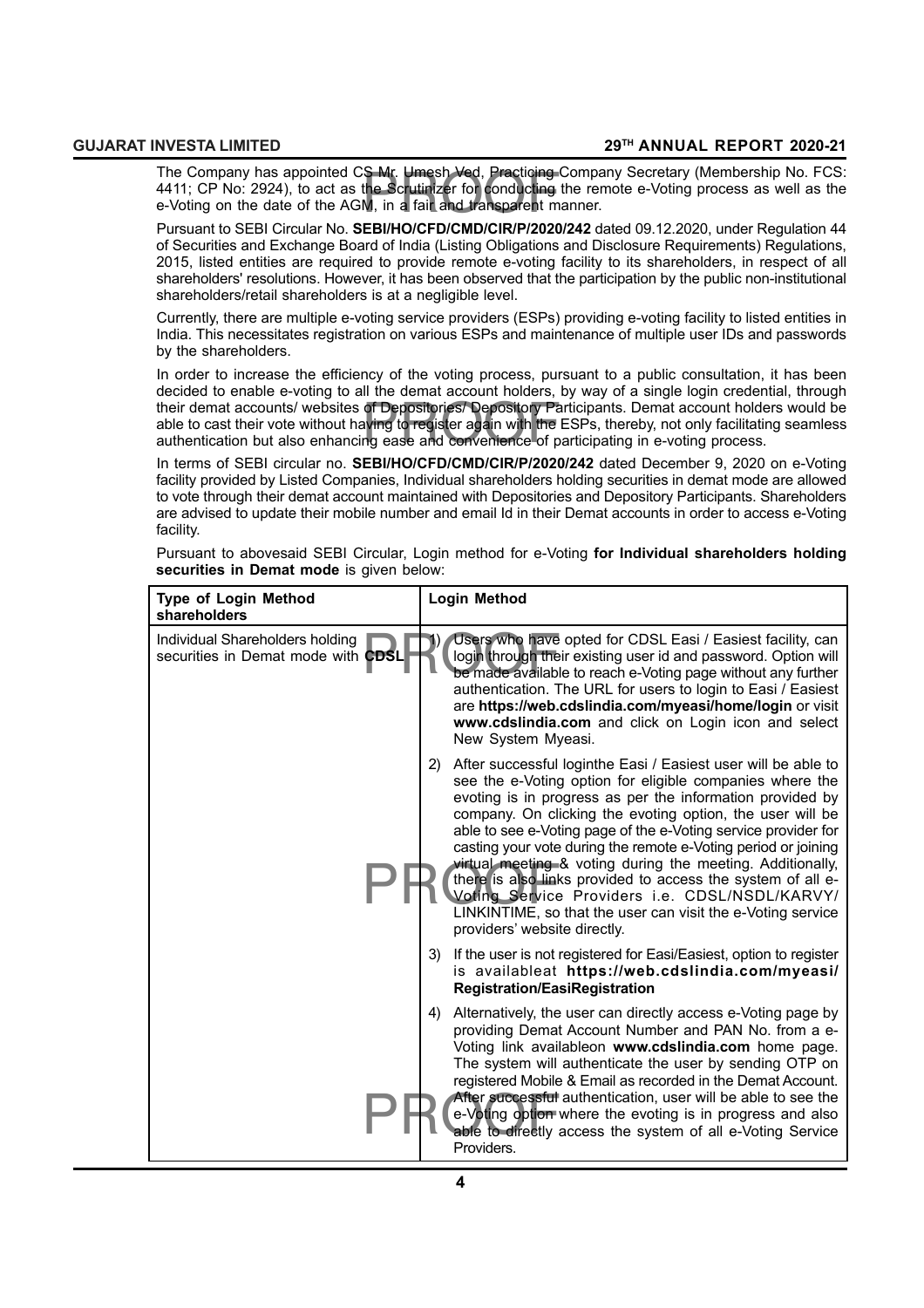The Company has appointed CS Mr. Umesh Ved, Practicing Company Secretary (Membership No. FCS: 4411; CP No: 2924), to act as the Scrutinizer for conducting the remote e-Voting process as well as the e-Voting on the date of the AGM, in a fair and transparent manner.

Pursuant to SEBI Circular No. **SEBI/HO/CFD/CMD/CIR/P/2020/242** dated 09.12.2020, under Regulation 44 of Securities and Exchange Board of India (Listing Obligations and Disclosure Requirements) Regulations, 2015, listed entities are required to provide remote e-voting facility to its shareholders, in respect of all shareholders' resolutions. However, it has been observed that the participation by the public non-institutional shareholders/retail shareholders is at a negligible level.

Currently, there are multiple e-voting service providers (ESPs) providing e-voting facility to listed entities in India. This necessitates registration on various ESPs and maintenance of multiple user IDs and passwords by the shareholders.

In order to increase the efficiency of the voting process, pursuant to a public consultation, it has been decided to enable e-voting to all the demat account holders, by way of a single login credential, through their demat accounts/ websites of Depositories/ Depository Participants. Demat account holders would be able to cast their vote without having to register again with the ESPs, thereby, not only facilitating seamless authentication but also enhancing ease and convenience of participating in e-voting process.

In terms of SEBI circular no. **SEBI/HO/CFD/CMD/CIR/P/2020/242** dated December 9, 2020 on e-Voting facility provided by Listed Companies, Individual shareholders holding securities in demat mode are allowed to vote through their demat account maintained with Depositories and Depository Participants. Shareholders are advised to update their mobile number and email Id in their Demat accounts in order to access e-Voting facility.

Pursuant to abovesaid SEBI Circular, Login method for e-Voting **for Individual shareholders holding securities in Demat mode** is given below:

| Type of Login Method shareholders | Login Method |
|---|---|
| Individual Shareholders holding securities in Demat mode with **CDSL** | 1) Users who have opted for CDSL Easi / Easiest facility, can login through their existing user id and password. Option will be made available to reach e-Voting page without any further authentication. The URL for users to login to Easi / Easiest are **https://web.cdslindia.com/myeasi/home/login** or visit **www.cdslindia.com** and click on Login icon and select New System Myeasi. |
| | 2) After successful loginthe Easi / Easiest user will be able to see the e-Voting option for eligible companies where the evoting is in progress as per the information provided by company. On clicking the evoting option, the user will be able to see e-Voting page of the e-Voting service provider for casting your vote during the remote e-Voting period or joining virtual meeting & voting during the meeting. Additionally, there is also links provided to access the system of all e-Voting Service Providers i.e. CDSL/NSDL/KARVY/ LINKINTIME, so that the user can visit the e-Voting service providers' website directly. |
| | 3) If the user is not registered for Easi/Easiest, option to register is availableat **https://web.cdslindia.com/myeasi/ Registration/EasiRegistration** |
| | 4) Alternatively, the user can directly access e-Voting page by providing Demat Account Number and PAN No. from a e-Voting link availableon **www.cdslindia.com** home page. The system will authenticate the user by sending OTP on registered Mobile & Email as recorded in the Demat Account. After successful authentication, user will be able to see the e-Voting option where the evoting is in progress and also able to directly access the system of all e-Voting Service Providers. |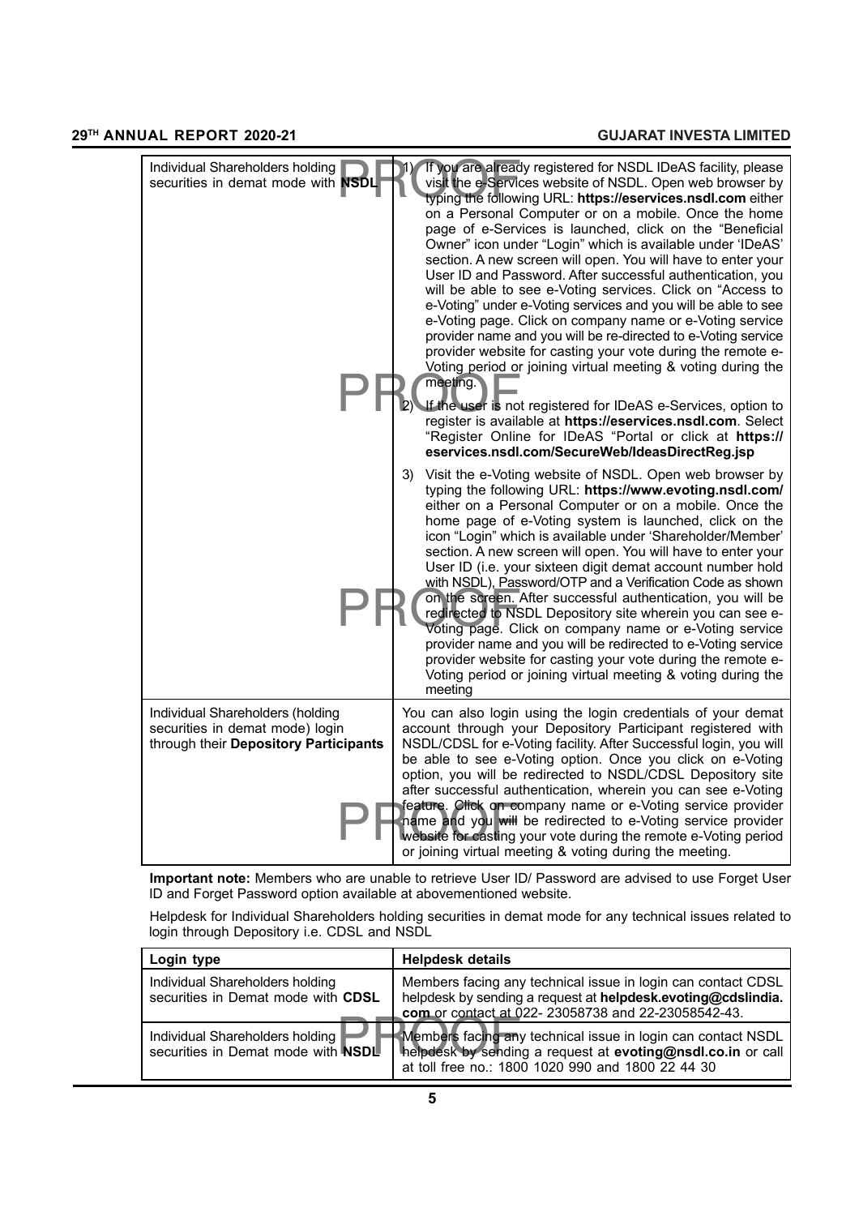| | |
|---|---|
| Individual Shareholders holding securities in demat mode with **NSDL** | 1) If you are already registered for NSDL IDeAS facility, please visit the e-Services website of NSDL. Open web browser by typing the following URL: **https://eservices.nsdl.com** either on a Personal Computer or on a mobile. Once the home page of e-Services is launched, click on the "Beneficial Owner" icon under "Login" which is available under 'IDeAS' section. A new screen will open. You will have to enter your User ID and Password. After successful authentication, you will be able to see e-Voting services. Click on "Access to e-Voting" under e-Voting services and you will be able to see e-Voting page. Click on company name or e-Voting service provider name and you will be re-directed to e-Voting service provider website for casting your vote during the remote e-Voting period or joining virtual meeting & voting during the meeting.<br>2) If the user is not registered for IDeAS e-Services, option to register is available at **https://eservices.nsdl.com**. Select "Register Online for IDeAS "Portal or click at **https://eservices.nsdl.com/SecureWeb/IdeasDirectReg.jsp**<br>3) Visit the e-Voting website of NSDL. Open web browser by typing the following URL: **https://www.evoting.nsdl.com/** either on a Personal Computer or on a mobile. Once the home page of e-Voting system is launched, click on the icon "Login" which is available under 'Shareholder/Member' section. A new screen will open. You will have to enter your User ID (i.e. your sixteen digit demat account number hold with NSDL), Password/OTP and a Verification Code as shown on the screen. After successful authentication, you will be redirected to NSDL Depository site wherein you can see e-Voting page. Click on company name or e-Voting service provider name and you will be redirected to e-Voting service provider website for casting your vote during the remote e-Voting period or joining virtual meeting & voting during the meeting |
| Individual Shareholders (holding securities in demat mode) login through their **Depository Participants** | You can also login using the login credentials of your demat account through your Depository Participant registered with NSDL/CDSL for e-Voting facility. After Successful login, you will be able to see e-Voting option. Once you click on e-Voting option, you will be redirected to NSDL/CDSL Depository site after successful authentication, wherein you can see e-Voting feature. Click on company name or e-Voting service provider name and you will be redirected to e-Voting service provider website for casting your vote during the remote e-Voting period or joining virtual meeting & voting during the meeting. |

**Important note:** Members who are unable to retrieve User ID/ Password are advised to use Forget User ID and Forget Password option available at abovementioned website.

Helpdesk for Individual Shareholders holding securities in demat mode for any technical issues related to login through Depository i.e. CDSL and NSDL

| Login type | Helpdesk details |
|---|---|
| Individual Shareholders holding securities in Demat mode with **CDSL** | Members facing any technical issue in login can contact CDSL helpdesk by sending a request at **helpdesk.evoting@cdslindia.com** or contact at 022- 23058738 and 22-23058542-43. |
| Individual Shareholders holding securities in Demat mode with **NSDL** | Members facing any technical issue in login can contact NSDL helpdesk by sending a request at **evoting@nsdl.co.in** or call at toll free no.: 1800 1020 990 and 1800 22 44 30 |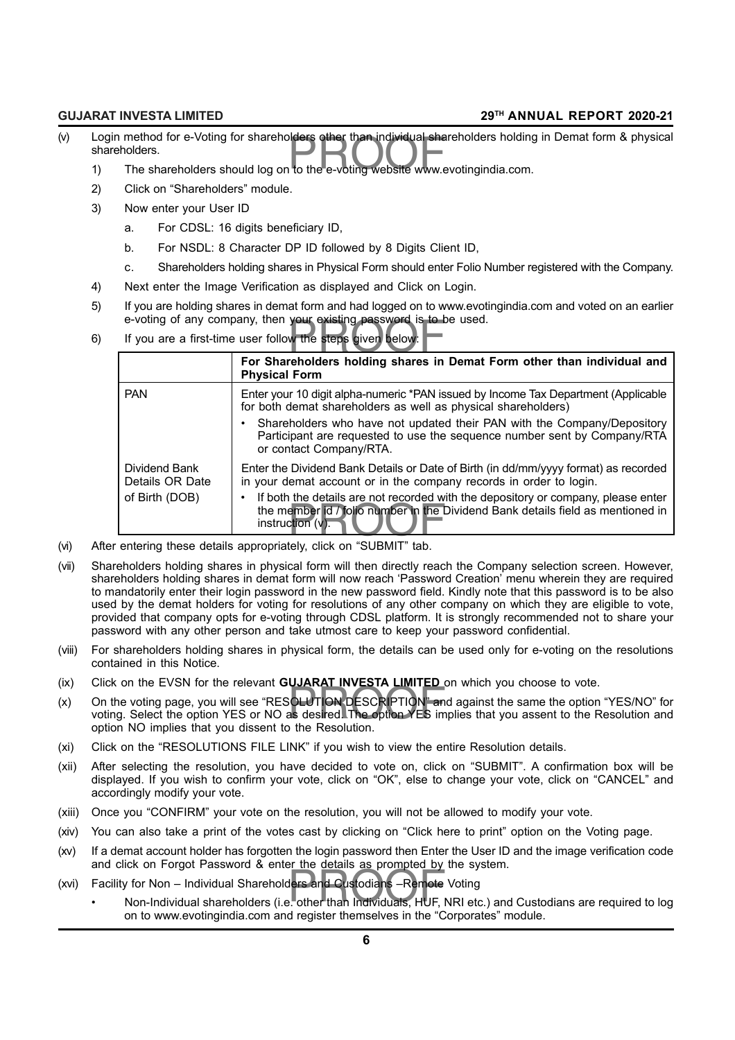(v) Login method for e-Voting for shareholders other than individual shareholders holding in Demat form & physical shareholders.

1) The shareholders should log on to the e-voting website www.evotingindia.com.
2) Click on "Shareholders" module.
3) Now enter your User ID
   a. For CDSL: 16 digits beneficiary ID,
   b. For NSDL: 8 Character DP ID followed by 8 Digits Client ID,
   c. Shareholders holding shares in Physical Form should enter Folio Number registered with the Company.
4) Next enter the Image Verification as displayed and Click on Login.
5) If you are holding shares in demat form and had logged on to www.evotingindia.com and voted on an earlier e-voting of any company, then your existing password is to be used.
6) If you are a first-time user follow the steps given below:

| | For Shareholders holding shares in Demat Form other than individual and Physical Form |
|---|---|
| PAN | Enter your 10 digit alpha-numeric *PAN issued by Income Tax Department (Applicable for both demat shareholders as well as physical shareholders)<br>• Shareholders who have not updated their PAN with the Company/Depository Participant are requested to use the sequence number sent by Company/RTA or contact Company/RTA. |
| Dividend Bank Details OR Date of Birth (DOB) | Enter the Dividend Bank Details or Date of Birth (in dd/mm/yyyy format) as recorded in your demat account or in the company records in order to login.<br>• If both the details are not recorded with the depository or company, please enter the member id / folio number in the Dividend Bank details field as mentioned in instruction (v). |

(vi) After entering these details appropriately, click on "SUBMIT" tab.

(vii) Shareholders holding shares in physical form will then directly reach the Company selection screen. However, shareholders holding shares in demat form will now reach 'Password Creation' menu wherein they are required to mandatorily enter their login password in the new password field. Kindly note that this password is to be also used by the demat holders for voting for resolutions of any other company on which they are eligible to vote, provided that company opts for e-voting through CDSL platform. It is strongly recommended not to share your password with any other person and take utmost care to keep your password confidential.

(viii) For shareholders holding shares in physical form, the details can be used only for e-voting on the resolutions contained in this Notice.

(ix) Click on the EVSN for the relevant **GUJARAT INVESTA LIMITED** on which you choose to vote.

(x) On the voting page, you will see "RESOLUTION DESCRIPTION" and against the same the option "YES/NO" for voting. Select the option YES or NO as desired. The option YES implies that you assent to the Resolution and option NO implies that you dissent to the Resolution.

(xi) Click on the "RESOLUTIONS FILE LINK" if you wish to view the entire Resolution details.

(xii) After selecting the resolution, you have decided to vote on, click on "SUBMIT". A confirmation box will be displayed. If you wish to confirm your vote, click on "OK", else to change your vote, click on "CANCEL" and accordingly modify your vote.

(xiii) Once you "CONFIRM" your vote on the resolution, you will not be allowed to modify your vote.

(xiv) You can also take a print of the votes cast by clicking on "Click here to print" option on the Voting page.

(xv) If a demat account holder has forgotten the login password then Enter the User ID and the image verification code and click on Forgot Password & enter the details as prompted by the system.

(xvi) Facility for Non – Individual Shareholders and Custodians –Remote Voting

- Non-Individual shareholders (i.e. other than Individuals, HUF, NRI etc.) and Custodians are required to log on to www.evotingindia.com and register themselves in the "Corporates" module.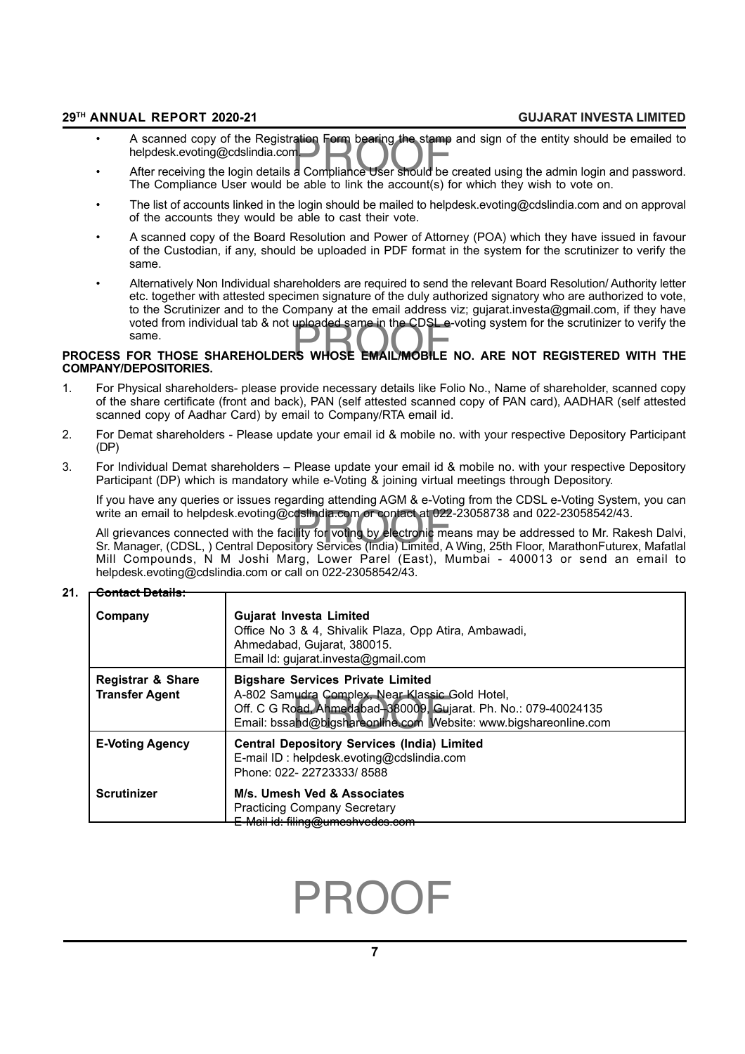- A scanned copy of the Registration Form bearing the stamp and sign of the entity should be emailed to helpdesk.evoting@cdslindia.com.
- After receiving the login details a Compliance User should be created using the admin login and password. The Compliance User would be able to link the account(s) for which they wish to vote on.
- The list of accounts linked in the login should be mailed to helpdesk.evoting@cdslindia.com and on approval of the accounts they would be able to cast their vote.
- A scanned copy of the Board Resolution and Power of Attorney (POA) which they have issued in favour of the Custodian, if any, should be uploaded in PDF format in the system for the scrutinizer to verify the same.
- Alternatively Non Individual shareholders are required to send the relevant Board Resolution/ Authority letter etc. together with attested specimen signature of the duly authorized signatory who are authorized to vote, to the Scrutinizer and to the Company at the email address viz; gujarat.investa@gmail.com, if they have voted from individual tab & not uploaded same in the CDSL e-voting system for the scrutinizer to verify the same.

**PROCESS FOR THOSE SHAREHOLDERS WHOSE EMAIL/MOBILE NO. ARE NOT REGISTERED WITH THE COMPANY/DEPOSITORIES.**

1. For Physical shareholders- please provide necessary details like Folio No., Name of shareholder, scanned copy of the share certificate (front and back), PAN (self attested scanned copy of PAN card), AADHAR (self attested scanned copy of Aadhar Card) by email to Company/RTA email id.
2. For Demat shareholders - Please update your email id & mobile no. with your respective Depository Participant (DP)
3. For Individual Demat shareholders – Please update your email id & mobile no. with your respective Depository Participant (DP) which is mandatory while e-Voting & joining virtual meetings through Depository.

   If you have any queries or issues regarding attending AGM & e-Voting from the CDSL e-Voting System, you can write an email to helpdesk.evoting@cdslindia.com or contact at 022-23058738 and 022-23058542/43.

   All grievances connected with the facility for voting by electronic means may be addressed to Mr. Rakesh Dalvi, Sr. Manager, (CDSL, ) Central Depository Services (India) Limited, A Wing, 25th Floor, MarathonFuturex, Mafatlal Mill Compounds, N M Joshi Marg, Lower Parel (East), Mumbai - 400013 or send an email to helpdesk.evoting@cdslindia.com or call on 022-23058542/43.

**21. Contact Details:**

| | |
|---|---|
| **Company** | **Gujarat Investa Limited**<br>Office No 3 & 4, Shivalik Plaza, Opp Atira, Ambawadi,<br>Ahmedabad, Gujarat, 380015.<br>Email Id: gujarat.investa@gmail.com |
| **Registrar & Share Transfer Agent** | **Bigshare Services Private Limited**<br>A-802 Samudra Complex, Near Klassic Gold Hotel,<br>Off. C G Road, Ahmedabad-380009, Gujarat. Ph. No.: 079-40024135<br>Email: bssahd@bigshareonline.com Website: www.bigshareonline.com |
| **E-Voting Agency** | **Central Depository Services (India) Limited**<br>E-mail ID : helpdesk.evoting@cdslindia.com<br>Phone: 022- 22723333/ 8588 |
| **Scrutinizer** | **M/s. Umesh Ved & Associates**<br>Practicing Company Secretary<br>E-Mail id: filing@umeshvedcs.com |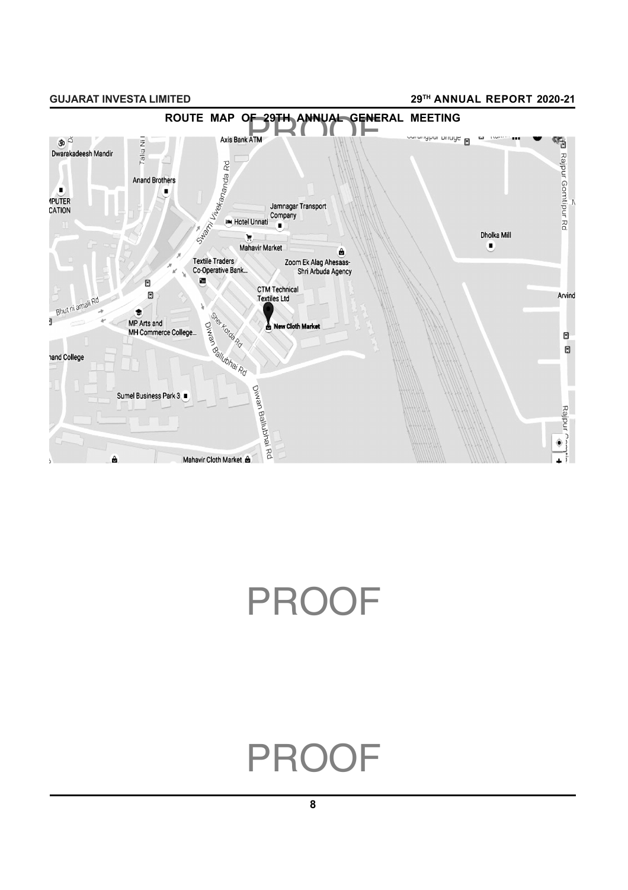## ROUTE MAP OF 29TH ANNUAL GENERAL MEETING

PROOF

PROOF

PROOF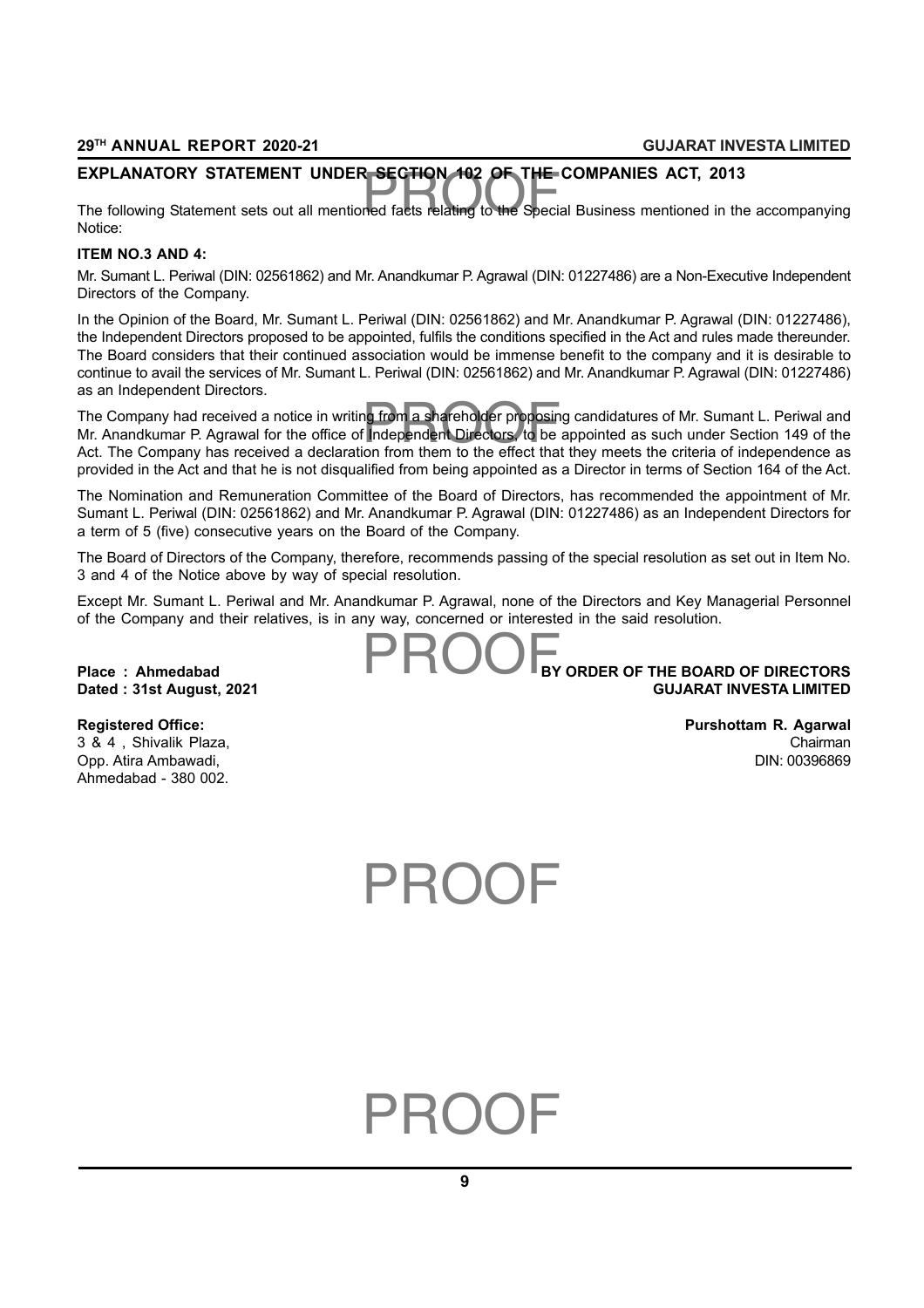## EXPLANATORY STATEMENT UNDER SECTION 102 OF THE COMPANIES ACT, 2013

The following Statement sets out all mentioned facts relating to the Special Business mentioned in the accompanying Notice:

### ITEM NO.3 AND 4:

Mr. Sumant L. Periwal (DIN: 02561862) and Mr. Anandkumar P. Agrawal (DIN: 01227486) are a Non-Executive Independent Directors of the Company.

In the Opinion of the Board, Mr. Sumant L. Periwal (DIN: 02561862) and Mr. Anandkumar P. Agrawal (DIN: 01227486), the Independent Directors proposed to be appointed, fulfils the conditions specified in the Act and rules made thereunder. The Board considers that their continued association would be immense benefit to the company and it is desirable to continue to avail the services of Mr. Sumant L. Periwal (DIN: 02561862) and Mr. Anandkumar P. Agrawal (DIN: 01227486) as an Independent Directors.

The Company had received a notice in writing from a shareholder proposing candidatures of Mr. Sumant L. Periwal and Mr. Anandkumar P. Agrawal for the office of Independent Directors, to be appointed as such under Section 149 of the Act. The Company has received a declaration from them to the effect that they meets the criteria of independence as provided in the Act and that he is not disqualified from being appointed as a Director in terms of Section 164 of the Act.

The Nomination and Remuneration Committee of the Board of Directors, has recommended the appointment of Mr. Sumant L. Periwal (DIN: 02561862) and Mr. Anandkumar P. Agrawal (DIN: 01227486) as an Independent Directors for a term of 5 (five) consecutive years on the Board of the Company.

The Board of Directors of the Company, therefore, recommends passing of the special resolution as set out in Item No. 3 and 4 of the Notice above by way of special resolution.

Except Mr. Sumant L. Periwal and Mr. Anandkumar P. Agrawal, none of the Directors and Key Managerial Personnel of the Company and their relatives, is in any way, concerned or interested in the said resolution.

**Place : Ahmedabad**
**Dated : 31st August, 2021**

**BY ORDER OF THE BOARD OF DIRECTORS**
**GUJARAT INVESTA LIMITED**

**Registered Office:**
3 & 4 , Shivalik Plaza,
Opp. Atira Ambawadi,
Ahmedabad - 380 002.

**Purshottam R. Agarwal**
Chairman
DIN: 00396869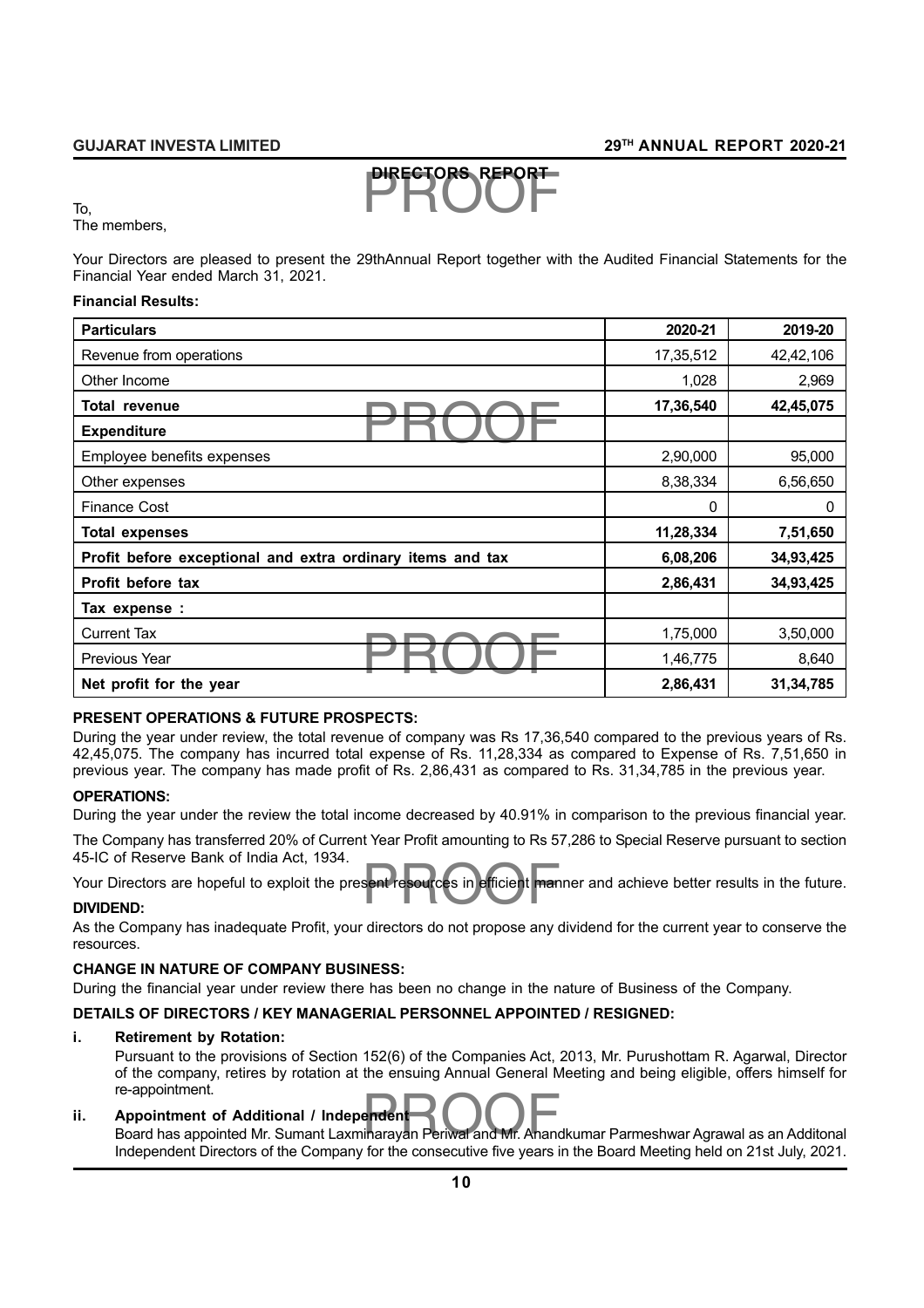## DIRECTORS REPORT

To,
The members,

Your Directors are pleased to present the 29thAnnual Report together with the Audited Financial Statements for the Financial Year ended March 31, 2021.

**Financial Results:**

| **Particulars** | **2020-21** | **2019-20** |
|---|---|---|
| Revenue from operations | 17,35,512 | 42,42,106 |
| Other Income | 1,028 | 2,969 |
| **Total revenue** | **17,36,540** | **42,45,075** |
| **Expenditure** | | |
| Employee benefits expenses | 2,90,000 | 95,000 |
| Other expenses | 8,38,334 | 6,56,650 |
| Finance Cost | 0 | 0 |
| **Total expenses** | **11,28,334** | **7,51,650** |
| **Profit before exceptional and extra ordinary items and tax** | **6,08,206** | **34,93,425** |
| **Profit before tax** | **2,86,431** | **34,93,425** |
| **Tax expense :** | | |
| Current Tax | 1,75,000 | 3,50,000 |
| Previous Year | 1,46,775 | 8,640 |
| **Net profit for the year** | **2,86,431** | **31,34,785** |

**PRESENT OPERATIONS & FUTURE PROSPECTS:**

During the year under review, the total revenue of company was Rs 17,36,540 compared to the previous years of Rs. 42,45,075. The company has incurred total expense of Rs. 11,28,334 as compared to Expense of Rs. 7,51,650 in previous year. The company has made profit of Rs. 2,86,431 as compared to Rs. 31,34,785 in the previous year.

**OPERATIONS:**

During the year under the review the total income decreased by 40.91% in comparison to the previous financial year.

The Company has transferred 20% of Current Year Profit amounting to Rs 57,286 to Special Reserve pursuant to section 45-IC of Reserve Bank of India Act, 1934.

Your Directors are hopeful to exploit the present resources in efficient manner and achieve better results in the future.

**DIVIDEND:**

As the Company has inadequate Profit, your directors do not propose any dividend for the current year to conserve the resources.

**CHANGE IN NATURE OF COMPANY BUSINESS:**

During the financial year under review there has been no change in the nature of Business of the Company.

**DETAILS OF DIRECTORS / KEY MANAGERIAL PERSONNEL APPOINTED / RESIGNED:**

**i. Retirement by Rotation:**

Pursuant to the provisions of Section 152(6) of the Companies Act, 2013, Mr. Purushottam R. Agarwal, Director of the company, retires by rotation at the ensuing Annual General Meeting and being eligible, offers himself for re-appointment.

**ii. Appointment of Additional / Independent**

Board has appointed Mr. Sumant Laxminarayan Periwal and Mr. Anandkumar Parmeshwar Agrawal as an Additonal Independent Directors of the Company for the consecutive five years in the Board Meeting held on 21st July, 2021.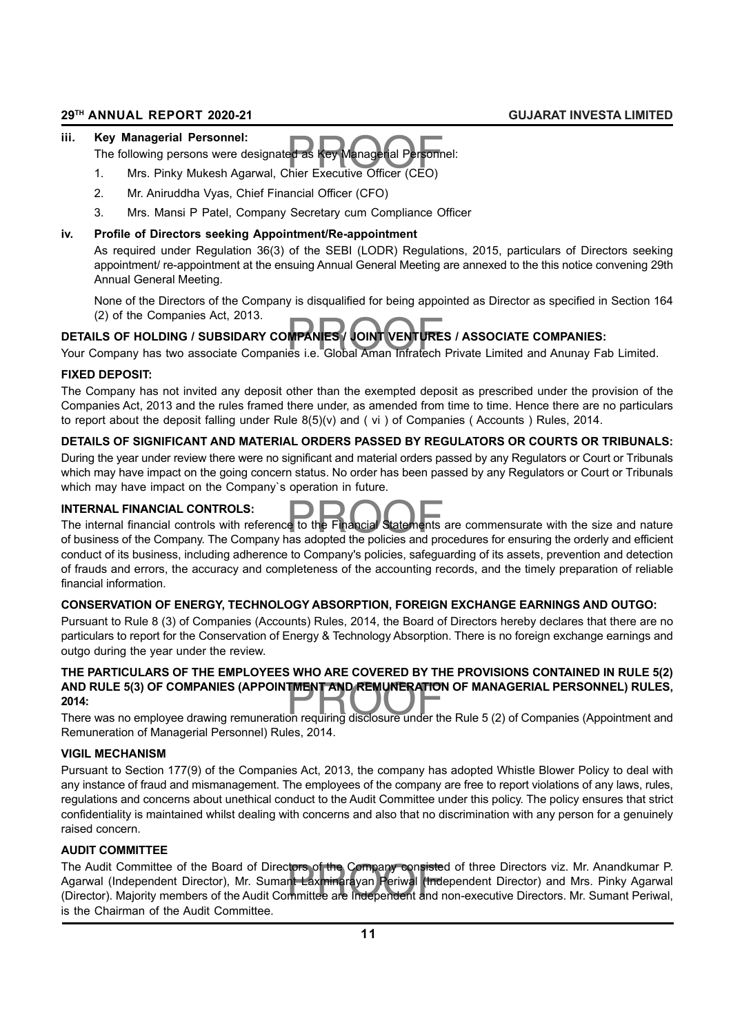**iii. Key Managerial Personnel:**

The following persons were designated as Key Managerial Personnel:

1. Mrs. Pinky Mukesh Agarwal, Chier Executive Officer (CEO)
2. Mr. Aniruddha Vyas, Chief Financial Officer (CFO)
3. Mrs. Mansi P Patel, Company Secretary cum Compliance Officer

**iv. Profile of Directors seeking Appointment/Re-appointment**

As required under Regulation 36(3) of the SEBI (LODR) Regulations, 2015, particulars of Directors seeking appointment/ re-appointment at the ensuing Annual General Meeting are annexed to the this notice convening 29th Annual General Meeting.

None of the Directors of the Company is disqualified for being appointed as Director as specified in Section 164 (2) of the Companies Act, 2013.

**DETAILS OF HOLDING / SUBSIDARY COMPANIES / JOINT VENTURES / ASSOCIATE COMPANIES:**

Your Company has two associate Companies i.e. Global Aman Infratech Private Limited and Anunay Fab Limited.

**FIXED DEPOSIT:**

The Company has not invited any deposit other than the exempted deposit as prescribed under the provision of the Companies Act, 2013 and the rules framed there under, as amended from time to time. Hence there are no particulars to report about the deposit falling under Rule 8(5)(v) and ( vi ) of Companies ( Accounts ) Rules, 2014.

**DETAILS OF SIGNIFICANT AND MATERIAL ORDERS PASSED BY REGULATORS OR COURTS OR TRIBUNALS:**

During the year under review there were no significant and material orders passed by any Regulators or Court or Tribunals which may have impact on the going concern status. No order has been passed by any Regulators or Court or Tribunals which may have impact on the Company`s operation in future.

**INTERNAL FINANCIAL CONTROLS:**

The internal financial controls with reference to the Financial Statements are commensurate with the size and nature of business of the Company. The Company has adopted the policies and procedures for ensuring the orderly and efficient conduct of its business, including adherence to Company's policies, safeguarding of its assets, prevention and detection of frauds and errors, the accuracy and completeness of the accounting records, and the timely preparation of reliable financial information.

**CONSERVATION OF ENERGY, TECHNOLOGY ABSORPTION, FOREIGN EXCHANGE EARNINGS AND OUTGO:**

Pursuant to Rule 8 (3) of Companies (Accounts) Rules, 2014, the Board of Directors hereby declares that there are no particulars to report for the Conservation of Energy & Technology Absorption. There is no foreign exchange earnings and outgo during the year under the review.

**THE PARTICULARS OF THE EMPLOYEES WHO ARE COVERED BY THE PROVISIONS CONTAINED IN RULE 5(2) AND RULE 5(3) OF COMPANIES (APPOINTMENT AND REMUNERATION OF MANAGERIAL PERSONNEL) RULES, 2014:**

There was no employee drawing remuneration requiring disclosure under the Rule 5 (2) of Companies (Appointment and Remuneration of Managerial Personnel) Rules, 2014.

**VIGIL MECHANISM**

Pursuant to Section 177(9) of the Companies Act, 2013, the company has adopted Whistle Blower Policy to deal with any instance of fraud and mismanagement. The employees of the company are free to report violations of any laws, rules, regulations and concerns about unethical conduct to the Audit Committee under this policy. The policy ensures that strict confidentiality is maintained whilst dealing with concerns and also that no discrimination with any person for a genuinely raised concern.

**AUDIT COMMITTEE**

The Audit Committee of the Board of Directors of the Company consisted of three Directors viz. Mr. Anandkumar P. Agarwal (Independent Director), Mr. Sumant Laxminarayan Periwal (Independent Director) and Mrs. Pinky Agarwal (Director). Majority members of the Audit Committee are Independent and non-executive Directors. Mr. Sumant Periwal, is the Chairman of the Audit Committee.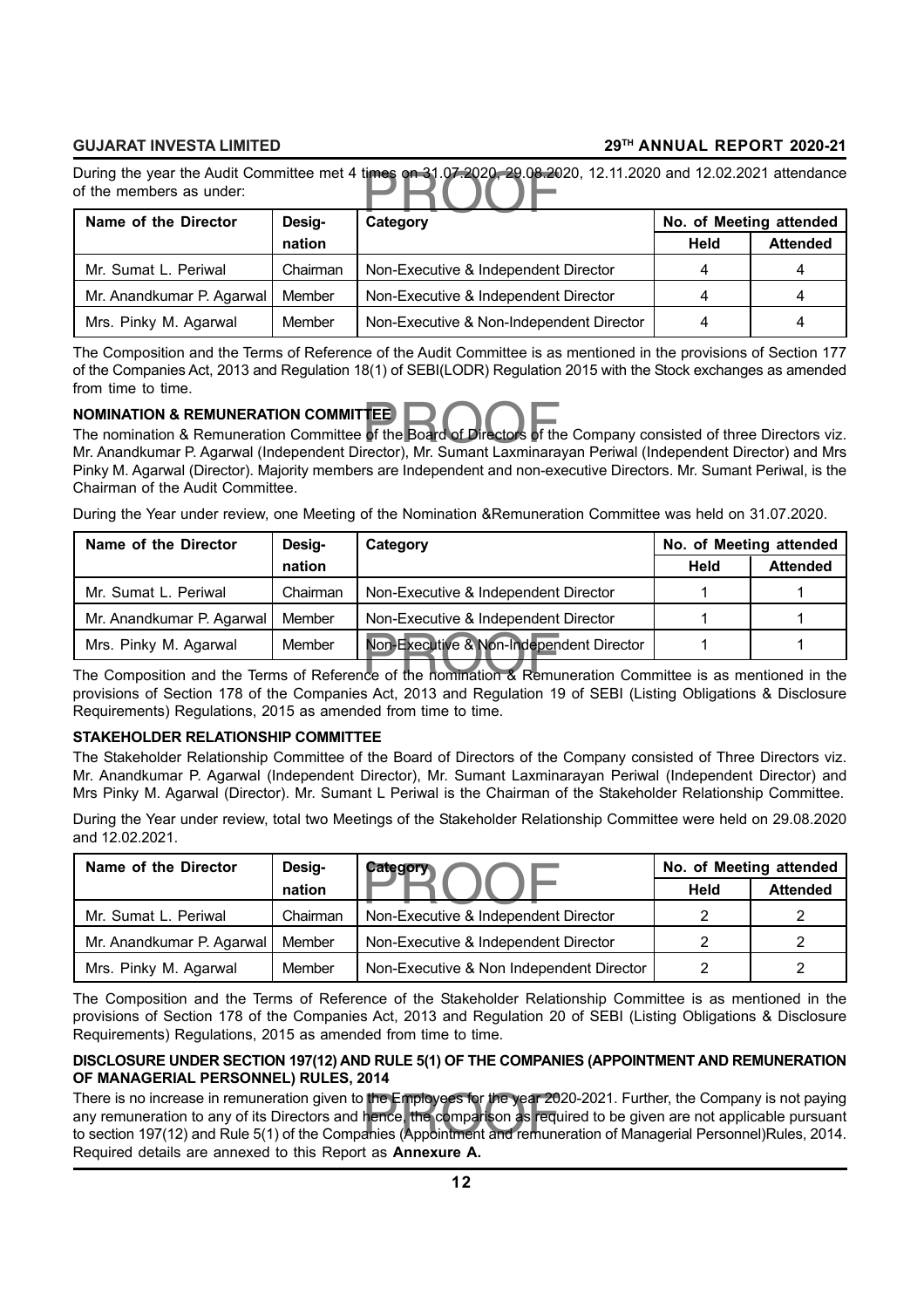During the year the Audit Committee met 4 times on 31.07.2020, 29.08.2020, 12.11.2020 and 12.02.2021 attendance of the members as under:

| Name of the Director | Designation | Category | No. of Meeting attended | |
|---|---|---|---|---|
| | | | Held | Attended |
| Mr. Sumat L. Periwal | Chairman | Non-Executive & Independent Director | 4 | 4 |
| Mr. Anandkumar P. Agarwal | Member | Non-Executive & Independent Director | 4 | 4 |
| Mrs. Pinky M. Agarwal | Member | Non-Executive & Non-Independent Director | 4 | 4 |

The Composition and the Terms of Reference of the Audit Committee is as mentioned in the provisions of Section 177 of the Companies Act, 2013 and Regulation 18(1) of SEBI(LODR) Regulation 2015 with the Stock exchanges as amended from time to time.

**NOMINATION & REMUNERATION COMMITTEE**

The nomination & Remuneration Committee of the Board of Directors of the Company consisted of three Directors viz. Mr. Anandkumar P. Agarwal (Independent Director), Mr. Sumant Laxminarayan Periwal (Independent Director) and Mrs Pinky M. Agarwal (Director). Majority members are Independent and non-executive Directors. Mr. Sumant Periwal, is the Chairman of the Audit Committee.

During the Year under review, one Meeting of the Nomination &Remuneration Committee was held on 31.07.2020.

| Name of the Director | Designation | Category | No. of Meeting attended | |
|---|---|---|---|---|
| | | | Held | Attended |
| Mr. Sumat L. Periwal | Chairman | Non-Executive & Independent Director | 1 | 1 |
| Mr. Anandkumar P. Agarwal | Member | Non-Executive & Independent Director | 1 | 1 |
| Mrs. Pinky M. Agarwal | Member | Non-Executive & Non-Independent Director | 1 | 1 |

The Composition and the Terms of Reference of the nomination & Remuneration Committee is as mentioned in the provisions of Section 178 of the Companies Act, 2013 and Regulation 19 of SEBI (Listing Obligations & Disclosure Requirements) Regulations, 2015 as amended from time to time.

**STAKEHOLDER RELATIONSHIP COMMITTEE**

The Stakeholder Relationship Committee of the Board of Directors of the Company consisted of Three Directors viz. Mr. Anandkumar P. Agarwal (Independent Director), Mr. Sumant Laxminarayan Periwal (Independent Director) and Mrs Pinky M. Agarwal (Director). Mr. Sumant L Periwal is the Chairman of the Stakeholder Relationship Committee.

During the Year under review, total two Meetings of the Stakeholder Relationship Committee were held on 29.08.2020 and 12.02.2021.

| Name of the Director | Designation | Category | No. of Meeting attended | |
|---|---|---|---|---|
| | | | Held | Attended |
| Mr. Sumat L. Periwal | Chairman | Non-Executive & Independent Director | 2 | 2 |
| Mr. Anandkumar P. Agarwal | Member | Non-Executive & Independent Director | 2 | 2 |
| Mrs. Pinky M. Agarwal | Member | Non-Executive & Non Independent Director | 2 | 2 |

The Composition and the Terms of Reference of the Stakeholder Relationship Committee is as mentioned in the provisions of Section 178 of the Companies Act, 2013 and Regulation 20 of SEBI (Listing Obligations & Disclosure Requirements) Regulations, 2015 as amended from time to time.

**DISCLOSURE UNDER SECTION 197(12) AND RULE 5(1) OF THE COMPANIES (APPOINTMENT AND REMUNERATION OF MANAGERIAL PERSONNEL) RULES, 2014**

There is no increase in remuneration given to the Employees for the year 2020-2021. Further, the Company is not paying any remuneration to any of its Directors and hence, the comparison as required to be given are not applicable pursuant to section 197(12) and Rule 5(1) of the Companies (Appointment and remuneration of Managerial Personnel)Rules, 2014. Required details are annexed to this Report as **Annexure A.**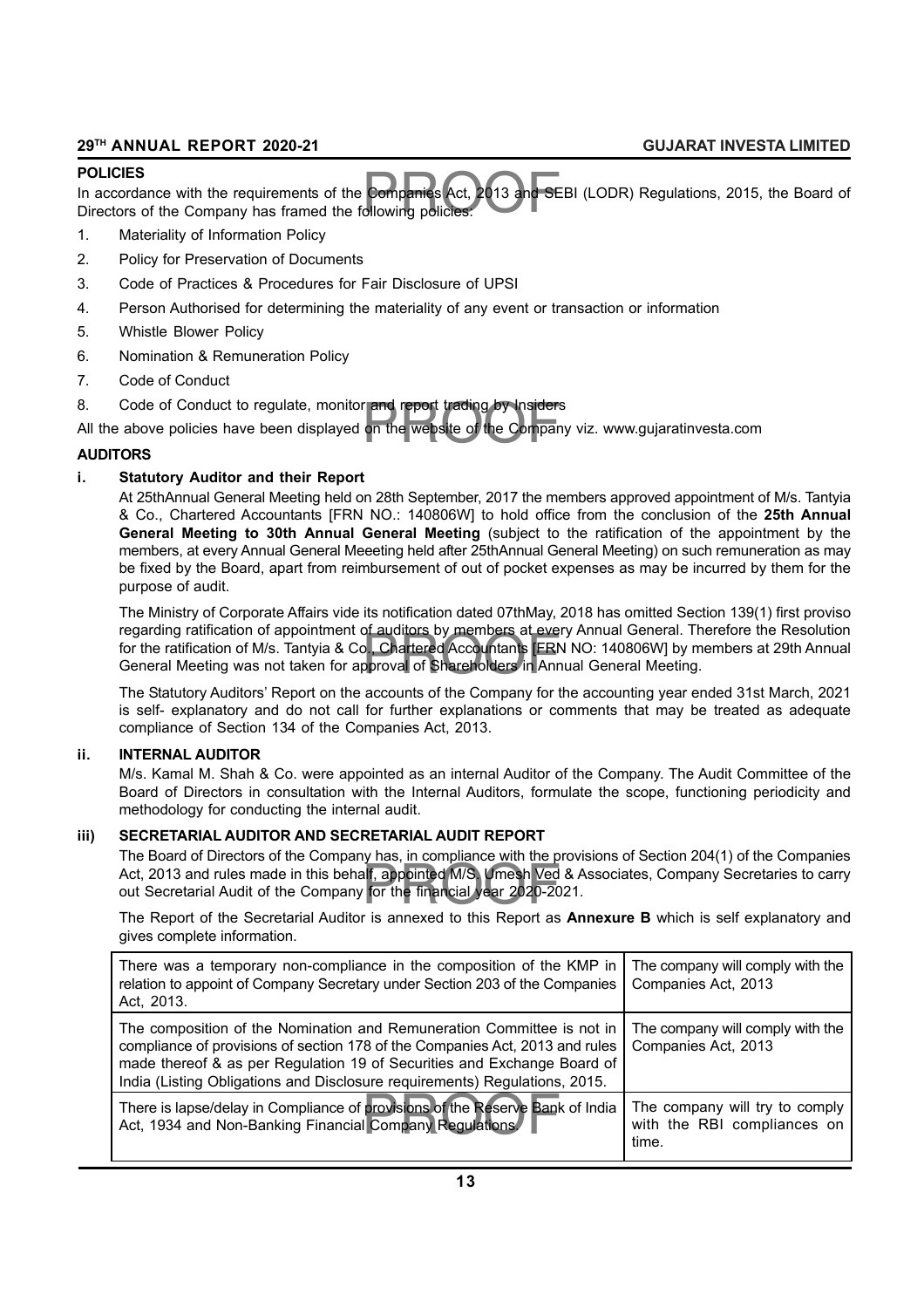**POLICIES**

In accordance with the requirements of the Companies Act, 2013 and SEBI (LODR) Regulations, 2015, the Board of Directors of the Company has framed the following policies:

1. Materiality of Information Policy
2. Policy for Preservation of Documents
3. Code of Practices & Procedures for Fair Disclosure of UPSI
4. Person Authorised for determining the materiality of any event or transaction or information
5. Whistle Blower Policy
6. Nomination & Remuneration Policy
7. Code of Conduct
8. Code of Conduct to regulate, monitor and report trading by Insiders

All the above policies have been displayed on the website of the Company viz. www.gujaratinvesta.com

**AUDITORS**

**i. Statutory Auditor and their Report**

At 25thAnnual General Meeting held on 28th September, 2017 the members approved appointment of M/s. Tantyia & Co., Chartered Accountants [FRN NO.: 140806W] to hold office from the conclusion of the **25th Annual General Meeting to 30th Annual General Meeting** (subject to the ratification of the appointment by the members, at every Annual General Meeeting held after 25thAnnual General Meeting) on such remuneration as may be fixed by the Board, apart from reimbursement of out of pocket expenses as may be incurred by them for the purpose of audit.

The Ministry of Corporate Affairs vide its notification dated 07thMay, 2018 has omitted Section 139(1) first proviso regarding ratification of appointment of auditors by members at every Annual General. Therefore the Resolution for the ratification of M/s. Tantyia & Co., Chartered Accountants [FRN NO: 140806W] by members at 29th Annual General Meeting was not taken for approval of Shareholders in Annual General Meeting.

The Statutory Auditors' Report on the accounts of the Company for the accounting year ended 31st March, 2021 is self- explanatory and do not call for further explanations or comments that may be treated as adequate compliance of Section 134 of the Companies Act, 2013.

**ii. INTERNAL AUDITOR**

M/s. Kamal M. Shah & Co. were appointed as an internal Auditor of the Company. The Audit Committee of the Board of Directors in consultation with the Internal Auditors, formulate the scope, functioning periodicity and methodology for conducting the internal audit.

**iii) SECRETARIAL AUDITOR AND SECRETARIAL AUDIT REPORT**

The Board of Directors of the Company has, in compliance with the provisions of Section 204(1) of the Companies Act, 2013 and rules made in this behalf, appointed M/S. Umesh Ved & Associates, Company Secretaries to carry out Secretarial Audit of the Company for the financial year 2020-2021.

The Report of the Secretarial Auditor is annexed to this Report as **Annexure B** which is self explanatory and gives complete information.

| | |
|---|---|
| There was a temporary non-compliance in the composition of the KMP in relation to appoint of Company Secretary under Section 203 of the Companies Act, 2013. | The company will comply with the Companies Act, 2013 |
| The composition of the Nomination and Remuneration Committee is not in compliance of provisions of section 178 of the Companies Act, 2013 and rules made thereof & as per Regulation 19 of Securities and Exchange Board of India (Listing Obligations and Disclosure requirements) Regulations, 2015. | The company will comply with the Companies Act, 2013 |
| There is lapse/delay in Compliance of provisions of the Reserve Bank of India Act, 1934 and Non-Banking Financial Company Regulations. | The company will try to comply with the RBI compliances on time. |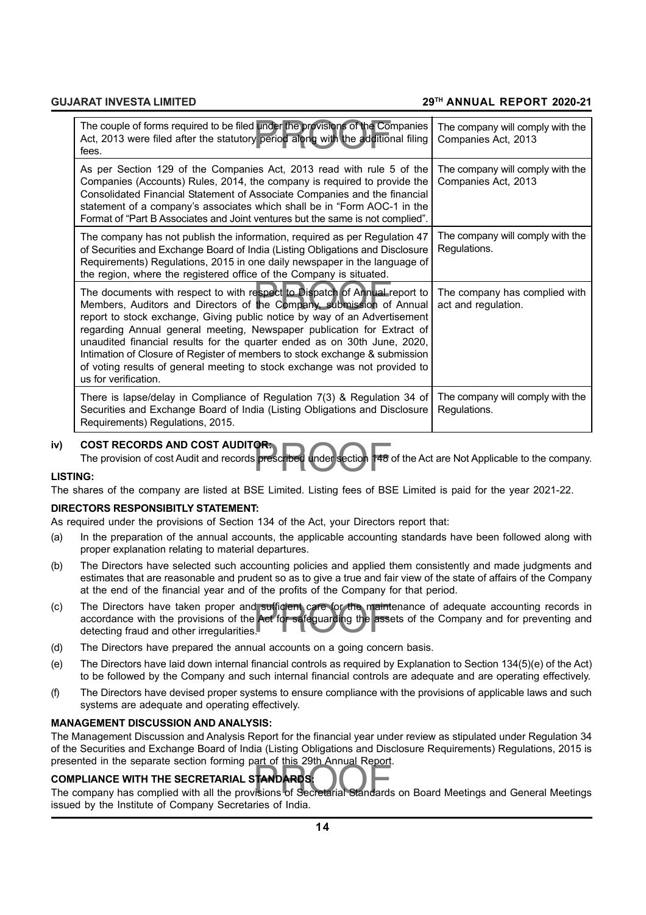| | |
|---|---|
| The couple of forms required to be filed under the provisions of the Companies Act, 2013 were filed after the statutory period along with the additional filing fees. | The company will comply with the Companies Act, 2013 |
| As per Section 129 of the Companies Act, 2013 read with rule 5 of the Companies (Accounts) Rules, 2014, the company is required to provide the Consolidated Financial Statement of Associate Companies and the financial statement of a company's associates which shall be in "Form AOC-1 in the Format of "Part B Associates and Joint ventures but the same is not complied". | The company will comply with the Companies Act, 2013 |
| The company has not publish the information, required as per Regulation 47 of Securities and Exchange Board of India (Listing Obligations and Disclosure Requirements) Regulations, 2015 in one daily newspaper in the language of the region, where the registered office of the Company is situated. | The company will comply with the Regulations. |
| The documents with respect to with respect to Dispatch of Annual report to Members, Auditors and Directors of the Company, submission of Annual report to stock exchange, Giving public notice by way of an Advertisement regarding Annual general meeting, Newspaper publication for Extract of unaudited financial results for the quarter ended as on 30th June, 2020, Intimation of Closure of Register of members to stock exchange & submission of voting results of general meeting to stock exchange was not provided to us for verification. | The company has complied with act and regulation. |
| There is lapse/delay in Compliance of Regulation 7(3) & Regulation 34 of Securities and Exchange Board of India (Listing Obligations and Disclosure Requirements) Regulations, 2015. | The company will comply with the Regulations. |

**iv) COST RECORDS AND COST AUDITOR:**

The provision of cost Audit and records prescribed under section 148 of the Act are Not Applicable to the company.

**LISTING:**

The shares of the company are listed at BSE Limited. Listing fees of BSE Limited is paid for the year 2021-22.

**DIRECTORS RESPONSIBITLY STATEMENT:**

As required under the provisions of Section 134 of the Act, your Directors report that:

(a) In the preparation of the annual accounts, the applicable accounting standards have been followed along with proper explanation relating to material departures.

(b) The Directors have selected such accounting policies and applied them consistently and made judgments and estimates that are reasonable and prudent so as to give a true and fair view of the state of affairs of the Company at the end of the financial year and of the profits of the Company for that period.

(c) The Directors have taken proper and sufficient care for the maintenance of adequate accounting records in accordance with the provisions of the Act for safeguarding the assets of the Company and for preventing and detecting fraud and other irregularities.

(d) The Directors have prepared the annual accounts on a going concern basis.

(e) The Directors have laid down internal financial controls as required by Explanation to Section 134(5)(e) of the Act) to be followed by the Company and such internal financial controls are adequate and are operating effectively.

(f) The Directors have devised proper systems to ensure compliance with the provisions of applicable laws and such systems are adequate and operating effectively.

**MANAGEMENT DISCUSSION AND ANALYSIS:**

The Management Discussion and Analysis Report for the financial year under review as stipulated under Regulation 34 of the Securities and Exchange Board of India (Listing Obligations and Disclosure Requirements) Regulations, 2015 is presented in the separate section forming part of this 29th Annual Report.

**COMPLIANCE WITH THE SECRETARIAL STANDARDS:**

The company has complied with all the provisions of Secretarial Standards on Board Meetings and General Meetings issued by the Institute of Company Secretaries of India.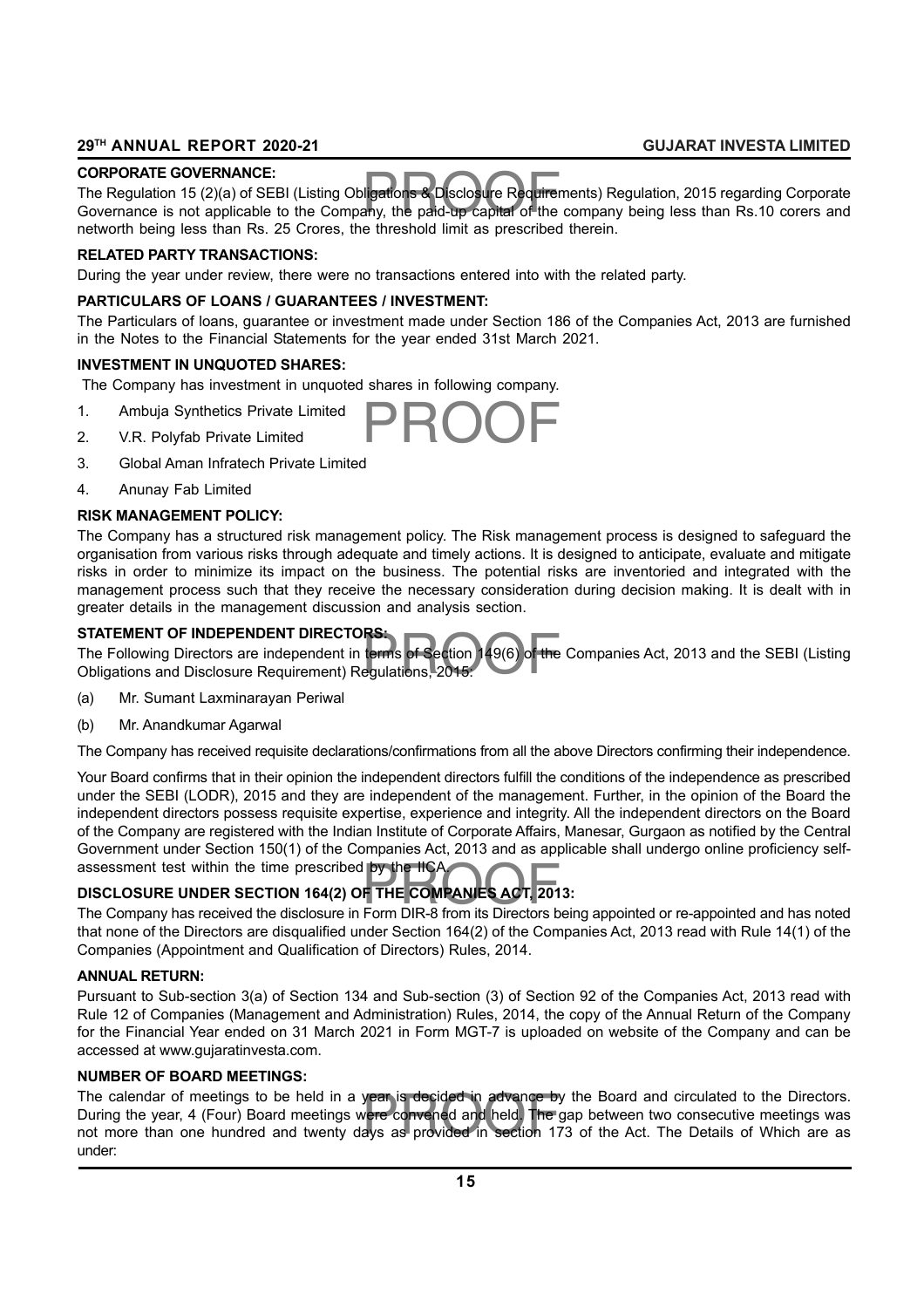## CORPORATE GOVERNANCE:

The Regulation 15 (2)(a) of SEBI (Listing Obligations & Disclosure Requirements) Regulation, 2015 regarding Corporate Governance is not applicable to the Company, the paid-up capital of the company being less than Rs.10 corers and networth being less than Rs. 25 Crores, the threshold limit as prescribed therein.

## RELATED PARTY TRANSACTIONS:

During the year under review, there were no transactions entered into with the related party.

## PARTICULARS OF LOANS / GUARANTEES / INVESTMENT:

The Particulars of loans, guarantee or investment made under Section 186 of the Companies Act, 2013 are furnished in the Notes to the Financial Statements for the year ended 31st March 2021.

## INVESTMENT IN UNQUOTED SHARES:

The Company has investment in unquoted shares in following company.

1. Ambuja Synthetics Private Limited
2. V.R. Polyfab Private Limited
3. Global Aman Infratech Private Limited
4. Anunay Fab Limited

## RISK MANAGEMENT POLICY:

The Company has a structured risk management policy. The Risk management process is designed to safeguard the organisation from various risks through adequate and timely actions. It is designed to anticipate, evaluate and mitigate risks in order to minimize its impact on the business. The potential risks are inventoried and integrated with the management process such that they receive the necessary consideration during decision making. It is dealt with in greater details in the management discussion and analysis section.

## STATEMENT OF INDEPENDENT DIRECTORS:

The Following Directors are independent in terms of Section 149(6) of the Companies Act, 2013 and the SEBI (Listing Obligations and Disclosure Requirement) Regulations, 2015:

(a) Mr. Sumant Laxminarayan Periwal

(b) Mr. Anandkumar Agarwal

The Company has received requisite declarations/confirmations from all the above Directors confirming their independence.

Your Board confirms that in their opinion the independent directors fulfill the conditions of the independence as prescribed under the SEBI (LODR), 2015 and they are independent of the management. Further, in the opinion of the Board the independent directors possess requisite expertise, experience and integrity. All the independent directors on the Board of the Company are registered with the Indian Institute of Corporate Affairs, Manesar, Gurgaon as notified by the Central Government under Section 150(1) of the Companies Act, 2013 and as applicable shall undergo online proficiency self-assessment test within the time prescribed by the IICA.

## DISCLOSURE UNDER SECTION 164(2) OF THE COMPANIES ACT, 2013:

The Company has received the disclosure in Form DIR-8 from its Directors being appointed or re-appointed and has noted that none of the Directors are disqualified under Section 164(2) of the Companies Act, 2013 read with Rule 14(1) of the Companies (Appointment and Qualification of Directors) Rules, 2014.

## ANNUAL RETURN:

Pursuant to Sub-section 3(a) of Section 134 and Sub-section (3) of Section 92 of the Companies Act, 2013 read with Rule 12 of Companies (Management and Administration) Rules, 2014, the copy of the Annual Return of the Company for the Financial Year ended on 31 March 2021 in Form MGT-7 is uploaded on website of the Company and can be accessed at www.gujaratinvesta.com.

## NUMBER OF BOARD MEETINGS:

The calendar of meetings to be held in a year is decided in advance by the Board and circulated to the Directors. During the year, 4 (Four) Board meetings were convened and held. The gap between two consecutive meetings was not more than one hundred and twenty days as provided in section 173 of the Act. The Details of Which are as under: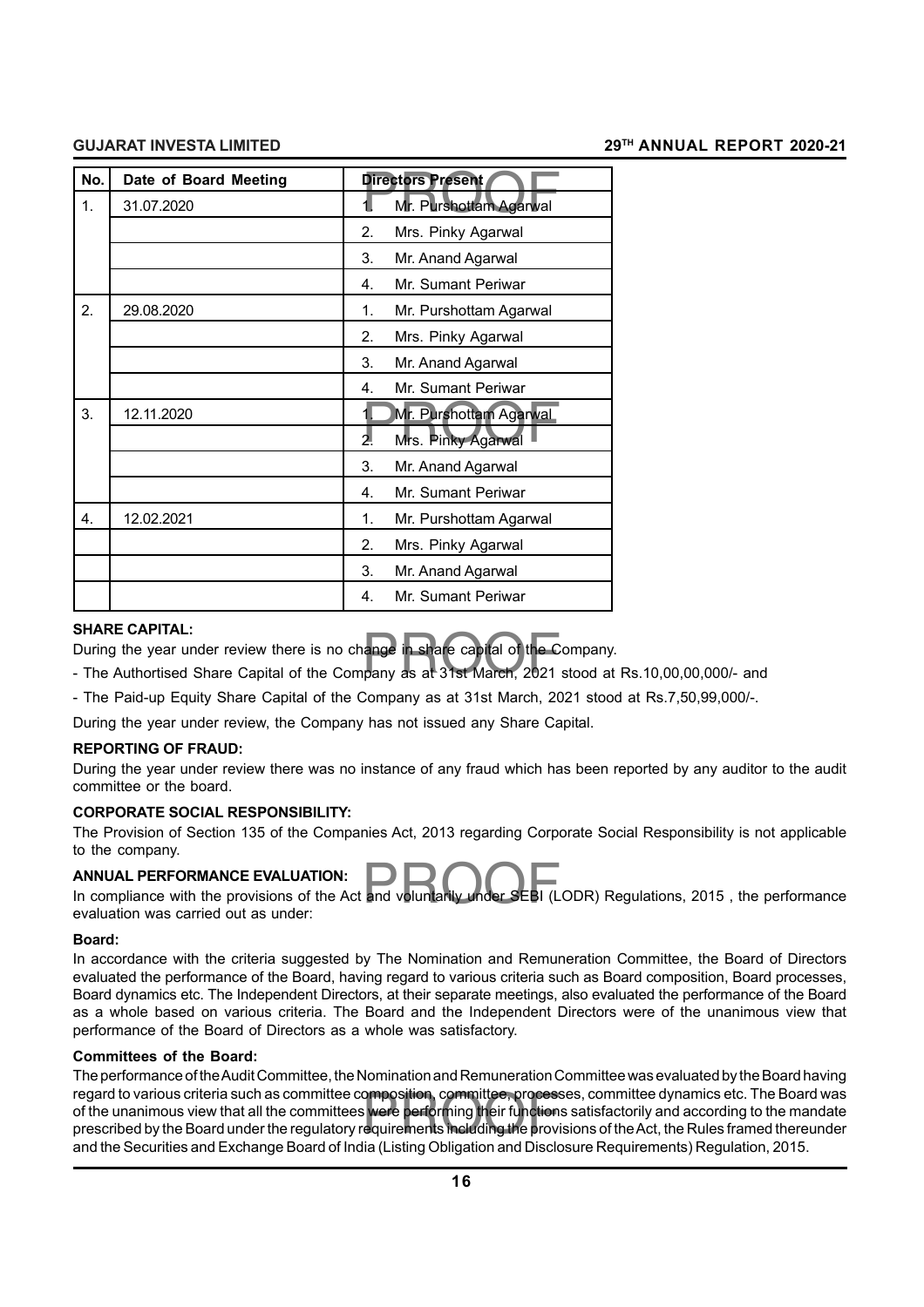| No. | Date of Board Meeting | Directors Present |
| --- | --- | --- |
| 1. | 31.07.2020 | 1. Mr. Purshottam Agarwal |
| | | 2. Mrs. Pinky Agarwal |
| | | 3. Mr. Anand Agarwal |
| | | 4. Mr. Sumant Periwar |
| 2. | 29.08.2020 | 1. Mr. Purshottam Agarwal |
| | | 2. Mrs. Pinky Agarwal |
| | | 3. Mr. Anand Agarwal |
| | | 4. Mr. Sumant Periwar |
| 3. | 12.11.2020 | 1. Mr. Purshottam Agarwal |
| | | 2. Mrs. Pinky Agarwal |
| | | 3. Mr. Anand Agarwal |
| | | 4. Mr. Sumant Periwar |
| 4. | 12.02.2021 | 1. Mr. Purshottam Agarwal |
| | | 2. Mrs. Pinky Agarwal |
| | | 3. Mr. Anand Agarwal |
| | | 4. Mr. Sumant Periwar |

**SHARE CAPITAL:**

During the year under review there is no change in share capital of the Company.

- The Authortised Share Capital of the Company as at 31st March, 2021 stood at Rs.10,00,00,000/- and

- The Paid-up Equity Share Capital of the Company as at 31st March, 2021 stood at Rs.7,50,99,000/-.

During the year under review, the Company has not issued any Share Capital.

**REPORTING OF FRAUD:**

During the year under review there was no instance of any fraud which has been reported by any auditor to the audit committee or the board.

**CORPORATE SOCIAL RESPONSIBILITY:**

The Provision of Section 135 of the Companies Act, 2013 regarding Corporate Social Responsibility is not applicable to the company.

**ANNUAL PERFORMANCE EVALUATION:**

In compliance with the provisions of the Act and voluntarily under SEBI (LODR) Regulations, 2015 , the performance evaluation was carried out as under:

**Board:**

In accordance with the criteria suggested by The Nomination and Remuneration Committee, the Board of Directors evaluated the performance of the Board, having regard to various criteria such as Board composition, Board processes, Board dynamics etc. The Independent Directors, at their separate meetings, also evaluated the performance of the Board as a whole based on various criteria. The Board and the Independent Directors were of the unanimous view that performance of the Board of Directors as a whole was satisfactory.

**Committees of the Board:**

The performance of the Audit Committee, the Nomination and Remuneration Committee was evaluated by the Board having regard to various criteria such as committee composition, committee, processes, committee dynamics etc. The Board was of the unanimous view that all the committees were performing their functions satisfactorily and according to the mandate prescribed by the Board under the regulatory requirements including the provisions of the Act, the Rules framed thereunder and the Securities and Exchange Board of India (Listing Obligation and Disclosure Requirements) Regulation, 2015.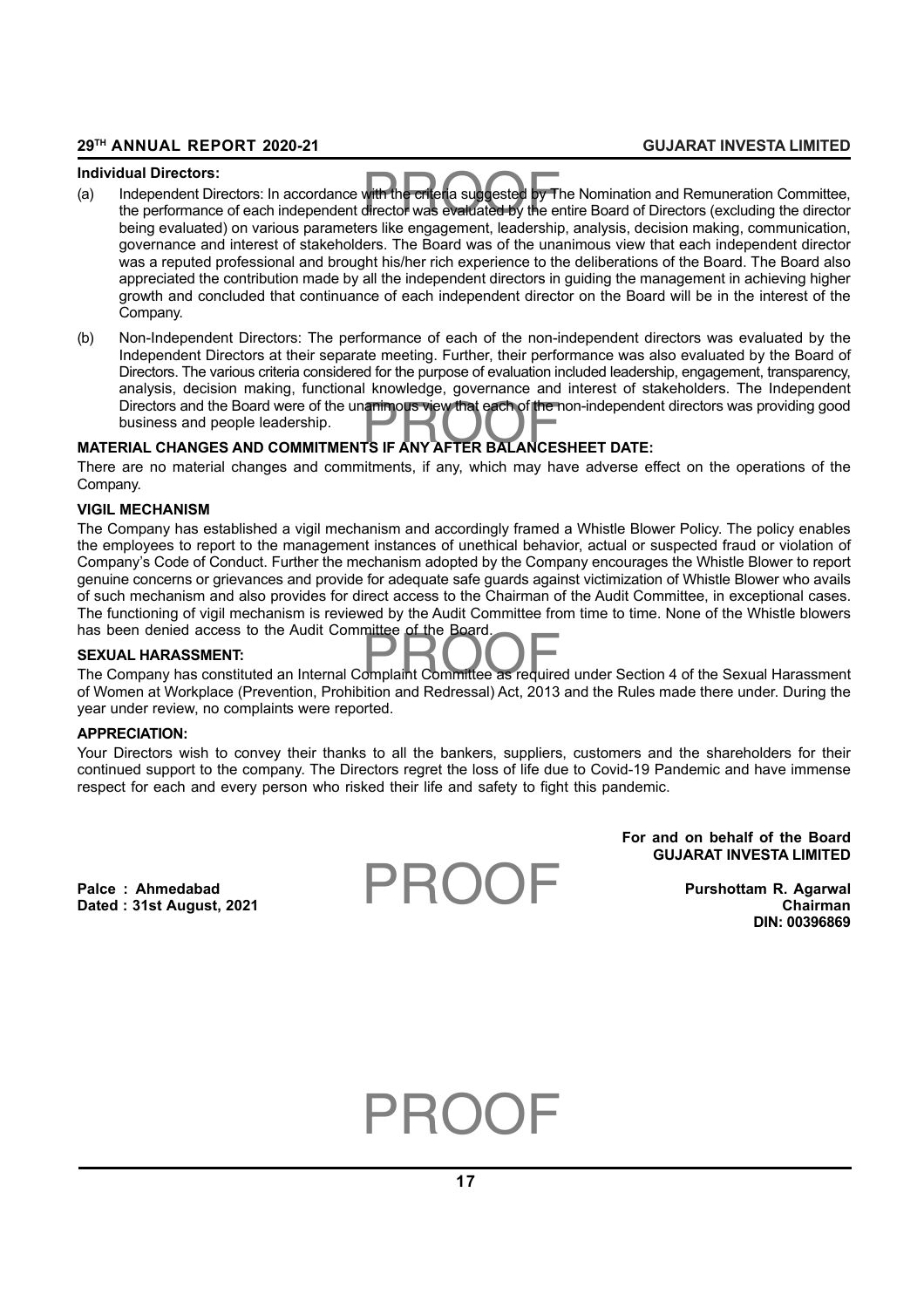**Individual Directors:**

(a) Independent Directors: In accordance with the criteria suggested by The Nomination and Remuneration Committee, the performance of each independent director was evaluated by the entire Board of Directors (excluding the director being evaluated) on various parameters like engagement, leadership, analysis, decision making, communication, governance and interest of stakeholders. The Board was of the unanimous view that each independent director was a reputed professional and brought his/her rich experience to the deliberations of the Board. The Board also appreciated the contribution made by all the independent directors in guiding the management in achieving higher growth and concluded that continuance of each independent director on the Board will be in the interest of the Company.

(b) Non-Independent Directors: The performance of each of the non-independent directors was evaluated by the Independent Directors at their separate meeting. Further, their performance was also evaluated by the Board of Directors. The various criteria considered for the purpose of evaluation included leadership, engagement, transparency, analysis, decision making, functional knowledge, governance and interest of stakeholders. The Independent Directors and the Board were of the unanimous view that each of the non-independent directors was providing good business and people leadership.

**MATERIAL CHANGES AND COMMITMENTS IF ANY AFTER BALANCESHEET DATE:**

There are no material changes and commitments, if any, which may have adverse effect on the operations of the Company.

**VIGIL MECHANISM**

The Company has established a vigil mechanism and accordingly framed a Whistle Blower Policy. The policy enables the employees to report to the management instances of unethical behavior, actual or suspected fraud or violation of Company's Code of Conduct. Further the mechanism adopted by the Company encourages the Whistle Blower to report genuine concerns or grievances and provide for adequate safe guards against victimization of Whistle Blower who avails of such mechanism and also provides for direct access to the Chairman of the Audit Committee, in exceptional cases. The functioning of vigil mechanism is reviewed by the Audit Committee from time to time. None of the Whistle blowers has been denied access to the Audit Committee of the Board.

**SEXUAL HARASSMENT:**

The Company has constituted an Internal Complaint Committee as required under Section 4 of the Sexual Harassment of Women at Workplace (Prevention, Prohibition and Redressal) Act, 2013 and the Rules made there under. During the year under review, no complaints were reported.

**APPRECIATION:**

Your Directors wish to convey their thanks to all the bankers, suppliers, customers and the shareholders for their continued support to the company. The Directors regret the loss of life due to Covid-19 Pandemic and have immense respect for each and every person who risked their life and safety to fight this pandemic.

**For and on behalf of the Board**
**GUJARAT INVESTA LIMITED**

**Palce : Ahmedabad**
**Dated : 31st August, 2021**

**Purshottam R. Agarwal**
**Chairman**
**DIN: 00396869**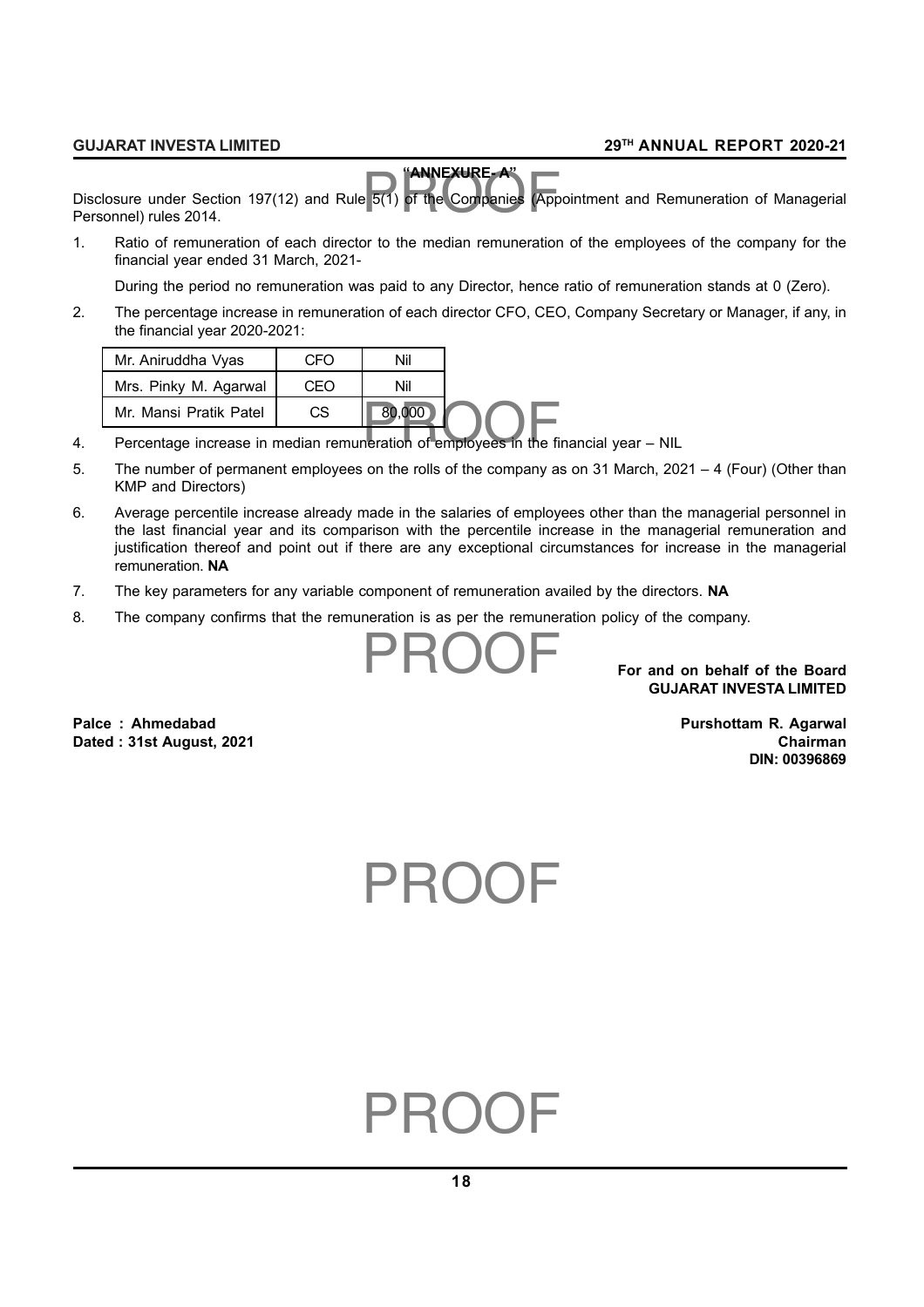## "ANNEXURE- A"

Disclosure under Section 197(12) and Rule 5(1) of the Companies (Appointment and Remuneration of Managerial Personnel) rules 2014.

1. Ratio of remuneration of each director to the median remuneration of the employees of the company for the financial year ended 31 March, 2021-

   During the period no remuneration was paid to any Director, hence ratio of remuneration stands at 0 (Zero).

2. The percentage increase in remuneration of each director CFO, CEO, Company Secretary or Manager, if any, in the financial year 2020-2021:

| Mr. Aniruddha Vyas | CFO | Nil |
|---|---|---|
| Mrs. Pinky M. Agarwal | CEO | Nil |
| Mr. Mansi Pratik Patel | CS | 80,000 |

4. Percentage increase in median remuneration of employees in the financial year – NIL

5. The number of permanent employees on the rolls of the company as on 31 March, 2021 – 4 (Four) (Other than KMP and Directors)

6. Average percentile increase already made in the salaries of employees other than the managerial personnel in the last financial year and its comparison with the percentile increase in the managerial remuneration and justification thereof and point out if there are any exceptional circumstances for increase in the managerial remuneration. **NA**

7. The key parameters for any variable component of remuneration availed by the directors. **NA**

8. The company confirms that the remuneration is as per the remuneration policy of the company.

**For and on behalf of the Board**
**GUJARAT INVESTA LIMITED**

**Palce : Ahmedabad**
**Dated : 31st August, 2021**

**Purshottam R. Agarwal**
**Chairman**
**DIN: 00396869**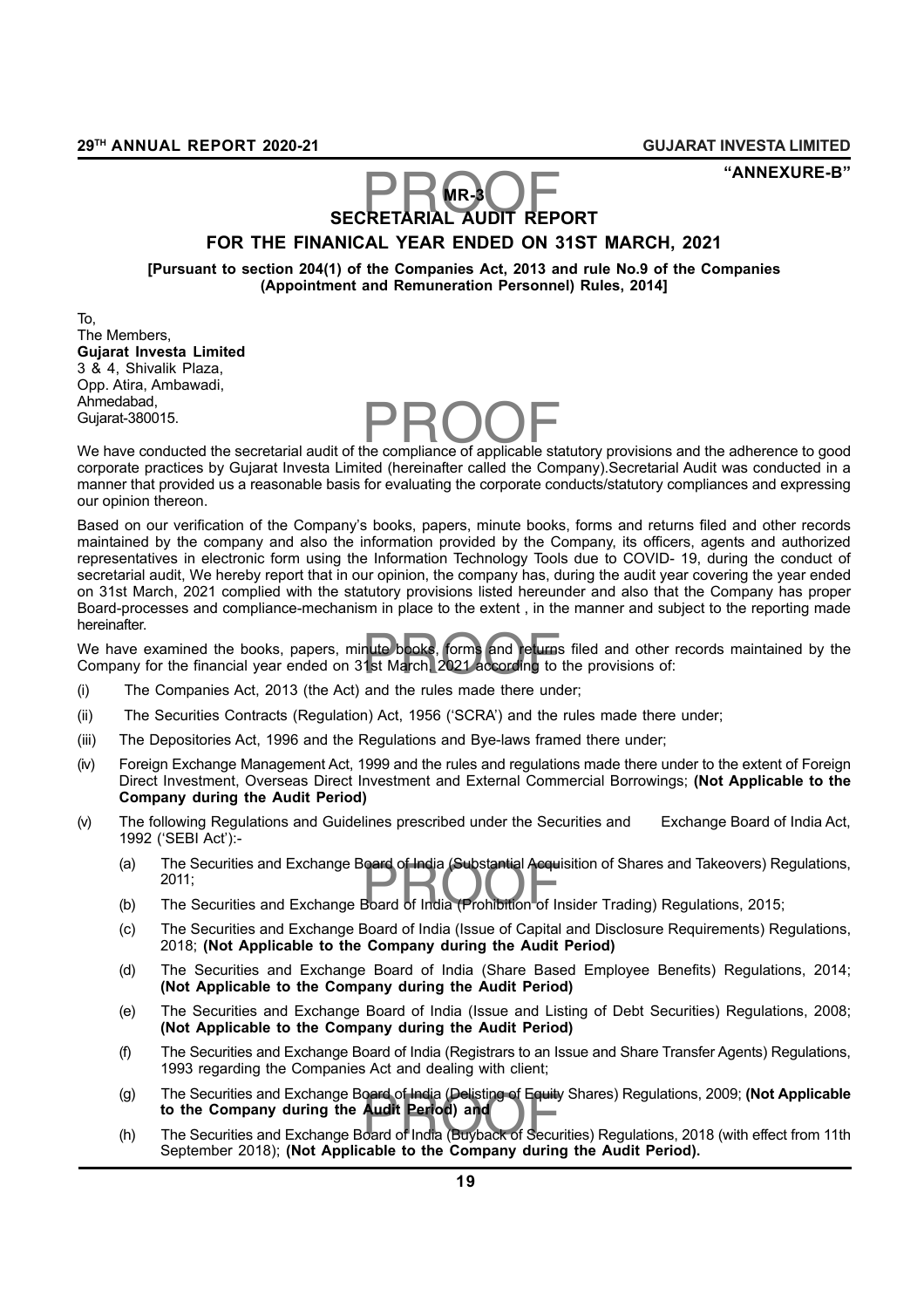**"ANNEXURE-B"**

**MR-3**

# SECRETARIAL AUDIT REPORT

## FOR THE FINANICAL YEAR ENDED ON 31ST MARCH, 2021

**[Pursuant to section 204(1) of the Companies Act, 2013 and rule No.9 of the Companies (Appointment and Remuneration Personnel) Rules, 2014]**

To,
The Members,
**Gujarat Investa Limited**
3 & 4, Shivalik Plaza,
Opp. Atira, Ambawadi,
Ahmedabad,
Gujarat-380015.

We have conducted the secretarial audit of the compliance of applicable statutory provisions and the adherence to good corporate practices by Gujarat Investa Limited (hereinafter called the Company).Secretarial Audit was conducted in a manner that provided us a reasonable basis for evaluating the corporate conducts/statutory compliances and expressing our opinion thereon.

Based on our verification of the Company's books, papers, minute books, forms and returns filed and other records maintained by the company and also the information provided by the Company, its officers, agents and authorized representatives in electronic form using the Information Technology Tools due to COVID- 19, during the conduct of secretarial audit, We hereby report that in our opinion, the company has, during the audit year covering the year ended on 31st March, 2021 complied with the statutory provisions listed hereunder and also that the Company has proper Board-processes and compliance-mechanism in place to the extent , in the manner and subject to the reporting made hereinafter.

We have examined the books, papers, minute books, forms and returns filed and other records maintained by the Company for the financial year ended on 31st March, 2021 according to the provisions of:

(i) The Companies Act, 2013 (the Act) and the rules made there under;

(ii) The Securities Contracts (Regulation) Act, 1956 ('SCRA') and the rules made there under;

(iii) The Depositories Act, 1996 and the Regulations and Bye-laws framed there under;

(iv) Foreign Exchange Management Act, 1999 and the rules and regulations made there under to the extent of Foreign Direct Investment, Overseas Direct Investment and External Commercial Borrowings; **(Not Applicable to the Company during the Audit Period)**

(v) The following Regulations and Guidelines prescribed under the Securities and Exchange Board of India Act, 1992 ('SEBI Act'):-

(a) The Securities and Exchange Board of India (Substantial Acquisition of Shares and Takeovers) Regulations, 2011;

(b) The Securities and Exchange Board of India (Prohibition of Insider Trading) Regulations, 2015;

(c) The Securities and Exchange Board of India (Issue of Capital and Disclosure Requirements) Regulations, 2018; **(Not Applicable to the Company during the Audit Period)**

(d) The Securities and Exchange Board of India (Share Based Employee Benefits) Regulations, 2014; **(Not Applicable to the Company during the Audit Period)**

(e) The Securities and Exchange Board of India (Issue and Listing of Debt Securities) Regulations, 2008; **(Not Applicable to the Company during the Audit Period)**

(f) The Securities and Exchange Board of India (Registrars to an Issue and Share Transfer Agents) Regulations, 1993 regarding the Companies Act and dealing with client;

(g) The Securities and Exchange Board of India (Delisting of Equity Shares) Regulations, 2009; **(Not Applicable to the Company during the Audit Period) and**

(h) The Securities and Exchange Board of India (Buyback of Securities) Regulations, 2018 (with effect from 11th September 2018); **(Not Applicable to the Company during the Audit Period).**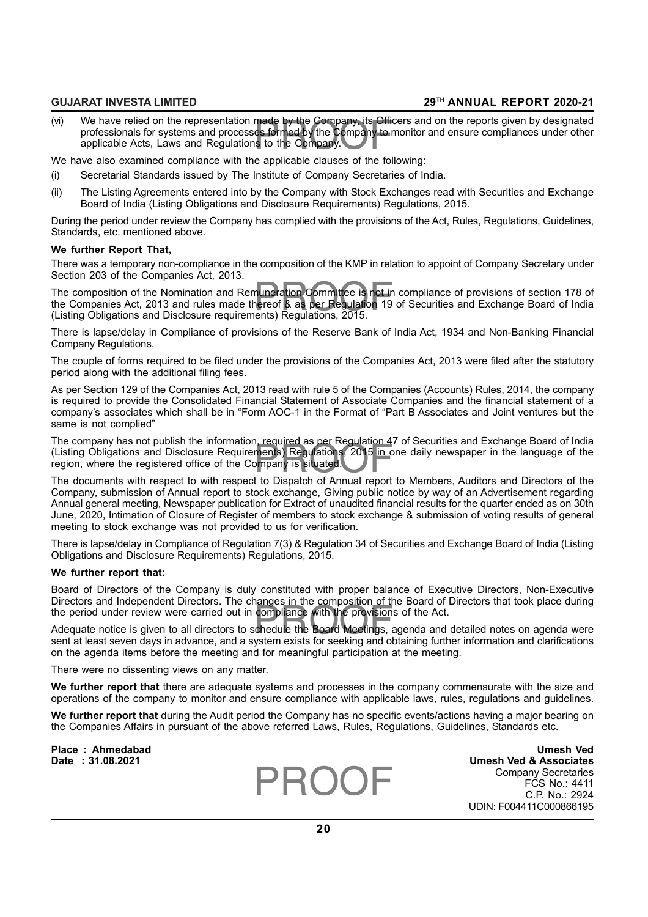(vi) We have relied on the representation made by the Company, its Officers and on the reports given by designated professionals for systems and processes formed by the Company to monitor and ensure compliances under other applicable Acts, Laws and Regulations to the Company.

We have also examined compliance with the applicable clauses of the following:

(i) Secretarial Standards issued by The Institute of Company Secretaries of India.

(ii) The Listing Agreements entered into by the Company with Stock Exchanges read with Securities and Exchange Board of India (Listing Obligations and Disclosure Requirements) Regulations, 2015.

During the period under review the Company has complied with the provisions of the Act, Rules, Regulations, Guidelines, Standards, etc. mentioned above.

**We further Report That,**

There was a temporary non-compliance in the composition of the KMP in relation to appoint of Company Secretary under Section 203 of the Companies Act, 2013.

The composition of the Nomination and Remuneration Committee is not in compliance of provisions of section 178 of the Companies Act, 2013 and rules made thereof & as per Regulation 19 of Securities and Exchange Board of India (Listing Obligations and Disclosure requirements) Regulations, 2015.

There is lapse/delay in Compliance of provisions of the Reserve Bank of India Act, 1934 and Non-Banking Financial Company Regulations.

The couple of forms required to be filed under the provisions of the Companies Act, 2013 were filed after the statutory period along with the additional filing fees.

As per Section 129 of the Companies Act, 2013 read with rule 5 of the Companies (Accounts) Rules, 2014, the company is required to provide the Consolidated Financial Statement of Associate Companies and the financial statement of a company's associates which shall be in "Form AOC-1 in the Format of "Part B Associates and Joint ventures but the same is not complied"

The company has not publish the information, required as per Regulation 47 of Securities and Exchange Board of India (Listing Obligations and Disclosure Requirements) Regulations, 2015 in one daily newspaper in the language of the region, where the registered office of the Company is situated.

The documents with respect to with respect to Dispatch of Annual report to Members, Auditors and Directors of the Company, submission of Annual report to stock exchange, Giving public notice by way of an Advertisement regarding Annual general meeting, Newspaper publication for Extract of unaudited financial results for the quarter ended as on 30th June, 2020, Intimation of Closure of Register of members to stock exchange & submission of voting results of general meeting to stock exchange was not provided to us for verification.

There is lapse/delay in Compliance of Regulation 7(3) & Regulation 34 of Securities and Exchange Board of India (Listing Obligations and Disclosure Requirements) Regulations, 2015.

**We further report that:**

Board of Directors of the Company is duly constituted with proper balance of Executive Directors, Non-Executive Directors and Independent Directors. The changes in the composition of the Board of Directors that took place during the period under review were carried out in compliance with the provisions of the Act.

Adequate notice is given to all directors to schedule the Board Meetings, agenda and detailed notes on agenda were sent at least seven days in advance, and a system exists for seeking and obtaining further information and clarifications on the agenda items before the meeting and for meaningful participation at the meeting.

There were no dissenting views on any matter.

**We further report that** there are adequate systems and processes in the company commensurate with the size and operations of the company to monitor and ensure compliance with applicable laws, rules, regulations and guidelines.

**We further report that** during the Audit period the Company has no specific events/actions having a major bearing on the Companies Affairs in pursuant of the above referred Laws, Rules, Regulations, Guidelines, Standards etc.

**Place : Ahmedabad**
**Date : 31.08.2021**

**Umesh Ved**
**Umesh Ved & Associates**
Company Secretaries
FCS No.: 4411
C.P. No.: 2924
UDIN: F004411C000866195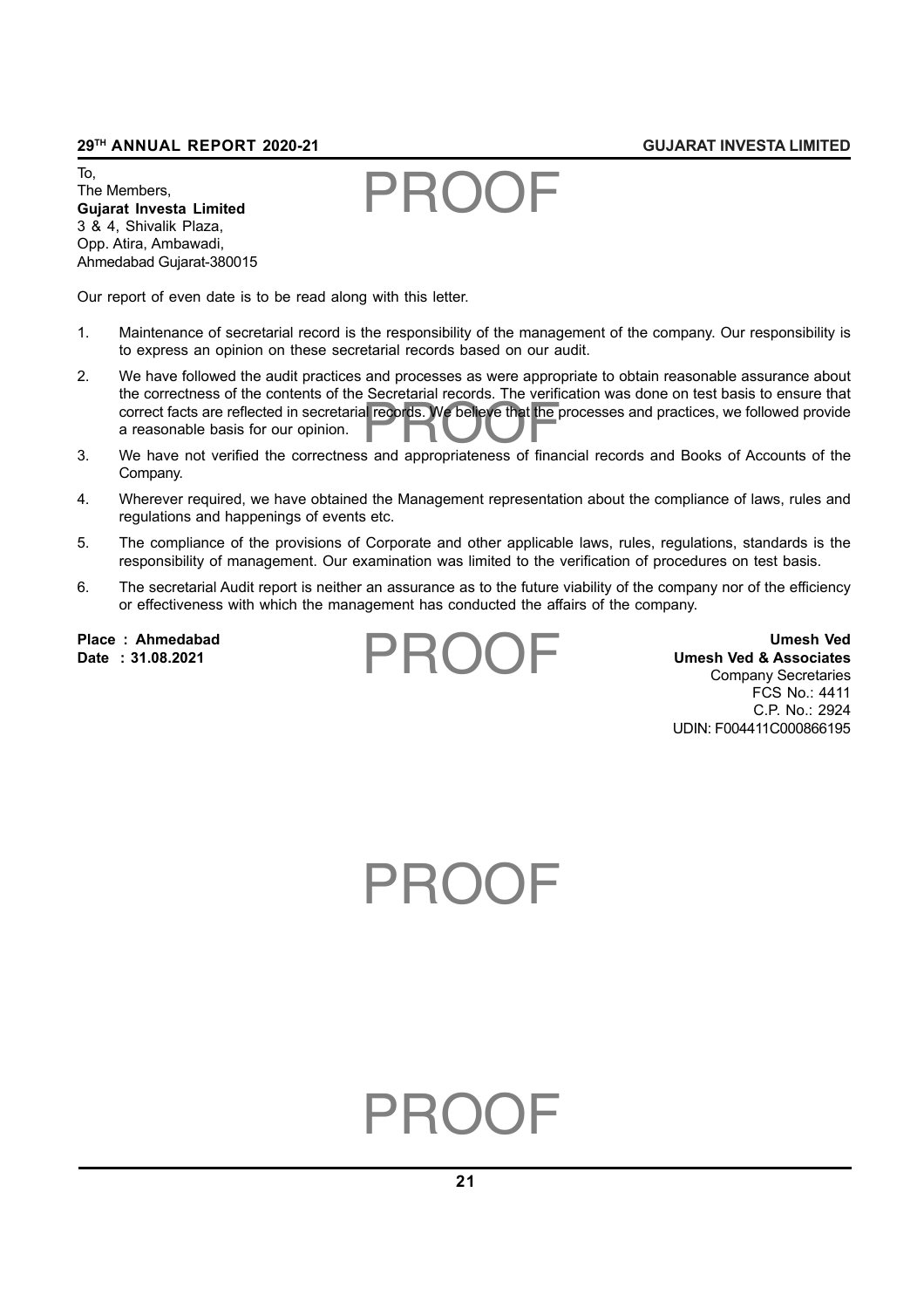To,
The Members,
**Gujarat Investa Limited**
3 & 4, Shivalik Plaza,
Opp. Atira, Ambawadi,
Ahmedabad Gujarat-380015

Our report of even date is to be read along with this letter.

1. Maintenance of secretarial record is the responsibility of the management of the company. Our responsibility is to express an opinion on these secretarial records based on our audit.
2. We have followed the audit practices and processes as were appropriate to obtain reasonable assurance about the correctness of the contents of the Secretarial records. The verification was done on test basis to ensure that correct facts are reflected in secretarial records. We believe that the processes and practices, we followed provide a reasonable basis for our opinion.
3. We have not verified the correctness and appropriateness of financial records and Books of Accounts of the Company.
4. Wherever required, we have obtained the Management representation about the compliance of laws, rules and regulations and happenings of events etc.
5. The compliance of the provisions of Corporate and other applicable laws, rules, regulations, standards is the responsibility of management. Our examination was limited to the verification of procedures on test basis.
6. The secretarial Audit report is neither an assurance as to the future viability of the company nor of the efficiency or effectiveness with which the management has conducted the affairs of the company.

**Place : Ahmedabad**
**Date : 31.08.2021**

**Umesh Ved**
**Umesh Ved & Associates**
Company Secretaries
FCS No.: 4411
C.P. No.: 2924
UDIN: F004411C000866195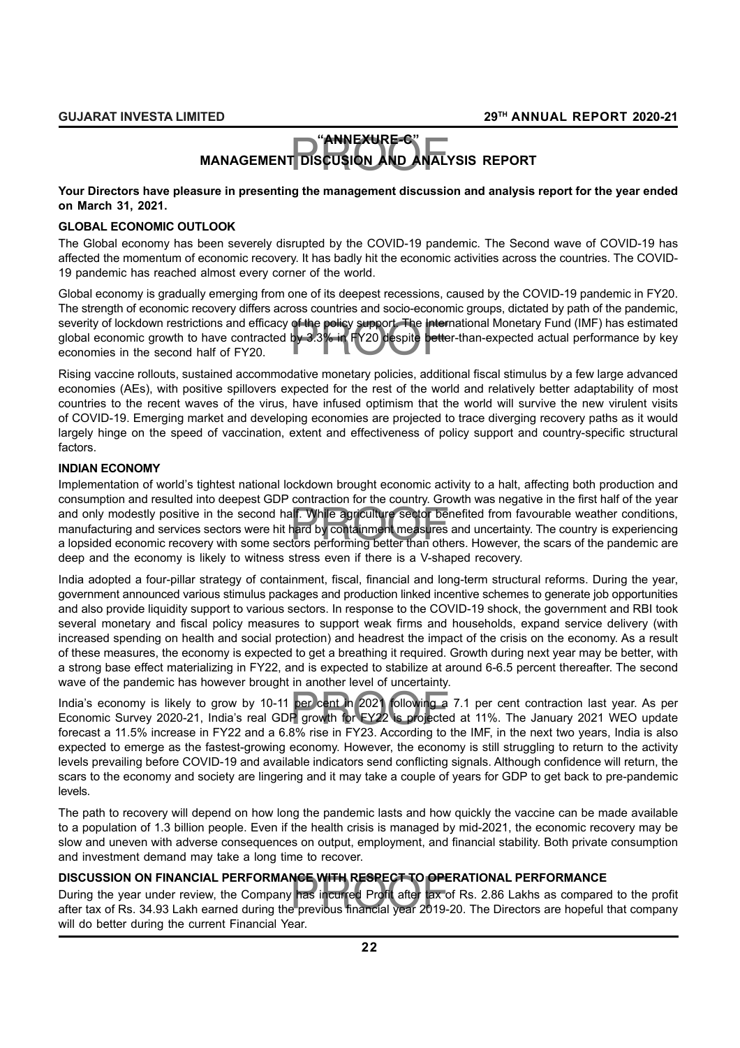# "ANNEXURE-C"

# MANAGEMENT DISCUSION AND ANALYSIS REPORT

**Your Directors have pleasure in presenting the management discussion and analysis report for the year ended on March 31, 2021.**

## GLOBAL ECONOMIC OUTLOOK

The Global economy has been severely disrupted by the COVID-19 pandemic. The Second wave of COVID-19 has affected the momentum of economic recovery. It has badly hit the economic activities across the countries. The COVID-19 pandemic has reached almost every corner of the world.

Global economy is gradually emerging from one of its deepest recessions, caused by the COVID-19 pandemic in FY20. The strength of economic recovery differs across countries and socio-economic groups, dictated by path of the pandemic, severity of lockdown restrictions and efficacy of the policy support. The International Monetary Fund (IMF) has estimated global economic growth to have contracted by 3.3% in FY20 despite better-than-expected actual performance by key economies in the second half of FY20.

Rising vaccine rollouts, sustained accommodative monetary policies, additional fiscal stimulus by a few large advanced economies (AEs), with positive spillovers expected for the rest of the world and relatively better adaptability of most countries to the recent waves of the virus, have infused optimism that the world will survive the new virulent visits of COVID-19. Emerging market and developing economies are projected to trace diverging recovery paths as it would largely hinge on the speed of vaccination, extent and effectiveness of policy support and country-specific structural factors.

## INDIAN ECONOMY

Implementation of world's tightest national lockdown brought economic activity to a halt, affecting both production and consumption and resulted into deepest GDP contraction for the country. Growth was negative in the first half of the year and only modestly positive in the second half. While agriculture sector benefited from favourable weather conditions, manufacturing and services sectors were hit hard by containment measures and uncertainty. The country is experiencing a lopsided economic recovery with some sectors performing better than others. However, the scars of the pandemic are deep and the economy is likely to witness stress even if there is a V-shaped recovery.

India adopted a four-pillar strategy of containment, fiscal, financial and long-term structural reforms. During the year, government announced various stimulus packages and production linked incentive schemes to generate job opportunities and also provide liquidity support to various sectors. In response to the COVID-19 shock, the government and RBI took several monetary and fiscal policy measures to support weak firms and households, expand service delivery (with increased spending on health and social protection) and headrest the impact of the crisis on the economy. As a result of these measures, the economy is expected to get a breathing it required. Growth during next year may be better, with a strong base effect materializing in FY22, and is expected to stabilize at around 6-6.5 percent thereafter. The second wave of the pandemic has however brought in another level of uncertainty.

India's economy is likely to grow by 10-11 per cent in 2021 following a 7.1 per cent contraction last year. As per Economic Survey 2020-21, India's real GDP growth for FY22 is projected at 11%. The January 2021 WEO update forecast a 11.5% increase in FY22 and a 6.8% rise in FY23. According to the IMF, in the next two years, India is also expected to emerge as the fastest-growing economy. However, the economy is still struggling to return to the activity levels prevailing before COVID-19 and available indicators send conflicting signals. Although confidence will return, the scars to the economy and society are lingering and it may take a couple of years for GDP to get back to pre-pandemic levels.

The path to recovery will depend on how long the pandemic lasts and how quickly the vaccine can be made available to a population of 1.3 billion people. Even if the health crisis is managed by mid-2021, the economic recovery may be slow and uneven with adverse consequences on output, employment, and financial stability. Both private consumption and investment demand may take a long time to recover.

## DISCUSSION ON FINANCIAL PERFORMANCE WITH RESPECT TO OPERATIONAL PERFORMANCE

During the year under review, the Company has incurred Profit after tax of Rs. 2.86 Lakhs as compared to the profit after tax of Rs. 34.93 Lakh earned during the previous financial year 2019-20. The Directors are hopeful that company will do better during the current Financial Year.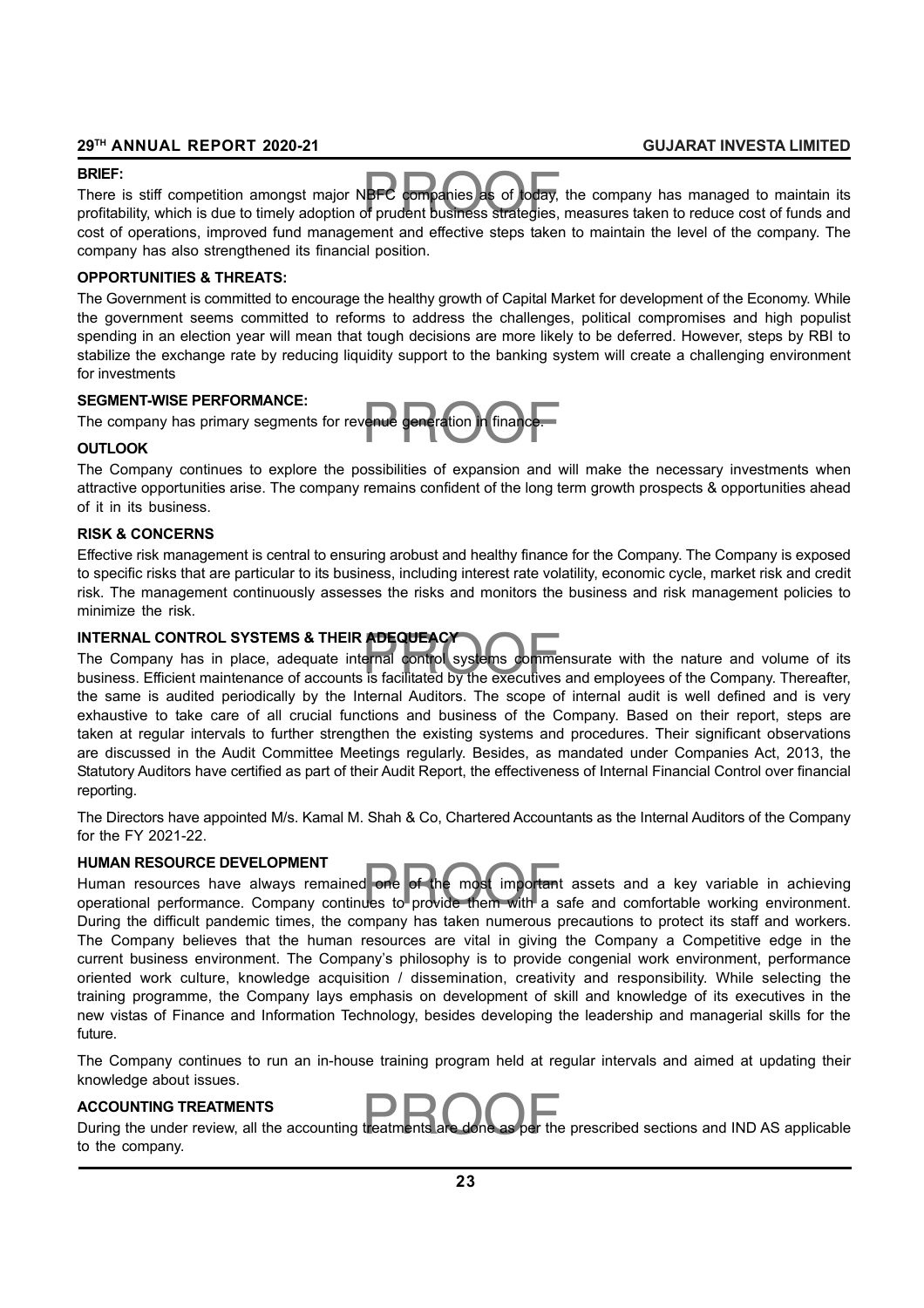**BRIEF:**

There is stiff competition amongst major NBFC companies as of today, the company has managed to maintain its profitability, which is due to timely adoption of prudent business strategies, measures taken to reduce cost of funds and cost of operations, improved fund management and effective steps taken to maintain the level of the company. The company has also strengthened its financial position.

**OPPORTUNITIES & THREATS:**

The Government is committed to encourage the healthy growth of Capital Market for development of the Economy. While the government seems committed to reforms to address the challenges, political compromises and high populist spending in an election year will mean that tough decisions are more likely to be deferred. However, steps by RBI to stabilize the exchange rate by reducing liquidity support to the banking system will create a challenging environment for investments

**SEGMENT-WISE PERFORMANCE:**

The company has primary segments for revenue generation in finance.

**OUTLOOK**

The Company continues to explore the possibilities of expansion and will make the necessary investments when attractive opportunities arise. The company remains confident of the long term growth prospects & opportunities ahead of it in its business.

**RISK & CONCERNS**

Effective risk management is central to ensuring arobust and healthy finance for the Company. The Company is exposed to specific risks that are particular to its business, including interest rate volatility, economic cycle, market risk and credit risk. The management continuously assesses the risks and monitors the business and risk management policies to minimize the risk.

**INTERNAL CONTROL SYSTEMS & THEIR ADEQUEACY**

The Company has in place, adequate internal control systems commensurate with the nature and volume of its business. Efficient maintenance of accounts is facilitated by the executives and employees of the Company. Thereafter, the same is audited periodically by the Internal Auditors. The scope of internal audit is well defined and is very exhaustive to take care of all crucial functions and business of the Company. Based on their report, steps are taken at regular intervals to further strengthen the existing systems and procedures. Their significant observations are discussed in the Audit Committee Meetings regularly. Besides, as mandated under Companies Act, 2013, the Statutory Auditors have certified as part of their Audit Report, the effectiveness of Internal Financial Control over financial reporting.

The Directors have appointed M/s. Kamal M. Shah & Co, Chartered Accountants as the Internal Auditors of the Company for the FY 2021-22.

**HUMAN RESOURCE DEVELOPMENT**

Human resources have always remained one of the most important assets and a key variable in achieving operational performance. Company continues to provide them with a safe and comfortable working environment. During the difficult pandemic times, the company has taken numerous precautions to protect its staff and workers. The Company believes that the human resources are vital in giving the Company a Competitive edge in the current business environment. The Company's philosophy is to provide congenial work environment, performance oriented work culture, knowledge acquisition / dissemination, creativity and responsibility. While selecting the training programme, the Company lays emphasis on development of skill and knowledge of its executives in the new vistas of Finance and Information Technology, besides developing the leadership and managerial skills for the future.

The Company continues to run an in-house training program held at regular intervals and aimed at updating their knowledge about issues.

**ACCOUNTING TREATMENTS**

During the under review, all the accounting treatments are done as per the prescribed sections and IND AS applicable to the company.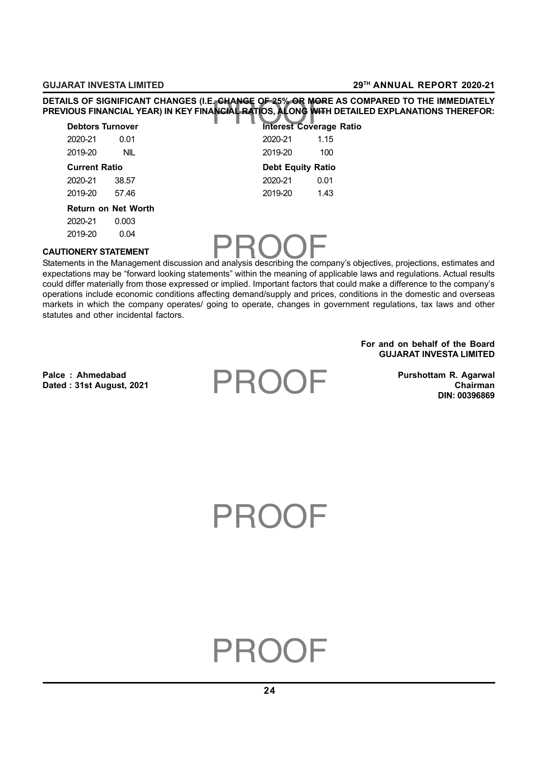**DETAILS OF SIGNIFICANT CHANGES (I.E. CHANGE OF 25% OR MORE AS COMPARED TO THE IMMEDIATELY PREVIOUS FINANCIAL YEAR) IN KEY FINANCIAL RATIOS, ALONG WITH DETAILED EXPLANATIONS THEREFOR:**

**Debtors Turnover**

| | |
|---|---|
| 2020-21 | 0.01 |
| 2019-20 | NIL |

**Interest Coverage Ratio**

| | |
|---|---|
| 2020-21 | 1.15 |
| 2019-20 | 100 |

**Current Ratio**

| | |
|---|---|
| 2020-21 | 38.57 |
| 2019-20 | 57.46 |

**Debt Equity Ratio**

| | |
|---|---|
| 2020-21 | 0.01 |
| 2019-20 | 1.43 |

**Return on Net Worth**

| | |
|---|---|
| 2020-21 | 0.003 |
| 2019-20 | 0.04 |

**CAUTIONERY STATEMENT**

Statements in the Management discussion and analysis describing the company's objectives, projections, estimates and expectations may be "forward looking statements" within the meaning of applicable laws and regulations. Actual results could differ materially from those expressed or implied. Important factors that could make a difference to the company's operations include economic conditions affecting demand/supply and prices, conditions in the domestic and overseas markets in which the company operates/ going to operate, changes in government regulations, tax laws and other statutes and other incidental factors.

**For and on behalf of the Board**
**GUJARAT INVESTA LIMITED**

**Palce : Ahmedabad**
**Dated : 31st August, 2021**

**Purshottam R. Agarwal**
**Chairman**
**DIN: 00396869**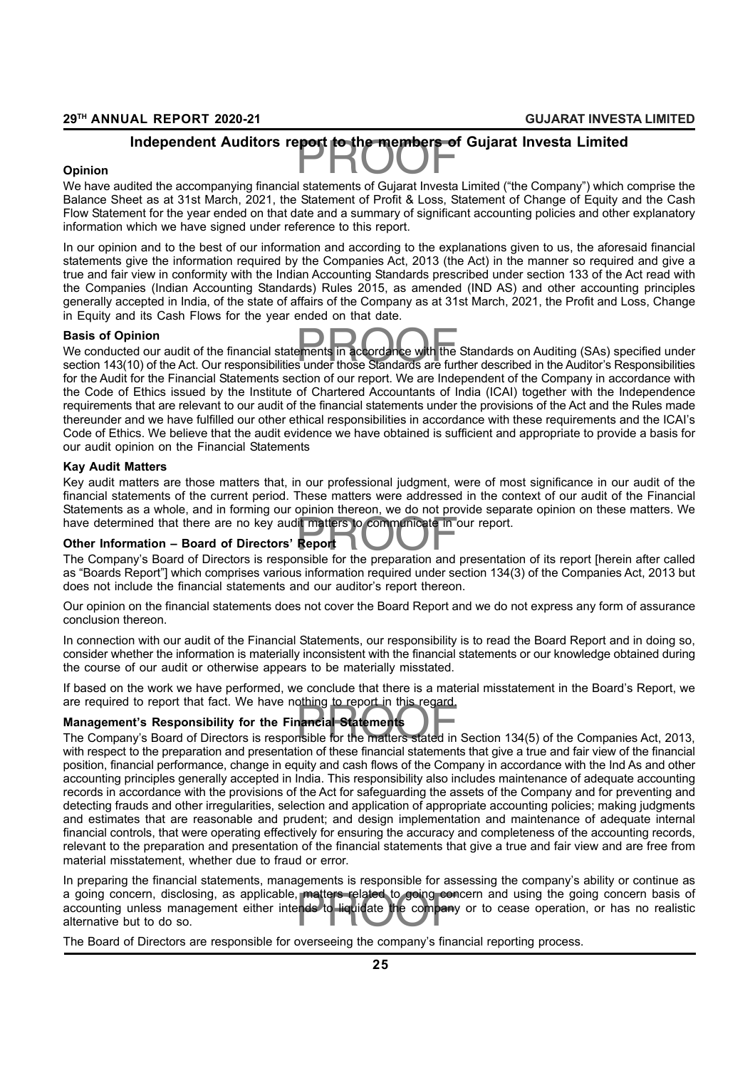# Independent Auditors report to the members of Gujarat Investa Limited

## Opinion

We have audited the accompanying financial statements of Gujarat Investa Limited ("the Company") which comprise the Balance Sheet as at 31st March, 2021, the Statement of Profit & Loss, Statement of Change of Equity and the Cash Flow Statement for the year ended on that date and a summary of significant accounting policies and other explanatory information which we have signed under reference to this report.

In our opinion and to the best of our information and according to the explanations given to us, the aforesaid financial statements give the information required by the Companies Act, 2013 (the Act) in the manner so required and give a true and fair view in conformity with the Indian Accounting Standards prescribed under section 133 of the Act read with the Companies (Indian Accounting Standards) Rules 2015, as amended (IND AS) and other accounting principles generally accepted in India, of the state of affairs of the Company as at 31st March, 2021, the Profit and Loss, Change in Equity and its Cash Flows for the year ended on that date.

## Basis of Opinion

We conducted our audit of the financial statements in accordance with the Standards on Auditing (SAs) specified under section 143(10) of the Act. Our responsibilities under those Standards are further described in the Auditor's Responsibilities for the Audit for the Financial Statements section of our report. We are Independent of the Company in accordance with the Code of Ethics issued by the Institute of Chartered Accountants of India (ICAI) together with the Independence requirements that are relevant to our audit of the financial statements under the provisions of the Act and the Rules made thereunder and we have fulfilled our other ethical responsibilities in accordance with these requirements and the ICAI's Code of Ethics. We believe that the audit evidence we have obtained is sufficient and appropriate to provide a basis for our audit opinion on the Financial Statements

## Kay Audit Matters

Key audit matters are those matters that, in our professional judgment, were of most significance in our audit of the financial statements of the current period. These matters were addressed in the context of our audit of the Financial Statements as a whole, and in forming our opinion thereon, we do not provide separate opinion on these matters. We have determined that there are no key audit matters to communicate in our report.

## Other Information – Board of Directors' Report

The Company's Board of Directors is responsible for the preparation and presentation of its report [herein after called as "Boards Report"] which comprises various information required under section 134(3) of the Companies Act, 2013 but does not include the financial statements and our auditor's report thereon.

Our opinion on the financial statements does not cover the Board Report and we do not express any form of assurance conclusion thereon.

In connection with our audit of the Financial Statements, our responsibility is to read the Board Report and in doing so, consider whether the information is materially inconsistent with the financial statements or our knowledge obtained during the course of our audit or otherwise appears to be materially misstated.

If based on the work we have performed, we conclude that there is a material misstatement in the Board's Report, we are required to report that fact. We have nothing to report in this regard.

## Management's Responsibility for the Financial Statements

The Company's Board of Directors is responsible for the matters stated in Section 134(5) of the Companies Act, 2013, with respect to the preparation and presentation of these financial statements that give a true and fair view of the financial position, financial performance, change in equity and cash flows of the Company in accordance with the Ind As and other accounting principles generally accepted in India. This responsibility also includes maintenance of adequate accounting records in accordance with the provisions of the Act for safeguarding the assets of the Company and for preventing and detecting frauds and other irregularities, selection and application of appropriate accounting policies; making judgments and estimates that are reasonable and prudent; and design implementation and maintenance of adequate internal financial controls, that were operating effectively for ensuring the accuracy and completeness of the accounting records, relevant to the preparation and presentation of the financial statements that give a true and fair view and are free from material misstatement, whether due to fraud or error.

In preparing the financial statements, managements is responsible for assessing the company's ability or continue as a going concern, disclosing, as applicable, matters related to going concern and using the going concern basis of accounting unless management either intends to liquidate the company or to cease operation, or has no realistic alternative but to do so.

The Board of Directors are responsible for overseeing the company's financial reporting process.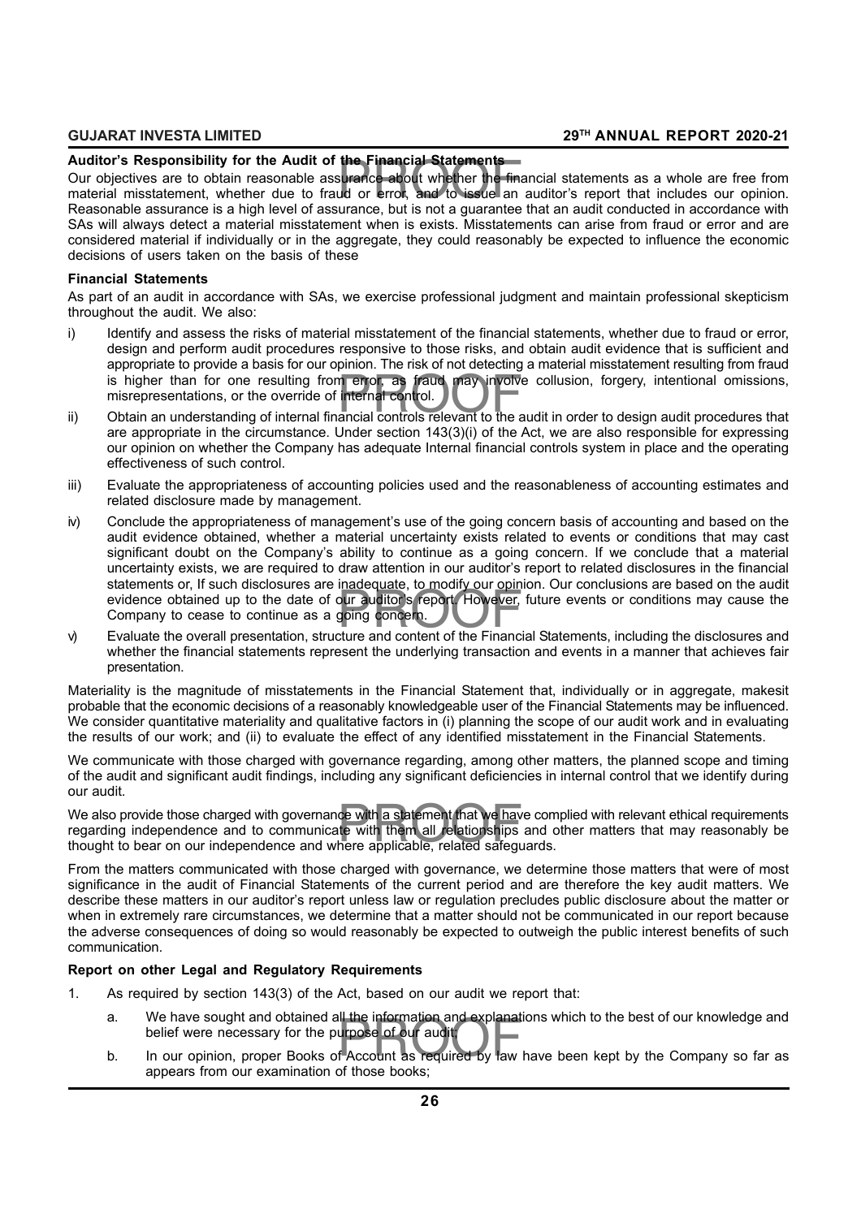**Auditor's Responsibility for the Audit of the Financial Statements**

Our objectives are to obtain reasonable assurance about whether the financial statements as a whole are free from material misstatement, whether due to fraud or error, and to issue an auditor's report that includes our opinion. Reasonable assurance is a high level of assurance, but is not a guarantee that an audit conducted in accordance with SAs will always detect a material misstatement when is exists. Misstatements can arise from fraud or error and are considered material if individually or in the aggregate, they could reasonably be expected to influence the economic decisions of users taken on the basis of these

**Financial Statements**

As part of an audit in accordance with SAs, we exercise professional judgment and maintain professional skepticism throughout the audit. We also:

i) Identify and assess the risks of material misstatement of the financial statements, whether due to fraud or error, design and perform audit procedures responsive to those risks, and obtain audit evidence that is sufficient and appropriate to provide a basis for our opinion. The risk of not detecting a material misstatement resulting from fraud is higher than for one resulting from error, as fraud may involve collusion, forgery, intentional omissions, misrepresentations, or the override of internal control.

ii) Obtain an understanding of internal financial controls relevant to the audit in order to design audit procedures that are appropriate in the circumstance. Under section 143(3)(i) of the Act, we are also responsible for expressing our opinion on whether the Company has adequate Internal financial controls system in place and the operating effectiveness of such control.

iii) Evaluate the appropriateness of accounting policies used and the reasonableness of accounting estimates and related disclosure made by management.

iv) Conclude the appropriateness of management's use of the going concern basis of accounting and based on the audit evidence obtained, whether a material uncertainty exists related to events or conditions that may cast significant doubt on the Company's ability to continue as a going concern. If we conclude that a material uncertainty exists, we are required to draw attention in our auditor's report to related disclosures in the financial statements or, If such disclosures are inadequate, to modify our opinion. Our conclusions are based on the audit evidence obtained up to the date of our auditor's report. However, future events or conditions may cause the Company to cease to continue as a going concern.

v) Evaluate the overall presentation, structure and content of the Financial Statements, including the disclosures and whether the financial statements represent the underlying transaction and events in a manner that achieves fair presentation.

Materiality is the magnitude of misstatements in the Financial Statement that, individually or in aggregate, makesit probable that the economic decisions of a reasonably knowledgeable user of the Financial Statements may be influenced. We consider quantitative materiality and qualitative factors in (i) planning the scope of our audit work and in evaluating the results of our work; and (ii) to evaluate the effect of any identified misstatement in the Financial Statements.

We communicate with those charged with governance regarding, among other matters, the planned scope and timing of the audit and significant audit findings, including any significant deficiencies in internal control that we identify during our audit.

We also provide those charged with governance with a statement that we have complied with relevant ethical requirements regarding independence and to communicate with them all relationships and other matters that may reasonably be thought to bear on our independence and where applicable, related safeguards.

From the matters communicated with those charged with governance, we determine those matters that were of most significance in the audit of Financial Statements of the current period and are therefore the key audit matters. We describe these matters in our auditor's report unless law or regulation precludes public disclosure about the matter or when in extremely rare circumstances, we determine that a matter should not be communicated in our report because the adverse consequences of doing so would reasonably be expected to outweigh the public interest benefits of such communication.

**Report on other Legal and Regulatory Requirements**

1. As required by section 143(3) of the Act, based on our audit we report that:

   a. We have sought and obtained all the information and explanations which to the best of our knowledge and belief were necessary for the purpose of our audit;

   b. In our opinion, proper Books of Account as required by law have been kept by the Company so far as appears from our examination of those books;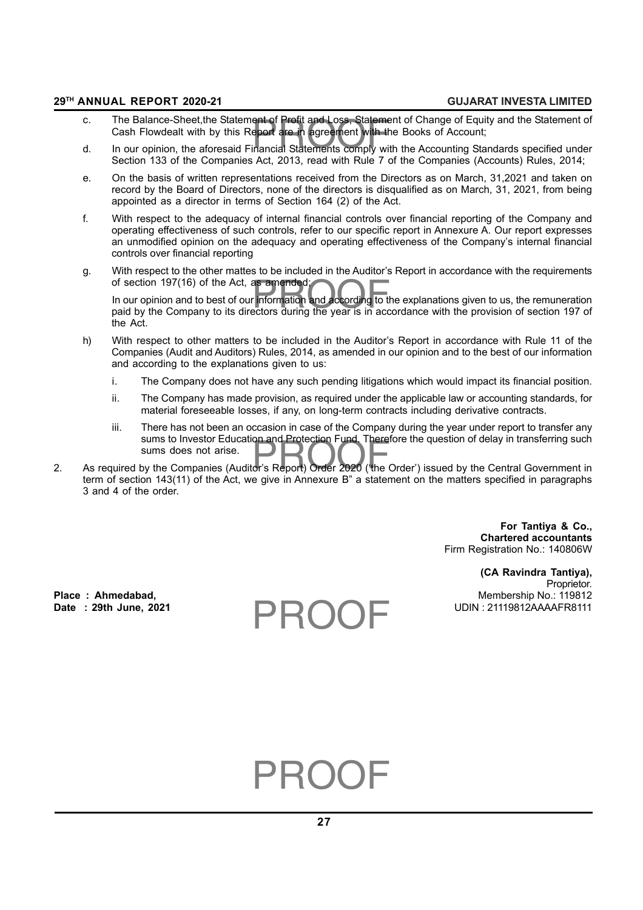c. The Balance-Sheet,the Statement of Profit and Loss, Statement of Change of Equity and the Statement of Cash Flowdealt with by this Report are in agreement with the Books of Account;

d. In our opinion, the aforesaid Financial Statements comply with the Accounting Standards specified under Section 133 of the Companies Act, 2013, read with Rule 7 of the Companies (Accounts) Rules, 2014;

e. On the basis of written representations received from the Directors as on March, 31,2021 and taken on record by the Board of Directors, none of the directors is disqualified as on March, 31, 2021, from being appointed as a director in terms of Section 164 (2) of the Act.

f. With respect to the adequacy of internal financial controls over financial reporting of the Company and operating effectiveness of such controls, refer to our specific report in Annexure A. Our report expresses an unmodified opinion on the adequacy and operating effectiveness of the Company's internal financial controls over financial reporting

g. With respect to the other mattes to be included in the Auditor's Report in accordance with the requirements of section 197(16) of the Act, as amended;

   In our opinion and to best of our information and according to the explanations given to us, the remuneration paid by the Company to its directors during the year is in accordance with the provision of section 197 of the Act.

h) With respect to other matters to be included in the Auditor's Report in accordance with Rule 11 of the Companies (Audit and Auditors) Rules, 2014, as amended in our opinion and to the best of our information and according to the explanations given to us:

   i. The Company does not have any such pending litigations which would impact its financial position.

   ii. The Company has made provision, as required under the applicable law or accounting standards, for material foreseeable losses, if any, on long-term contracts including derivative contracts.

   iii. There has not been an occasion in case of the Company during the year under report to transfer any sums to Investor Education and Protection Fund. Therefore the question of delay in transferring such sums does not arise.

2. As required by the Companies (Auditor's Report) Order 2020 ('the Order') issued by the Central Government in term of section 143(11) of the Act, we give in Annexure B" a statement on the matters specified in paragraphs 3 and 4 of the order.

**For Tantiya & Co.,**
**Chartered accountants**
Firm Registration No.: 140806W

**(CA Ravindra Tantiya),**
Proprietor.
Membership No.: 119812
UDIN : 21119812AAAAFR8111

**Place : Ahmedabad,**
**Date : 29th June, 2021**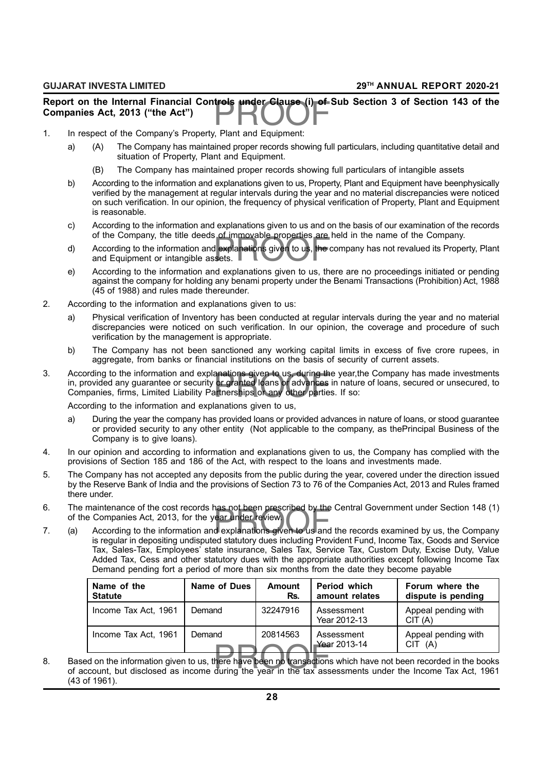## Report on the Internal Financial Controls under Clause (i) of Sub Section 3 of Section 143 of the Companies Act, 2013 ("the Act")

1. In respect of the Company's Property, Plant and Equipment:

   a) (A) The Company has maintained proper records showing full particulars, including quantitative detail and situation of Property, Plant and Equipment.

      (B) The Company has maintained proper records showing full particulars of intangible assets

   b) According to the information and explanations given to us, Property, Plant and Equipment have beenphysically verified by the management at regular intervals during the year and no material discrepancies were noticed on such verification. In our opinion, the frequency of physical verification of Property, Plant and Equipment is reasonable.

   c) According to the information and explanations given to us and on the basis of our examination of the records of the Company, the title deeds of immovable properties are held in the name of the Company.

   d) According to the information and explanations given to us, the company has not revalued its Property, Plant and Equipment or intangible assets.

   e) According to the information and explanations given to us, there are no proceedings initiated or pending against the company for holding any benami property under the Benami Transactions (Prohibition) Act, 1988 (45 of 1988) and rules made thereunder.

2. According to the information and explanations given to us:

   a) Physical verification of Inventory has been conducted at regular intervals during the year and no material discrepancies were noticed on such verification. In our opinion, the coverage and procedure of such verification by the management is appropriate.

   b) The Company has not been sanctioned any working capital limits in excess of five crore rupees, in aggregate, from banks or financial institutions on the basis of security of current assets.

3. According to the information and explanations given to us, during the year,the Company has made investments in, provided any guarantee or security or granted loans or advances in nature of loans, secured or unsecured, to Companies, firms, Limited Liability Partnerships or any other parties. If so:

   According to the information and explanations given to us,

   a) During the year the company has provided loans or provided advances in nature of loans, or stood guarantee or provided security to any other entity (Not applicable to the company, as thePrincipal Business of the Company is to give loans).

4. In our opinion and according to information and explanations given to us, the Company has complied with the provisions of Section 185 and 186 of the Act, with respect to the loans and investments made.

5. The Company has not accepted any deposits from the public during the year, covered under the direction issued by the Reserve Bank of India and the provisions of Section 73 to 76 of the Companies Act, 2013 and Rules framed there under.

6. The maintenance of the cost records has not been prescribed by the Central Government under Section 148 (1) of the Companies Act, 2013, for the year under review.

7. (a) According to the information and explanations given to us and the records examined by us, the Company is regular in depositing undisputed statutory dues including Provident Fund, Income Tax, Goods and Service Tax, Sales-Tax, Employees' state insurance, Sales Tax, Service Tax, Custom Duty, Excise Duty, Value Added Tax, Cess and other statutory dues with the appropriate authorities except following Income Tax Demand pending fort a period of more than six months from the date they become payable

| Name of the Statute | Name of Dues | Amount Rs. | Period which amount relates | Forum where the dispute is pending |
|---|---|---|---|---|
| Income Tax Act, 1961 | Demand | 32247916 | Assessment Year 2012-13 | Appeal pending with CIT (A) |
| Income Tax Act, 1961 | Demand | 20814563 | Assessment Year 2013-14 | Appeal pending with CIT (A) |

8. Based on the information given to us, there have been no transactions which have not been recorded in the books of account, but disclosed as income during the year in the tax assessments under the Income Tax Act, 1961 (43 of 1961).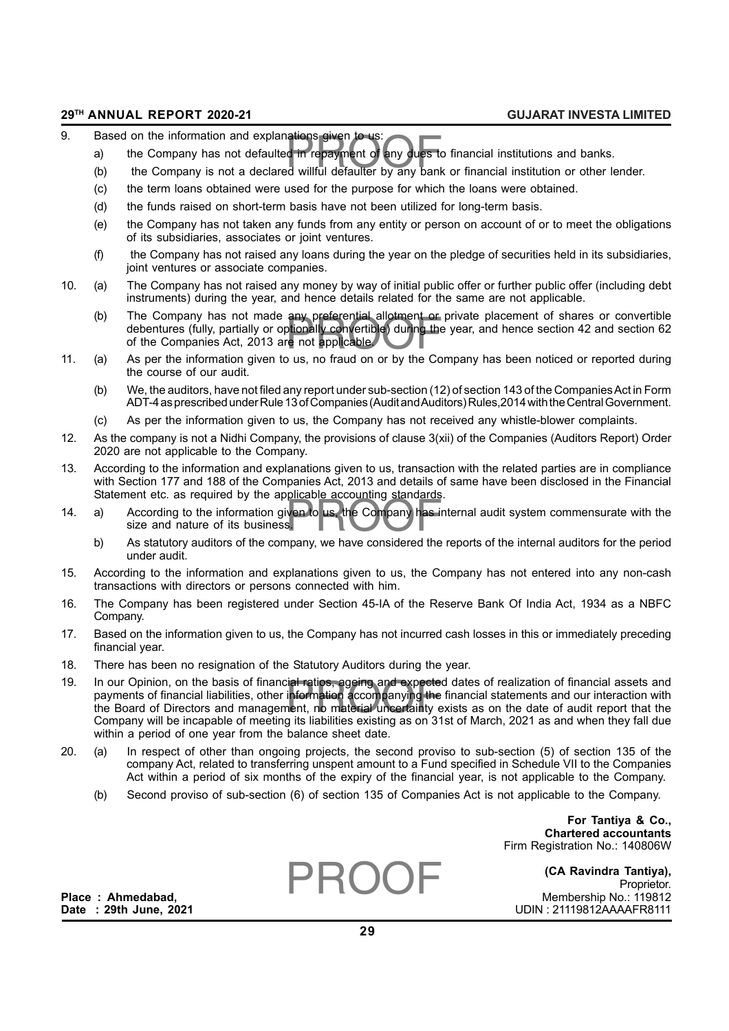9. Based on the information and explanations given to us:
   - a) the Company has not defaulted in repayment of any dues to financial institutions and banks.
   - (b) the Company is not a declared willful defaulter by any bank or financial institution or other lender.
   - (c) the term loans obtained were used for the purpose for which the loans were obtained.
   - (d) the funds raised on short-term basis have not been utilized for long-term basis.
   - (e) the Company has not taken any funds from any entity or person on account of or to meet the obligations of its subsidiaries, associates or joint ventures.
   - (f) the Company has not raised any loans during the year on the pledge of securities held in its subsidiaries, joint ventures or associate companies.
10. (a) The Company has not raised any money by way of initial public offer or further public offer (including debt instruments) during the year, and hence details related for the same are not applicable.
    
    (b) The Company has not made any preferential allotment or private placement of shares or convertible debentures (fully, partially or optionally convertible) during the year, and hence section 42 and section 62 of the Companies Act, 2013 are not applicable.
11. (a) As per the information given to us, no fraud on or by the Company has been noticed or reported during the course of our audit.
    
    (b) We, the auditors, have not filed any report under sub-section (12) of section 143 of the Companies Act in Form ADT-4 as prescribed under Rule 13 of Companies (Audit and Auditors) Rules,2014 with the Central Government.
    
    (c) As per the information given to us, the Company has not received any whistle-blower complaints.
12. As the company is not a Nidhi Company, the provisions of clause 3(xii) of the Companies (Auditors Report) Order 2020 are not applicable to the Company.
13. According to the information and explanations given to us, transaction with the related parties are in compliance with Section 177 and 188 of the Companies Act, 2013 and details of same have been disclosed in the Financial Statement etc. as required by the applicable accounting standards.
14. a) According to the information given to us, the Company has internal audit system commensurate with the size and nature of its business.
    
    b) As statutory auditors of the company, we have considered the reports of the internal auditors for the period under audit.
15. According to the information and explanations given to us, the Company has not entered into any non-cash transactions with directors or persons connected with him.
16. The Company has been registered under Section 45-IA of the Reserve Bank Of India Act, 1934 as a NBFC Company.
17. Based on the information given to us, the Company has not incurred cash losses in this or immediately preceding financial year.
18. There has been no resignation of the Statutory Auditors during the year.
19. In our Opinion, on the basis of financial ratios, ageing and expected dates of realization of financial assets and payments of financial liabilities, other information accompanying the financial statements and our interaction with the Board of Directors and management, no material uncertainty exists as on the date of audit report that the Company will be incapable of meeting its liabilities existing as on 31st of March, 2021 as and when they fall due within a period of one year from the balance sheet date.
20. (a) In respect of other than ongoing projects, the second proviso to sub-section (5) of section 135 of the company Act, related to transferring unspent amount to a Fund specified in Schedule VII to the Companies Act within a period of six months of the expiry of the financial year, is not applicable to the Company.
    
    (b) Second proviso of sub-section (6) of section 135 of Companies Act is not applicable to the Company.

**For Tantiya & Co.,**
**Chartered accountants**
Firm Registration No.: 140806W

**(CA Ravindra Tantiya),**
Proprietor.
Membership No.: 119812
UDIN : 21119812AAAAFR8111

**Place : Ahmedabad,**
**Date : 29th June, 2021**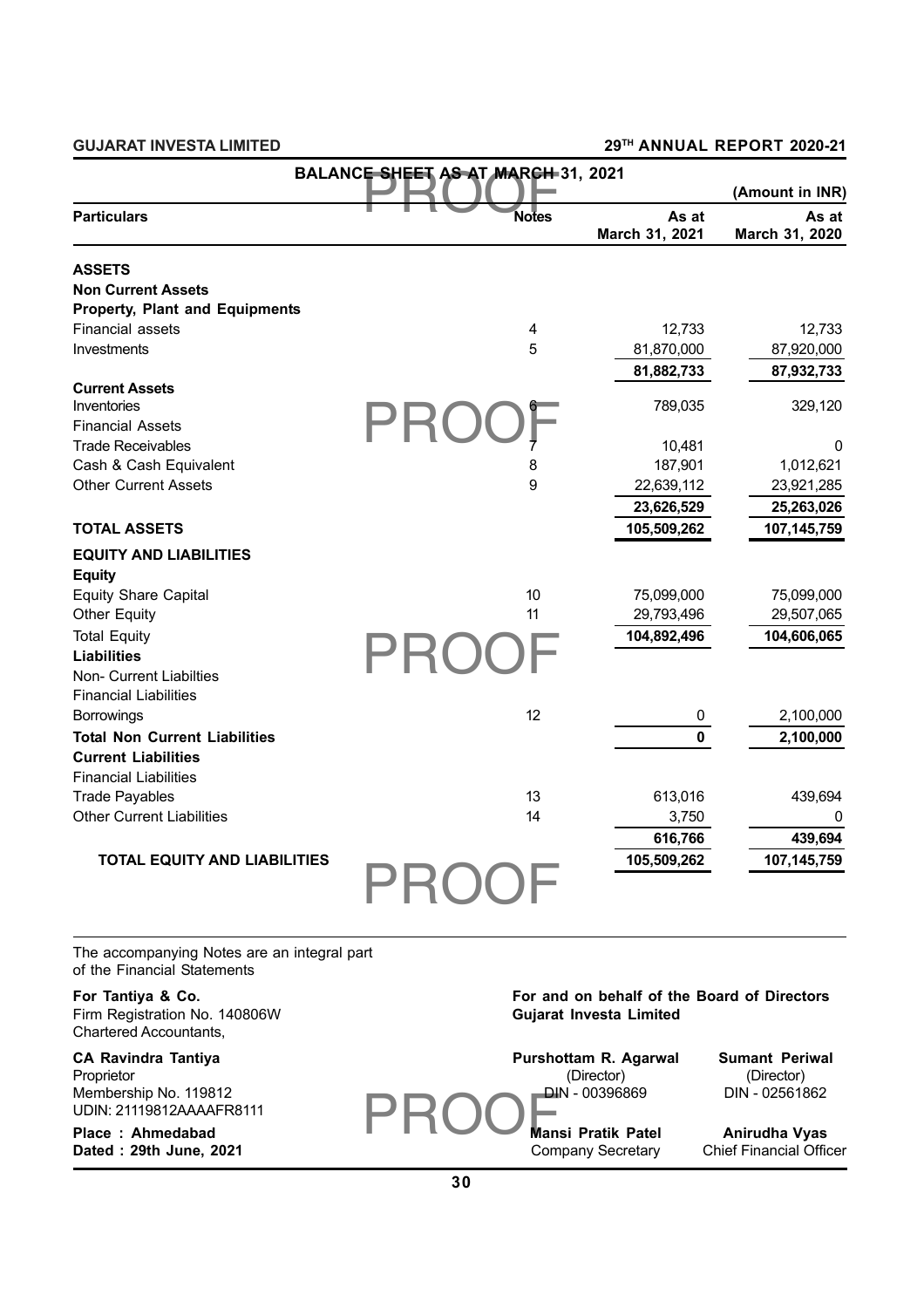## BALANCE SHEET AS AT MARCH 31, 2021

(Amount in INR)

| Particulars | Notes | As at March 31, 2021 | As at March 31, 2020 |
|---|---|---|---|
| **ASSETS** | | | |
| **Non Current Assets** | | | |
| **Property, Plant and Equipments** | | | |
| Financial assets | 4 | 12,733 | 12,733 |
| Investments | 5 | 81,870,000 | 87,920,000 |
| | | **81,882,733** | **87,932,733** |
| **Current Assets** | | | |
| Inventories | 6 | 789,035 | 329,120 |
| Financial Assets | | | |
| Trade Receivables | 7 | 10,481 | 0 |
| Cash & Cash Equivalent | 8 | 187,901 | 1,012,621 |
| Other Current Assets | 9 | 22,639,112 | 23,921,285 |
| | | **23,626,529** | **25,263,026** |
| **TOTAL ASSETS** | | **105,509,262** | **107,145,759** |
| **EQUITY AND LIABILITIES** | | | |
| **Equity** | | | |
| Equity Share Capital | 10 | 75,099,000 | 75,099,000 |
| Other Equity | 11 | 29,793,496 | 29,507,065 |
| Total Equity | | **104,892,496** | **104,606,065** |
| **Liabilities** | | | |
| Non- Current Liabilties | | | |
| Financial Liabilities | | | |
| Borrowings | 12 | 0 | 2,100,000 |
| **Total Non Current Liabilities** | | **0** | **2,100,000** |
| **Current Liabilities** | | | |
| Financial Liabilities | | | |
| Trade Payables | 13 | 613,016 | 439,694 |
| Other Current Liabilities | 14 | 3,750 | 0 |
| | | **616,766** | **439,694** |
| **TOTAL EQUITY AND LIABILITIES** | | **105,509,262** | **107,145,759** |

The accompanying Notes are an integral part of the Financial Statements

**For Tantiya & Co.**
Firm Registration No. 140806W
Chartered Accountants,

**CA Ravindra Tantiya**
Proprietor
Membership No. 119812
UDIN: 21119812AAAAFR8111

**Place : Ahmedabad**
**Dated : 29th June, 2021**

**For and on behalf of the Board of Directors**
**Gujarat Investa Limited**

**Purshottam R. Agarwal**
(Director)
DIN - 00396869

**Sumant Periwal**
(Director)
DIN - 02561862

**Mansi Pratik Patel**
Company Secretary

**Anirudha Vyas**
Chief Financial Officer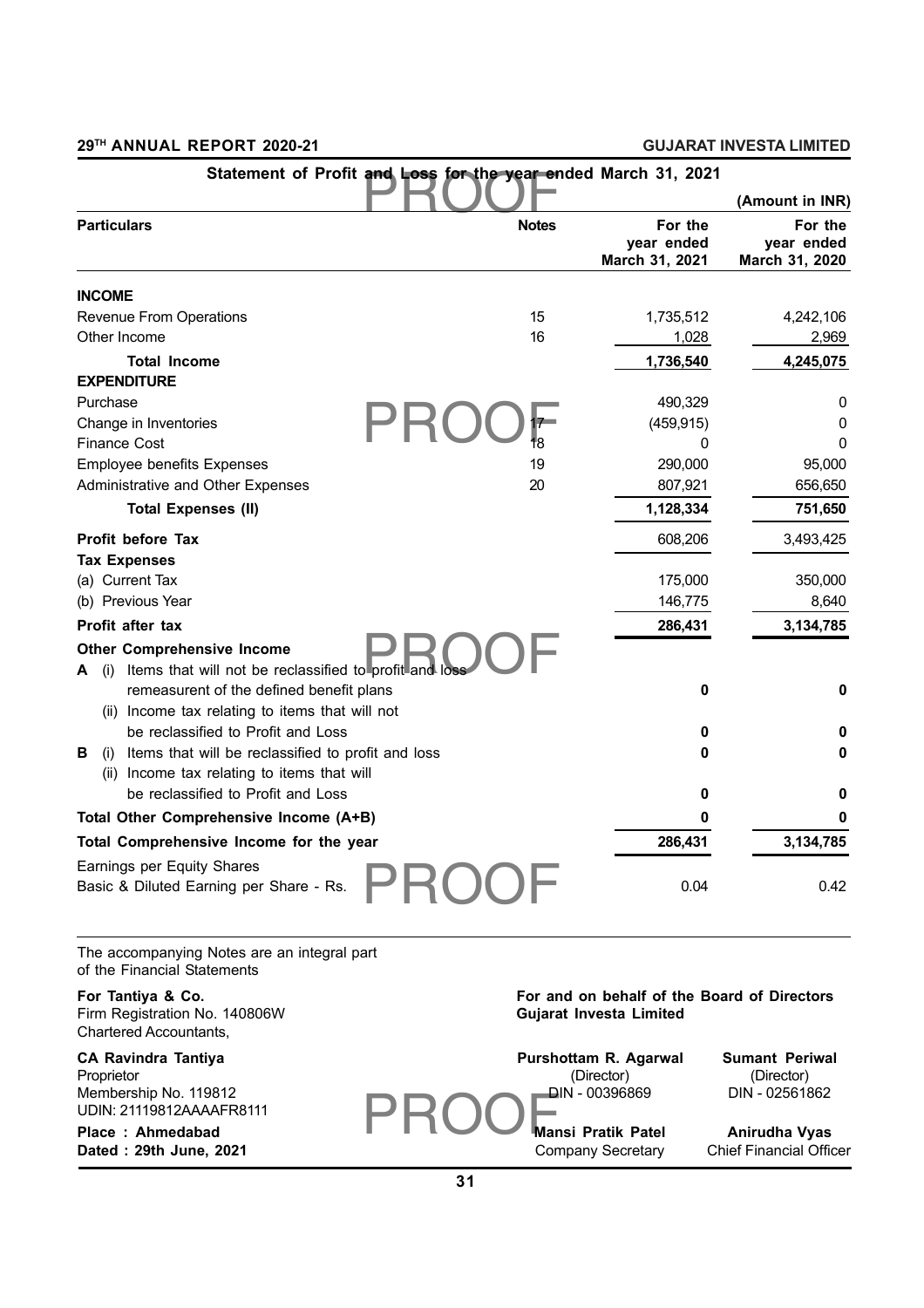## Statement of Profit and Loss for the year ended March 31, 2021

(Amount in INR)

| Particulars | Notes | For the year ended March 31, 2021 | For the year ended March 31, 2020 |
|---|---|---|---|
| **INCOME** | | | |
| Revenue From Operations | 15 | 1,735,512 | 4,242,106 |
| Other Income | 16 | 1,028 | 2,969 |
| **Total Income** | | **1,736,540** | **4,245,075** |
| **EXPENDITURE** | | | |
| Purchase | | 490,329 | 0 |
| Change in Inventories | 17 | (459,915) | 0 |
| Finance Cost | 18 | 0 | 0 |
| Employee benefits Expenses | 19 | 290,000 | 95,000 |
| Administrative and Other Expenses | 20 | 807,921 | 656,650 |
| **Total Expenses (II)** | | **1,128,334** | **751,650** |
| **Profit before Tax** | | 608,206 | 3,493,425 |
| **Tax Expenses** | | | |
| (a) Current Tax | | 175,000 | 350,000 |
| (b) Previous Year | | 146,775 | 8,640 |
| **Profit after tax** | | **286,431** | **3,134,785** |
| **Other Comprehensive Income** | | | |
| **A** (i) Items that will not be reclassified to profit and loss remeasurent of the defined benefit plans | | **0** | **0** |
| (ii) Income tax relating to items that will not be reclassified to Profit and Loss | | **0** | **0** |
| **B** (i) Items that will be reclassified to profit and loss | | **0** | **0** |
| (ii) Income tax relating to items that will be reclassified to Profit and Loss | | **0** | **0** |
| **Total Other Comprehensive Income (A+B)** | | **0** | **0** |
| **Total Comprehensive Income for the year** | | **286,431** | **3,134,785** |
| Earnings per Equity Shares<br>Basic & Diluted Earning per Share - Rs. | | 0.04 | 0.42 |

The accompanying Notes are an integral part of the Financial Statements

**For Tantiya & Co.**
Firm Registration No. 140806W
Chartered Accountants,

**CA Ravindra Tantiya**
Proprietor
Membership No. 119812
UDIN: 21119812AAAAFR8111

**Place : Ahmedabad**
**Dated : 29th June, 2021**

**For and on behalf of the Board of Directors**
**Gujarat Investa Limited**

**Purshottam R. Agarwal**
(Director)
DIN - 00396869

**Sumant Periwal**
(Director)
DIN - 02561862

**Mansi Pratik Patel**
Company Secretary

**Anirudha Vyas**
Chief Financial Officer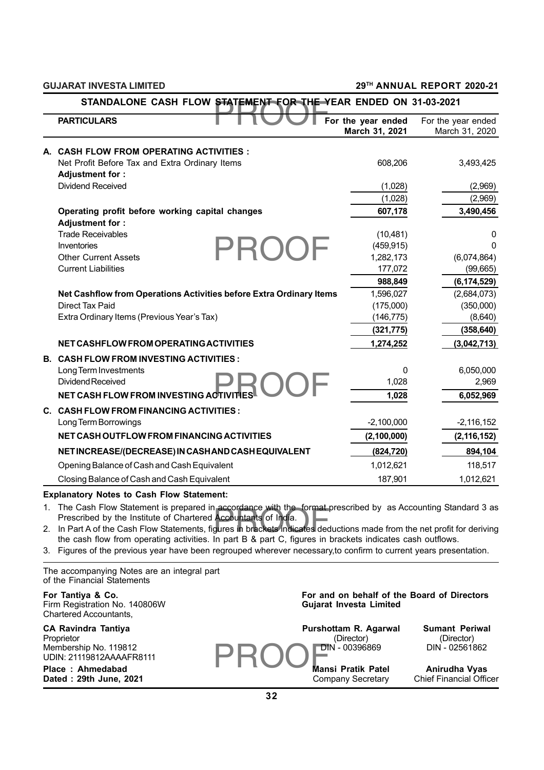## STANDALONE CASH FLOW STATEMENT FOR THE YEAR ENDED ON 31-03-2021

| PARTICULARS | For the year ended March 31, 2021 | For the year ended March 31, 2020 |
|---|---|---|
| **A. CASH FLOW FROM OPERATING ACTIVITIES :** | | |
| Net Profit Before Tax and Extra Ordinary Items | 608,206 | 3,493,425 |
| **Adjustment for :** | | |
| Dividend Received | (1,028) | (2,969) |
| | (1,028) | (2,969) |
| **Operating profit before working capital changes** | **607,178** | **3,490,456** |
| **Adjustment for :** | | |
| Trade Receivables | (10,481) | 0 |
| Inventories | (459,915) | 0 |
| Other Current Assets | 1,282,173 | (6,074,864) |
| Current Liabilities | 177,072 | (99,665) |
| | **988,849** | **(6,174,529)** |
| **Net Cashflow from Operations Activities before Extra Ordinary Items** | 1,596,027 | (2,684,073) |
| Direct Tax Paid | (175,000) | (350,000) |
| Extra Ordinary Items (Previous Year's Tax) | (146,775) | (8,640) |
| | **(321,775)** | **(358,640)** |
| **NET CASHFLOW FROM OPERATING ACTIVITIES** | **1,274,252** | **(3,042,713)** |
| **B. CASH FLOW FROM INVESTING ACTIVITIES :** | | |
| Long Term Investments | 0 | 6,050,000 |
| Dividend Received | 1,028 | 2,969 |
| **NET CASH FLOW FROM INVESTING ACTIVITIES** | **1,028** | **6,052,969** |
| **C. CASH FLOW FROM FINANCING ACTIVITIES :** | | |
| Long Term Borrowings | -2,100,000 | -2,116,152 |
| **NET CASH OUTFLOW FROM FINANCING ACTIVITIES** | **(2,100,000)** | **(2,116,152)** |
| **NET INCREASE/(DECREASE) IN CASH AND CASH EQUIVALENT** | **(824,720)** | **894,104** |
| Opening Balance of Cash and Cash Equivalent | 1,012,621 | 118,517 |
| Closing Balance of Cash and Cash Equivalent | 187,901 | 1,012,621 |

**Explanatory Notes to Cash Flow Statement:**

1. The Cash Flow Statement is prepared in accordance with the format prescribed by as Accounting Standard 3 as Prescribed by the Institute of Chartered Accountants of India.
2. In Part A of the Cash Flow Statements, figures in brackets indicates deductions made from the net profit for deriving the cash flow from operating activities. In part B & part C, figures in brackets indicates cash outflows.
3. Figures of the previous year have been regrouped wherever necessary,to confirm to current years presentation.

The accompanying Notes are an integral part of the Financial Statements

**For Tantiya & Co.**
Firm Registration No. 140806W
Chartered Accountants,

**CA Ravindra Tantiya**
Proprietor
Membership No. 119812
UDIN: 21119812AAAAFR8111

**Place : Ahmedabad**
**Dated : 29th June, 2021**

**For and on behalf of the Board of Directors**
**Gujarat Investa Limited**

**Purshottam R. Agarwal**
(Director)
DIN - 00396869

**Sumant Periwal**
(Director)
DIN - 02561862

**Mansi Pratik Patel**
Company Secretary

**Anirudha Vyas**
Chief Financial Officer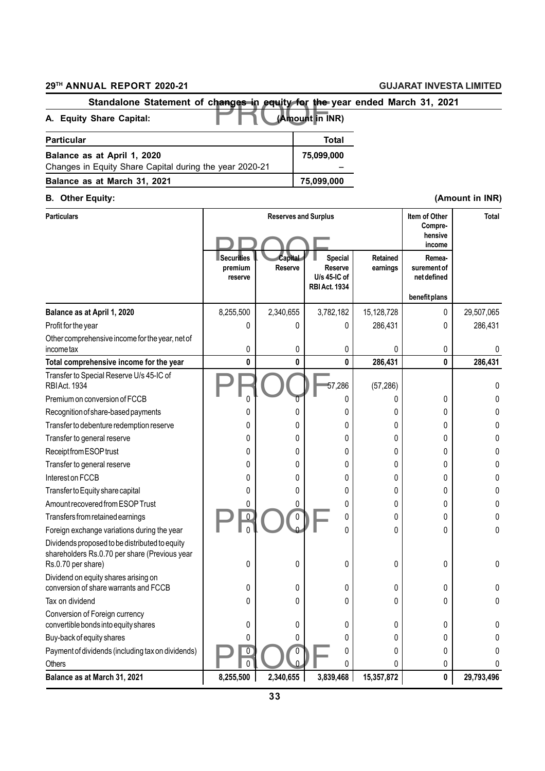## Standalone Statement of changes in equity for the year ended March 31, 2021

**A. Equity Share Capital:** **(Amount in INR)**

| Particular | Total |
|---|---|
| Balance as at April 1, 2020 | 75,099,000 |
| Changes in Equity Share Capital during the year 2020-21 | – |
| **Balance as at March 31, 2021** | **75,099,000** |

**B. Other Equity:** **(Amount in INR)**

| Particulars | Reserves and Surplus | | | | Item of Other Comprehensive income | Total |
|---|---|---|---|---|---|---|
| | Securities premium reserve | Capital Reserve | Special Reserve U/s 45-IC of RBI Act. 1934 | Retained earnings | Remeasurement of net defined benefit plans | |
| **Balance as at April 1, 2020** | 8,255,500 | 2,340,655 | 3,782,182 | 15,128,728 | 0 | 29,507,065 |
| Profit for the year | 0 | 0 | 0 | 286,431 | 0 | 286,431 |
| Other comprehensive income for the year, net of income tax | 0 | 0 | 0 | 0 | 0 | 0 |
| **Total comprehensive income for the year** | **0** | **0** | **0** | **286,431** | **0** | **286,431** |
| Transfer to Special Reserve U/s 45-IC of RBI Act. 1934 | | | 57,286 | (57,286) | | 0 |
| Premium on conversion of FCCB | 0 | 0 | 0 | 0 | 0 | 0 |
| Recognition of share-based payments | 0 | 0 | 0 | 0 | 0 | 0 |
| Transfer to debenture redemption reserve | 0 | 0 | 0 | 0 | 0 | 0 |
| Transfer to general reserve | 0 | 0 | 0 | 0 | 0 | 0 |
| Receipt from ESOP trust | 0 | 0 | 0 | 0 | 0 | 0 |
| Transfer to general reserve | 0 | 0 | 0 | 0 | 0 | 0 |
| Interest on FCCB | 0 | 0 | 0 | 0 | 0 | 0 |
| Transfer to Equity share capital | 0 | 0 | 0 | 0 | 0 | 0 |
| Amount recovered from ESOP Trust | 0 | 0 | 0 | 0 | 0 | 0 |
| Transfers from retained earnings | 0 | 0 | 0 | 0 | 0 | 0 |
| Foreign exchange variations during the year | 0 | 0 | 0 | 0 | 0 | 0 |
| Dividends proposed to be distributed to equity shareholders Rs.0.70 per share (Previous year Rs.0.70 per share) | 0 | 0 | 0 | 0 | 0 | 0 |
| Dividend on equity shares arising on conversion of share warrants and FCCB | 0 | 0 | 0 | 0 | 0 | 0 |
| Tax on dividend | 0 | 0 | 0 | 0 | 0 | 0 |
| Conversion of Foreign currency convertible bonds into equity shares | 0 | 0 | 0 | 0 | 0 | 0 |
| Buy-back of equity shares | 0 | 0 | 0 | 0 | 0 | 0 |
| Payment of dividends (including tax on dividends) | 0 | 0 | 0 | 0 | 0 | 0 |
| Others | 0 | 0 | 0 | 0 | 0 | 0 |
| **Balance as at March 31, 2021** | **8,255,500** | **2,340,655** | **3,839,468** | **15,357,872** | **0** | **29,793,496** |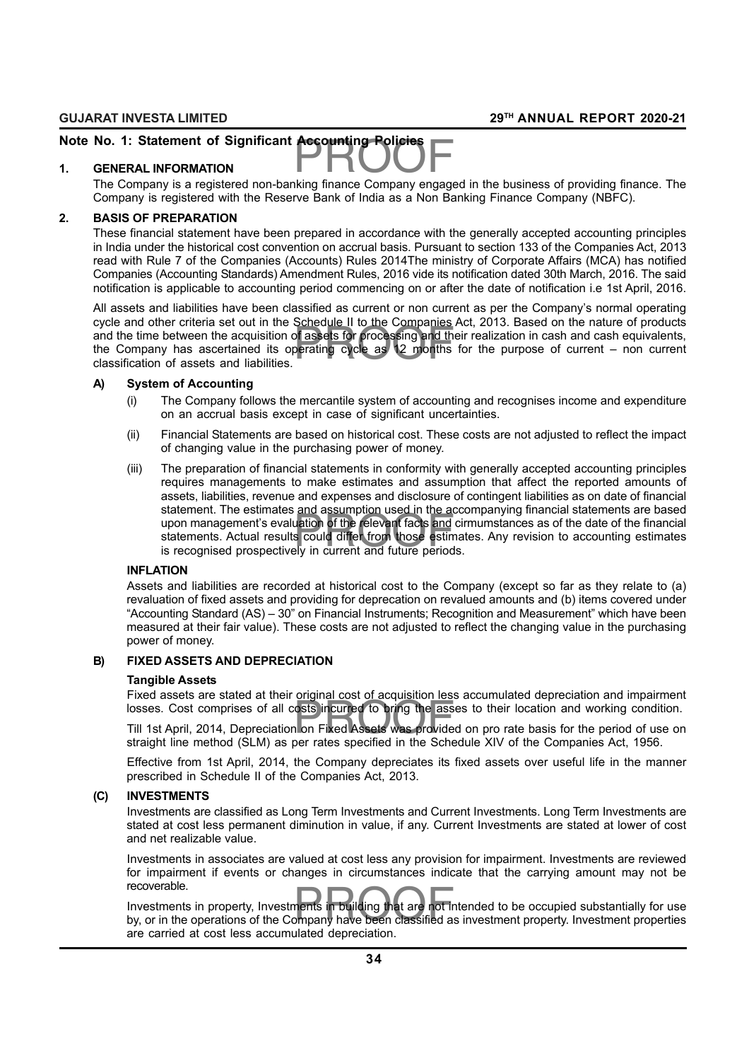## Note No. 1: Statement of Significant Accounting Policies

### 1. GENERAL INFORMATION

The Company is a registered non-banking finance Company engaged in the business of providing finance. The Company is registered with the Reserve Bank of India as a Non Banking Finance Company (NBFC).

### 2. BASIS OF PREPARATION

These financial statement have been prepared in accordance with the generally accepted accounting principles in India under the historical cost convention on accrual basis. Pursuant to section 133 of the Companies Act, 2013 read with Rule 7 of the Companies (Accounts) Rules 2014The ministry of Corporate Affairs (MCA) has notified Companies (Accounting Standards) Amendment Rules, 2016 vide its notification dated 30th March, 2016. The said notification is applicable to accounting period commencing on or after the date of notification i.e 1st April, 2016.

All assets and liabilities have been classified as current or non current as per the Company's normal operating cycle and other criteria set out in the Schedule II to the Companies Act, 2013. Based on the nature of products and the time between the acquisition of assets for processing and their realization in cash and cash equivalents, the Company has ascertained its operating cycle as 12 months for the purpose of current – non current classification of assets and liabilities.

#### A) System of Accounting

(i) The Company follows the mercantile system of accounting and recognises income and expenditure on an accrual basis except in case of significant uncertainties.

(ii) Financial Statements are based on historical cost. These costs are not adjusted to reflect the impact of changing value in the purchasing power of money.

(iii) The preparation of financial statements in conformity with generally accepted accounting principles requires managements to make estimates and assumption that affect the reported amounts of assets, liabilities, revenue and expenses and disclosure of contingent liabilities as on date of financial statement. The estimates and assumption used in the accompanying financial statements are based upon management's evaluation of the relevant facts and cirmumstances as of the date of the financial statements. Actual results could differ from those estimates. Any revision to accounting estimates is recognised prospectively in current and future periods.

**INFLATION**

Assets and liabilities are recorded at historical cost to the Company (except so far as they relate to (a) revaluation of fixed assets and providing for deprecation on revalued amounts and (b) items covered under "Accounting Standard (AS) – 30" on Financial Instruments; Recognition and Measurement" which have been measured at their fair value). These costs are not adjusted to reflect the changing value in the purchasing power of money.

#### B) FIXED ASSETS AND DEPRECIATION

**Tangible Assets**

Fixed assets are stated at their original cost of acquisition less accumulated depreciation and impairment losses. Cost comprises of all costs incurred to bring the asses to their location and working condition.

Till 1st April, 2014, Depreciation on Fixed Assets was provided on pro rate basis for the period of use on straight line method (SLM) as per rates specified in the Schedule XIV of the Companies Act, 1956.

Effective from 1st April, 2014, the Company depreciates its fixed assets over useful life in the manner prescribed in Schedule II of the Companies Act, 2013.

#### (C) INVESTMENTS

Investments are classified as Long Term Investments and Current Investments. Long Term Investments are stated at cost less permanent diminution in value, if any. Current Investments are stated at lower of cost and net realizable value.

Investments in associates are valued at cost less any provision for impairment. Investments are reviewed for impairment if events or changes in circumstances indicate that the carrying amount may not be recoverable.

Investments in property, Investments in building that are not intended to be occupied substantially for use by, or in the operations of the Company have been classified as investment property. Investment properties are carried at cost less accumulated depreciation.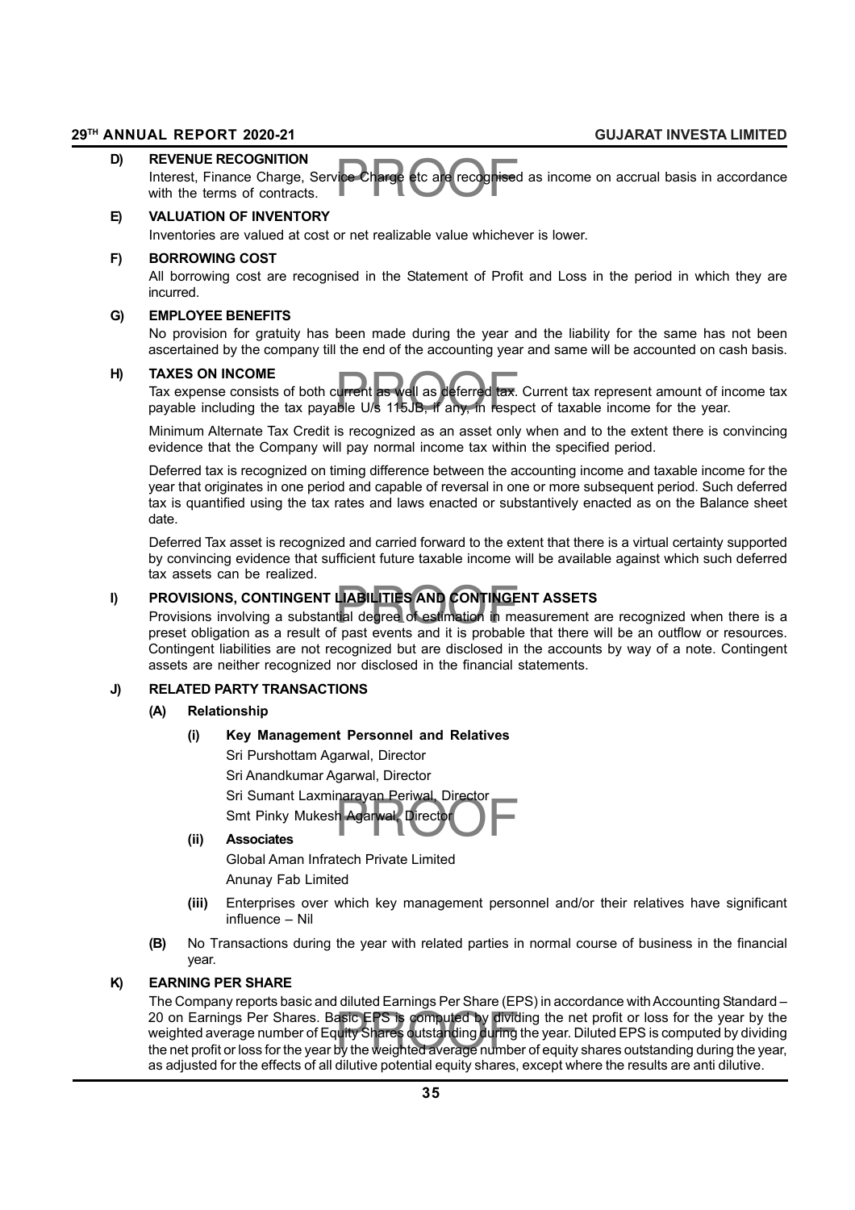**D) REVENUE RECOGNITION**

Interest, Finance Charge, Service Charge etc are recognised as income on accrual basis in accordance with the terms of contracts.

**E) VALUATION OF INVENTORY**

Inventories are valued at cost or net realizable value whichever is lower.

**F) BORROWING COST**

All borrowing cost are recognised in the Statement of Profit and Loss in the period in which they are incurred.

**G) EMPLOYEE BENEFITS**

No provision for gratuity has been made during the year and the liability for the same has not been ascertained by the company till the end of the accounting year and same will be accounted on cash basis.

**H) TAXES ON INCOME**

Tax expense consists of both current as well as deferred tax. Current tax represent amount of income tax payable including the tax payable U/s 115JB, if any, in respect of taxable income for the year.

Minimum Alternate Tax Credit is recognized as an asset only when and to the extent there is convincing evidence that the Company will pay normal income tax within the specified period.

Deferred tax is recognized on timing difference between the accounting income and taxable income for the year that originates in one period and capable of reversal in one or more subsequent period. Such deferred tax is quantified using the tax rates and laws enacted or substantively enacted as on the Balance sheet date.

Deferred Tax asset is recognized and carried forward to the extent that there is a virtual certainty supported by convincing evidence that sufficient future taxable income will be available against which such deferred tax assets can be realized.

**I) PROVISIONS, CONTINGENT LIABILITIES AND CONTINGENT ASSETS**

Provisions involving a substantial degree of estimation in measurement are recognized when there is a preset obligation as a result of past events and it is probable that there will be an outflow or resources. Contingent liabilities are not recognized but are disclosed in the accounts by way of a note. Contingent assets are neither recognized nor disclosed in the financial statements.

**J) RELATED PARTY TRANSACTIONS**

**(A) Relationship**

**(i) Key Management Personnel and Relatives**

Sri Purshottam Agarwal, Director

Sri Anandkumar Agarwal, Director

Sri Sumant Laxminarayan Periwal, Director

Smt Pinky Mukesh Agarwal, Director

**(ii) Associates**

Global Aman Infratech Private Limited

Anunay Fab Limited

**(iii)** Enterprises over which key management personnel and/or their relatives have significant influence – Nil

**(B)** No Transactions during the year with related parties in normal course of business in the financial year.

**K) EARNING PER SHARE**

The Company reports basic and diluted Earnings Per Share (EPS) in accordance with Accounting Standard – 20 on Earnings Per Shares. Basic EPS is computed by dividing the net profit or loss for the year by the weighted average number of Equity Shares outstanding during the year. Diluted EPS is computed by dividing the net profit or loss for the year by the weighted average number of equity shares outstanding during the year, as adjusted for the effects of all dilutive potential equity shares, except where the results are anti dilutive.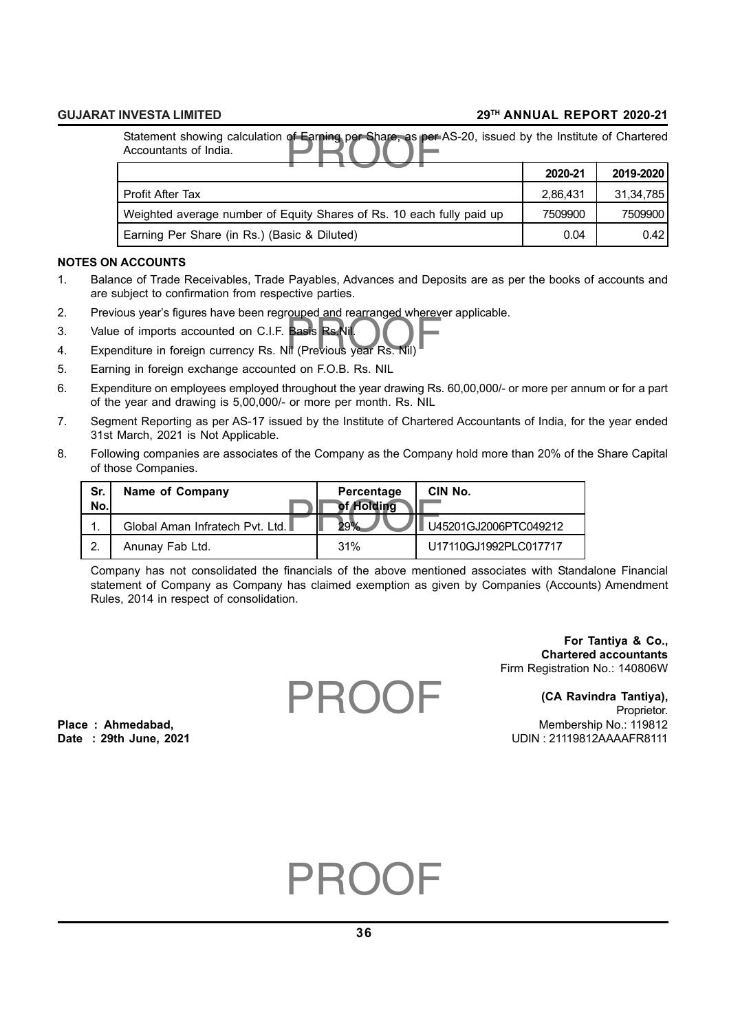Statement showing calculation of Earning per Share, as per AS-20, issued by the Institute of Chartered Accountants of India.

| | 2020-21 | 2019-2020 |
|---|---|---|
| Profit After Tax | 2,86,431 | 31,34,785 |
| Weighted average number of Equity Shares of Rs. 10 each fully paid up | 7509900 | 7509900 |
| Earning Per Share (in Rs.) (Basic & Diluted) | 0.04 | 0.42 |

**NOTES ON ACCOUNTS**

1. Balance of Trade Receivables, Trade Payables, Advances and Deposits are as per the books of accounts and are subject to confirmation from respective parties.
2. Previous year's figures have been regrouped and rearranged wherever applicable.
3. Value of imports accounted on C.I.F. Basis Rs.Nil.
4. Expenditure in foreign currency Rs. Nil (Previous year Rs. Nil)
5. Earning in foreign exchange accounted on F.O.B. Rs. NIL
6. Expenditure on employees employed throughout the year drawing Rs. 60,00,000/- or more per annum or for a part of the year and drawing is 5,00,000/- or more per month. Rs. NIL
7. Segment Reporting as per AS-17 issued by the Institute of Chartered Accountants of India, for the year ended 31st March, 2021 is Not Applicable.
8. Following companies are associates of the Company as the Company hold more than 20% of the Share Capital of those Companies.

| Sr. No. | Name of Company | Percentage of Holding | CIN No. |
|---|---|---|---|
| 1. | Global Aman Infratech Pvt. Ltd. | 29% | U45201GJ2006PTC049212 |
| 2. | Anunay Fab Ltd. | 31% | U17110GJ1992PLC017717 |

Company has not consolidated the financials of the above mentioned associates with Standalone Financial statement of Company as Company has claimed exemption as given by Companies (Accounts) Amendment Rules, 2014 in respect of consolidation.

**For Tantiya & Co.,**
**Chartered accountants**
Firm Registration No.: 140806W

**(CA Ravindra Tantiya),**
Proprietor.
Membership No.: 119812
UDIN : 21119812AAAAFR8111

**Place : Ahmedabad,**
**Date : 29th June, 2021**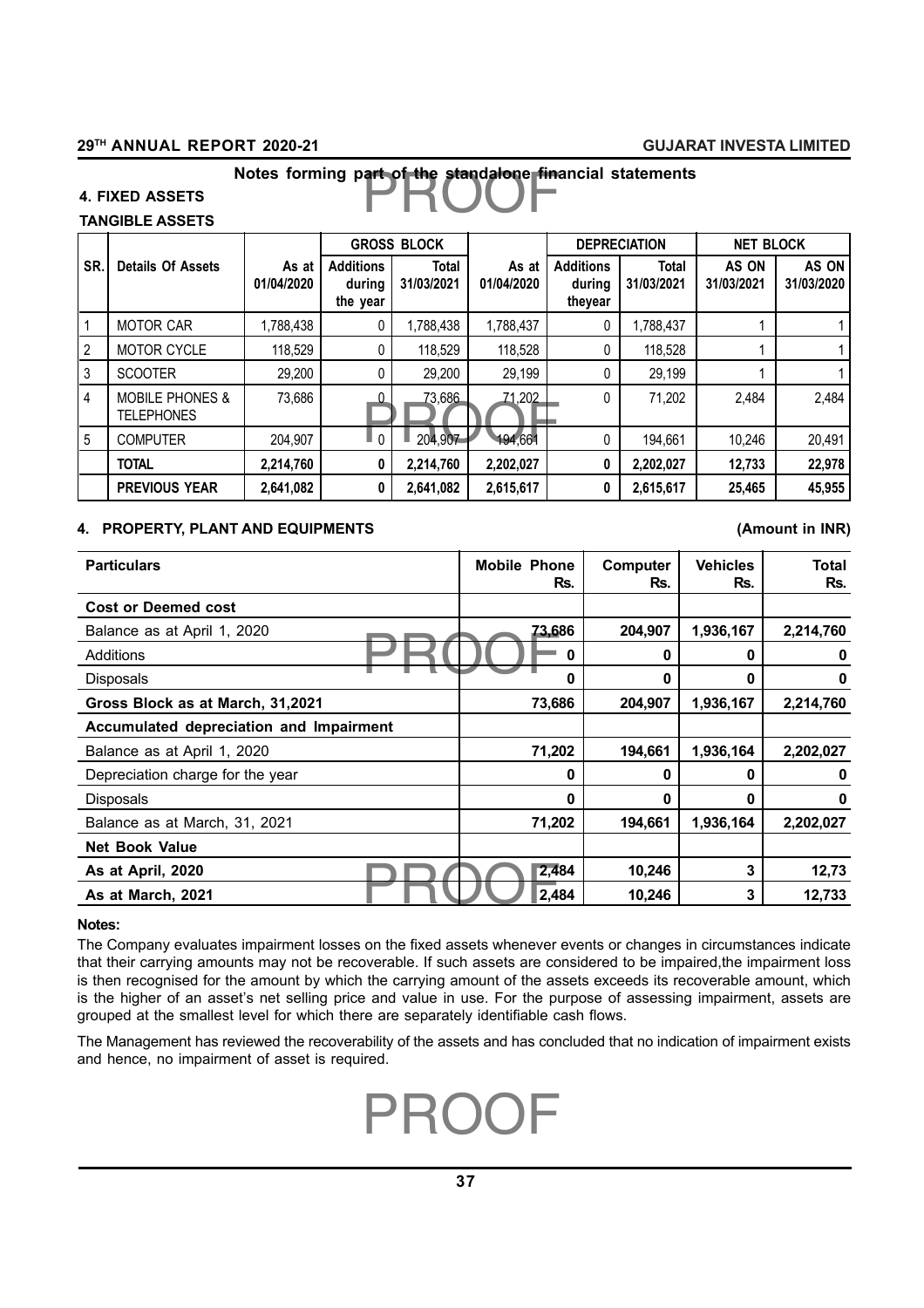### Notes forming part of the standalone financial statements

#### 4. FIXED ASSETS

**TANGIBLE ASSETS**

| SR. | Details Of Assets | As at 01/04/2020 | GROSS BLOCK Additions during the year | Total 31/03/2021 | As at 01/04/2020 | DEPRECIATION Additions during theyear | Total 31/03/2021 | NET BLOCK AS ON 31/03/2021 | AS ON 31/03/2020 |
|---|---|---|---|---|---|---|---|---|---|
| 1 | MOTOR CAR | 1,788,438 | 0 | 1,788,438 | 1,788,437 | 0 | 1,788,437 | 1 | 1 |
| 2 | MOTOR CYCLE | 118,529 | 0 | 118,529 | 118,528 | 0 | 118,528 | 1 | 1 |
| 3 | SCOOTER | 29,200 | 0 | 29,200 | 29,199 | 0 | 29,199 | 1 | 1 |
| 4 | MOBILE PHONES & TELEPHONES | 73,686 | 0 | 73,686 | 71,202 | 0 | 71,202 | 2,484 | 2,484 |
| 5 | COMPUTER | 204,907 | 0 | 204,907 | 194,661 | 0 | 194,661 | 10,246 | 20,491 |
| | **TOTAL** | **2,214,760** | **0** | **2,214,760** | **2,202,027** | **0** | **2,202,027** | **12,733** | **22,978** |
| | **PREVIOUS YEAR** | **2,641,082** | **0** | **2,641,082** | **2,615,617** | **0** | **2,615,617** | **25,465** | **45,955** |

#### 4. PROPERTY, PLANT AND EQUIPMENTS

**(Amount in INR)**

| Particulars | Mobile Phone Rs. | Computer Rs. | Vehicles Rs. | Total Rs. |
|---|---|---|---|---|
| **Cost or Deemed cost** | | | | |
| Balance as at April 1, 2020 | 73,686 | 204,907 | 1,936,167 | 2,214,760 |
| Additions | 0 | 0 | 0 | 0 |
| Disposals | 0 | 0 | 0 | 0 |
| **Gross Block as at March, 31,2021** | **73,686** | **204,907** | **1,936,167** | **2,214,760** |
| **Accumulated depreciation and Impairment** | | | | |
| Balance as at April 1, 2020 | 71,202 | 194,661 | 1,936,164 | 2,202,027 |
| Depreciation charge for the year | 0 | 0 | 0 | 0 |
| Disposals | 0 | 0 | 0 | 0 |
| Balance as at March, 31, 2021 | 71,202 | 194,661 | 1,936,164 | 2,202,027 |
| **Net Book Value** | | | | |
| **As at April, 2020** | **2,484** | **10,246** | **3** | **12,73** |
| **As at March, 2021** | **2,484** | **10,246** | **3** | **12,733** |

**Notes:**

The Company evaluates impairment losses on the fixed assets whenever events or changes in circumstances indicate that their carrying amounts may not be recoverable. If such assets are considered to be impaired,the impairment loss is then recognised for the amount by which the carrying amount of the assets exceeds its recoverable amount, which is the higher of an asset's net selling price and value in use. For the purpose of assessing impairment, assets are grouped at the smallest level for which there are separately identifiable cash flows.

The Management has reviewed the recoverability of the assets and has concluded that no indication of impairment exists and hence, no impairment of asset is required.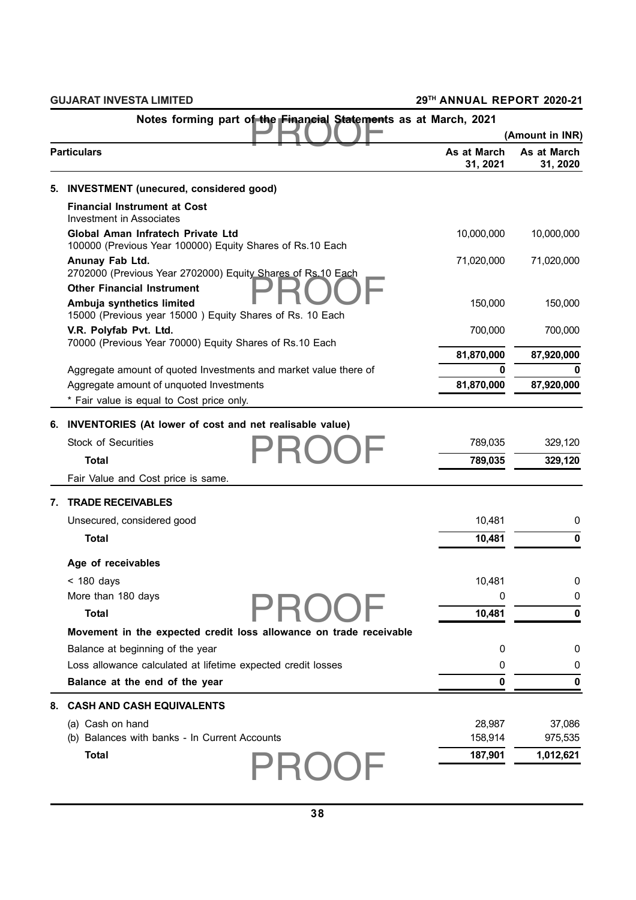## Notes forming part of the Financial Statements as at March, 2021

(Amount in INR)

| Particulars | As at March 31, 2021 | As at March 31, 2020 |
|---|---|---|
| **5. INVESTMENT (unecured, considered good)** | | |
| **Financial Instrument at Cost** | | |
| Investment in Associates | | |
| **Global Aman Infratech Private Ltd** 100000 (Previous Year 100000) Equity Shares of Rs.10 Each | 10,000,000 | 10,000,000 |
| **Anunay Fab Ltd.** 2702000 (Previous Year 2702000) Equity Shares of Rs.10 Each | 71,020,000 | 71,020,000 |
| **Other Financial Instrument** | | |
| **Ambuja synthetics limited** 15000 (Previous year 15000 ) Equity Shares of Rs. 10 Each | 150,000 | 150,000 |
| **V.R. Polyfab Pvt. Ltd.** 70000 (Previous Year 70000) Equity Shares of Rs.10 Each | 700,000 | 700,000 |
| | **81,870,000** | **87,920,000** |
| Aggregate amount of quoted Investments and market value there of | **0** | **0** |
| Aggregate amount of unquoted Investments | **81,870,000** | **87,920,000** |
| * Fair value is equal to Cost price only. | | |
| **6. INVENTORIES (At lower of cost and net realisable value)** | | |
| Stock of Securities | 789,035 | 329,120 |
| **Total** | **789,035** | **329,120** |
| Fair Value and Cost price is same. | | |
| **7. TRADE RECEIVABLES** | | |
| Unsecured, considered good | 10,481 | 0 |
| **Total** | **10,481** | **0** |
| **Age of receivables** | | |
| < 180 days | 10,481 | 0 |
| More than 180 days | 0 | 0 |
| **Total** | **10,481** | **0** |
| **Movement in the expected credit loss allowance on trade receivable** | | |
| Balance at beginning of the year | 0 | 0 |
| Loss allowance calculated at lifetime expected credit losses | 0 | 0 |
| **Balance at the end of the year** | **0** | **0** |
| **8. CASH AND CASH EQUIVALENTS** | | |
| (a) Cash on hand | 28,987 | 37,086 |
| (b) Balances with banks - In Current Accounts | 158,914 | 975,535 |
| **Total** | **187,901** | **1,012,621** |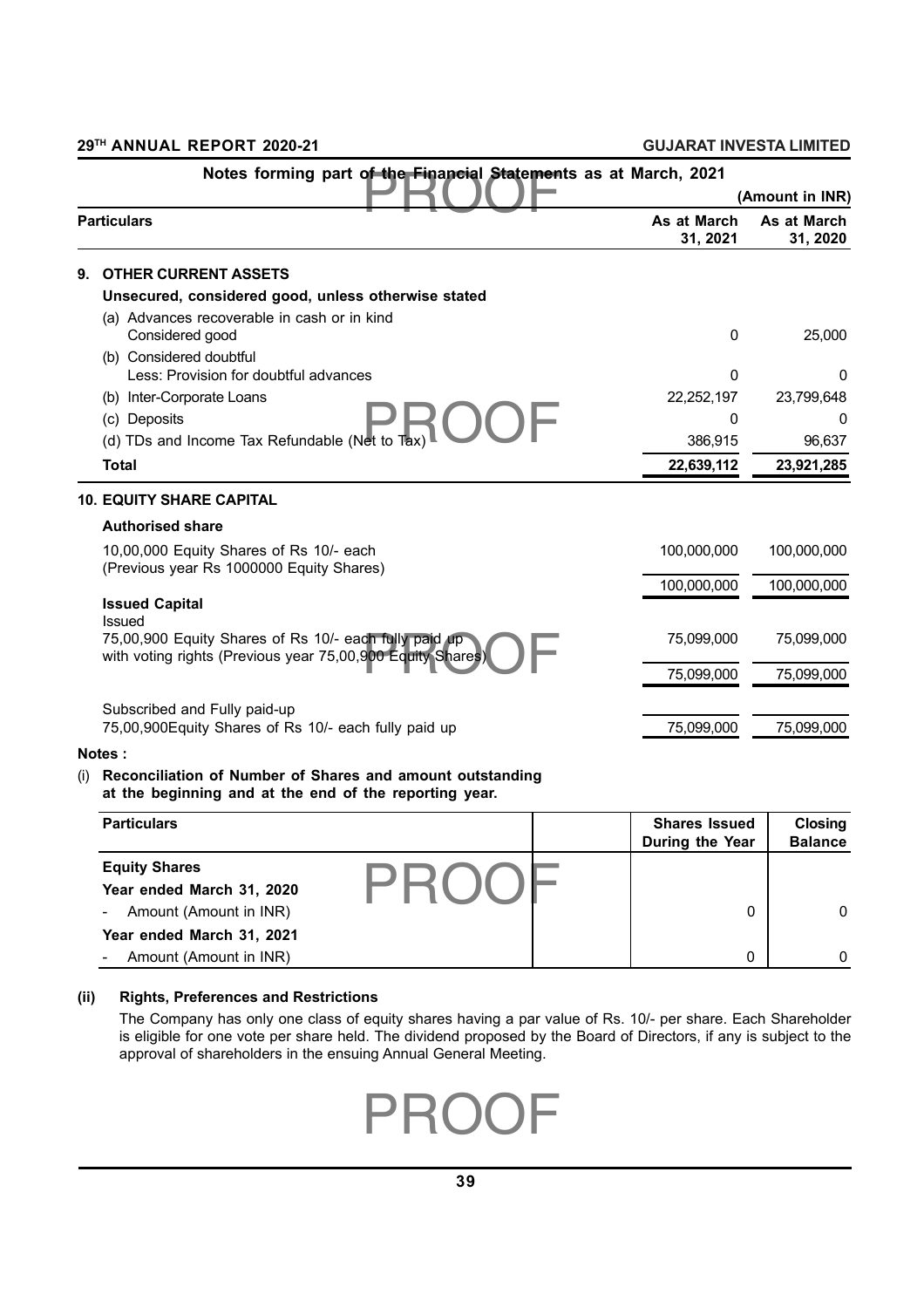## Notes forming part of the Financial Statements as at March, 2021

(Amount in INR)

| Particulars | As at March 31, 2021 | As at March 31, 2020 |
|---|---|---|
| **9. OTHER CURRENT ASSETS** | | |
| **Unsecured, considered good, unless otherwise stated** | | |
| (a) Advances recoverable in cash or in kind Considered good | 0 | 25,000 |
| (b) Considered doubtful Less: Provision for doubtful advances | 0 | 0 |
| (b) Inter-Corporate Loans | 22,252,197 | 23,799,648 |
| (c) Deposits | 0 | 0 |
| (d) TDs and Income Tax Refundable (Net to Tax) | 386,915 | 96,637 |
| **Total** | **22,639,112** | **23,921,285** |
| **10. EQUITY SHARE CAPITAL** | | |
| **Authorised share** | | |
| 10,00,000 Equity Shares of Rs 10/- each (Previous year Rs 1000000 Equity Shares) | 100,000,000 | 100,000,000 |
| | 100,000,000 | 100,000,000 |
| **Issued Capital** | | |
| Issued | | |
| 75,00,900 Equity Shares of Rs 10/- each fully paid up with voting rights (Previous year 75,00,900 Equity Shares) | 75,099,000 | 75,099,000 |
| | 75,099,000 | 75,099,000 |
| Subscribed and Fully paid-up | | |
| 75,00,900Equity Shares of Rs 10/- each fully paid up | 75,099,000 | 75,099,000 |

**Notes :**

(i) **Reconciliation of Number of Shares and amount outstanding at the beginning and at the end of the reporting year.**

| Particulars | | Shares Issued During the Year | Closing Balance |
|---|---|---|---|
| **Equity Shares** | | | |
| **Year ended March 31, 2020** | | | |
| - Amount (Amount in INR) | | 0 | 0 |
| **Year ended March 31, 2021** | | | |
| - Amount (Amount in INR) | | 0 | 0 |

**(ii) Rights, Preferences and Restrictions**

The Company has only one class of equity shares having a par value of Rs. 10/- per share. Each Shareholder is eligible for one vote per share held. The dividend proposed by the Board of Directors, if any is subject to the approval of shareholders in the ensuing Annual General Meeting.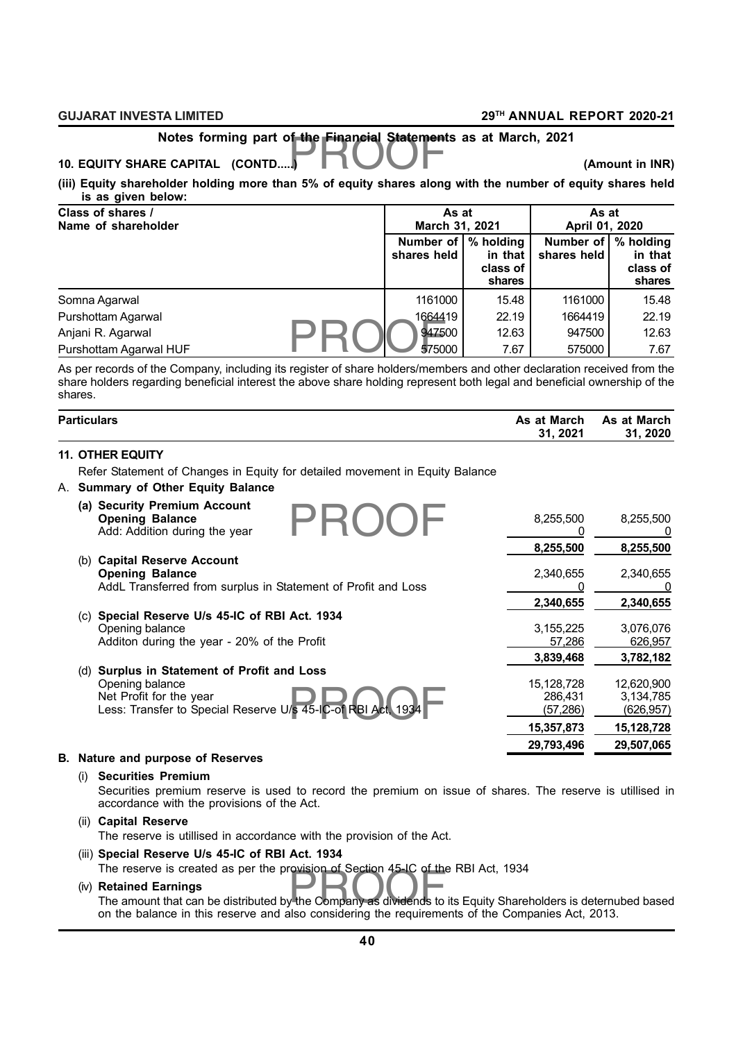## Notes forming part of the Financial Statements as at March, 2021

### 10. EQUITY SHARE CAPITAL (CONTD.....)

(Amount in INR)

**(iii) Equity shareholder holding more than 5% of equity shares along with the number of equity shares held is as given below:**

| Class of shares / Name of shareholder | As at March 31, 2021 | | As at April 01, 2020 | |
|---|---|---|---|---|
| | Number of shares held | % holding in that class of shares | Number of shares held | % holding in that class of shares |
| Somna Agarwal | 1161000 | 15.48 | 1161000 | 15.48 |
| Purshottam Agarwal | 1664419 | 22.19 | 1664419 | 22.19 |
| Anjani R. Agarwal | 947500 | 12.63 | 947500 | 12.63 |
| Purshottam Agarwal HUF | 575000 | 7.67 | 575000 | 7.67 |

As per records of the Company, including its register of share holders/members and other declaration received from the share holders regarding beneficial interest the above share holding represent both legal and beneficial ownership of the shares.

| Particulars | As at March 31, 2021 | As at March 31, 2020 |
|---|---|---|
| **11. OTHER EQUITY** | | |
| Refer Statement of Changes in Equity for detailed movement in Equity Balance | | |
| A. **Summary of Other Equity Balance** | | |
| **(a) Security Premium Account** | | |
| **Opening Balance** | 8,255,500 | 8,255,500 |
| Add: Addition during the year | 0 | 0 |
| | **8,255,500** | **8,255,500** |
| (b) **Capital Reserve Account** | | |
| **Opening Balance** | 2,340,655 | 2,340,655 |
| AddL Transferred from surplus in Statement of Profit and Loss | 0 | 0 |
| | **2,340,655** | **2,340,655** |
| (c) **Special Reserve U/s 45-IC of RBI Act. 1934** | | |
| Opening balance | 3,155,225 | 3,076,076 |
| Additon during the year - 20% of the Profit | 57,286 | 626,957 |
| | **3,839,468** | **3,782,182** |
| (d) **Surplus in Statement of Profit and Loss** | | |
| Opening balance | 15,128,728 | 12,620,900 |
| Net Profit for the year | 286,431 | 3,134,785 |
| Less: Transfer to Special Reserve U/s 45-IC-of RBI Act, 1934 | (57,286) | (626,957) |
| | **15,357,873** | **15,128,728** |
| | **29,793,496** | **29,507,065** |

**B. Nature and purpose of Reserves**

(i) **Securities Premium**

Securities premium reserve is used to record the premium on issue of shares. The reserve is utillised in accordance with the provisions of the Act.

(ii) **Capital Reserve**

The reserve is utillised in accordance with the provision of the Act.

(iii) **Special Reserve U/s 45-IC of RBI Act. 1934**

The reserve is created as per the provision of Section 45-IC of the RBI Act, 1934

(iv) **Retained Earnings**

The amount that can be distributed by the Company as dividends to its Equity Shareholders is deternubed based on the balance in this reserve and also considering the requirements of the Companies Act, 2013.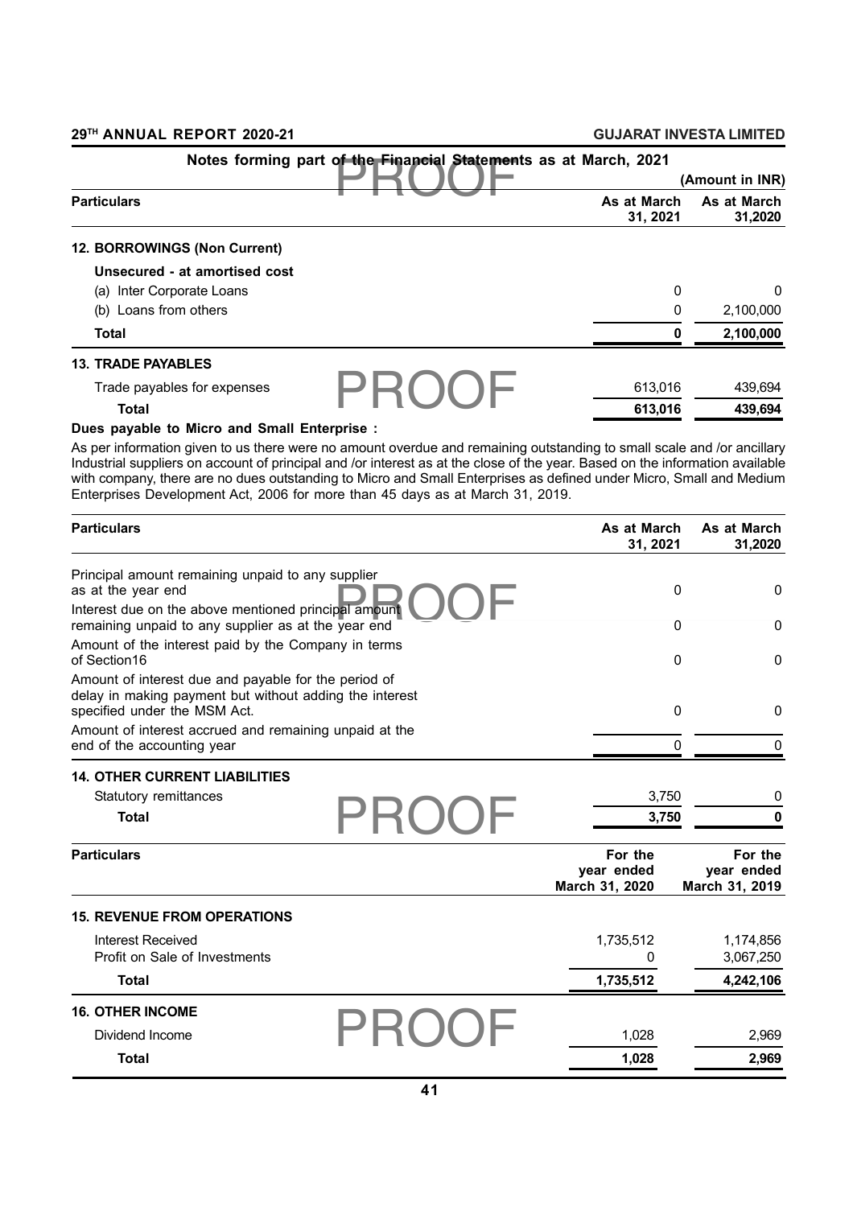## Notes forming part of the Financial Statements as at March, 2021

(Amount in INR)

| Particulars | As at March 31, 2021 | As at March 31,2020 |
|---|---|---|
| **12. BORROWINGS (Non Current)** | | |
| **Unsecured - at amortised cost** | | |
| (a) Inter Corporate Loans | 0 | 0 |
| (b) Loans from others | 0 | 2,100,000 |
| **Total** | **0** | **2,100,000** |
| **13. TRADE PAYABLES** | | |
| Trade payables for expenses | 613,016 | 439,694 |
| **Total** | **613,016** | **439,694** |

**Dues payable to Micro and Small Enterprise :**

As per information given to us there were no amount overdue and remaining outstanding to small scale and /or ancillary Industrial suppliers on account of principal and /or interest as at the close of the year. Based on the information available with company, there are no dues outstanding to Micro and Small Enterprises as defined under Micro, Small and Medium Enterprises Development Act, 2006 for more than 45 days as at March 31, 2019.

| Particulars | As at March 31, 2021 | As at March 31,2020 |
|---|---|---|
| Principal amount remaining unpaid to any supplier as at the year end | 0 | 0 |
| Interest due on the above mentioned principal amount remaining unpaid to any supplier as at the year end | 0 | 0 |
| Amount of the interest paid by the Company in terms of Section16 | 0 | 0 |
| Amount of interest due and payable for the period of delay in making payment but without adding the interest specified under the MSM Act. | 0 | 0 |
| Amount of interest accrued and remaining unpaid at the end of the accounting year | 0 | 0 |
| **14. OTHER CURRENT LIABILITIES** | | |
| Statutory remittances | 3,750 | 0 |
| **Total** | **3,750** | **0** |

| Particulars | For the year ended March 31, 2020 | For the year ended March 31, 2019 |
|---|---|---|
| **15. REVENUE FROM OPERATIONS** | | |
| Interest Received | 1,735,512 | 1,174,856 |
| Profit on Sale of Investments | 0 | 3,067,250 |
| **Total** | **1,735,512** | **4,242,106** |
| **16. OTHER INCOME** | | |
| Dividend Income | 1,028 | 2,969 |
| **Total** | **1,028** | **2,969** |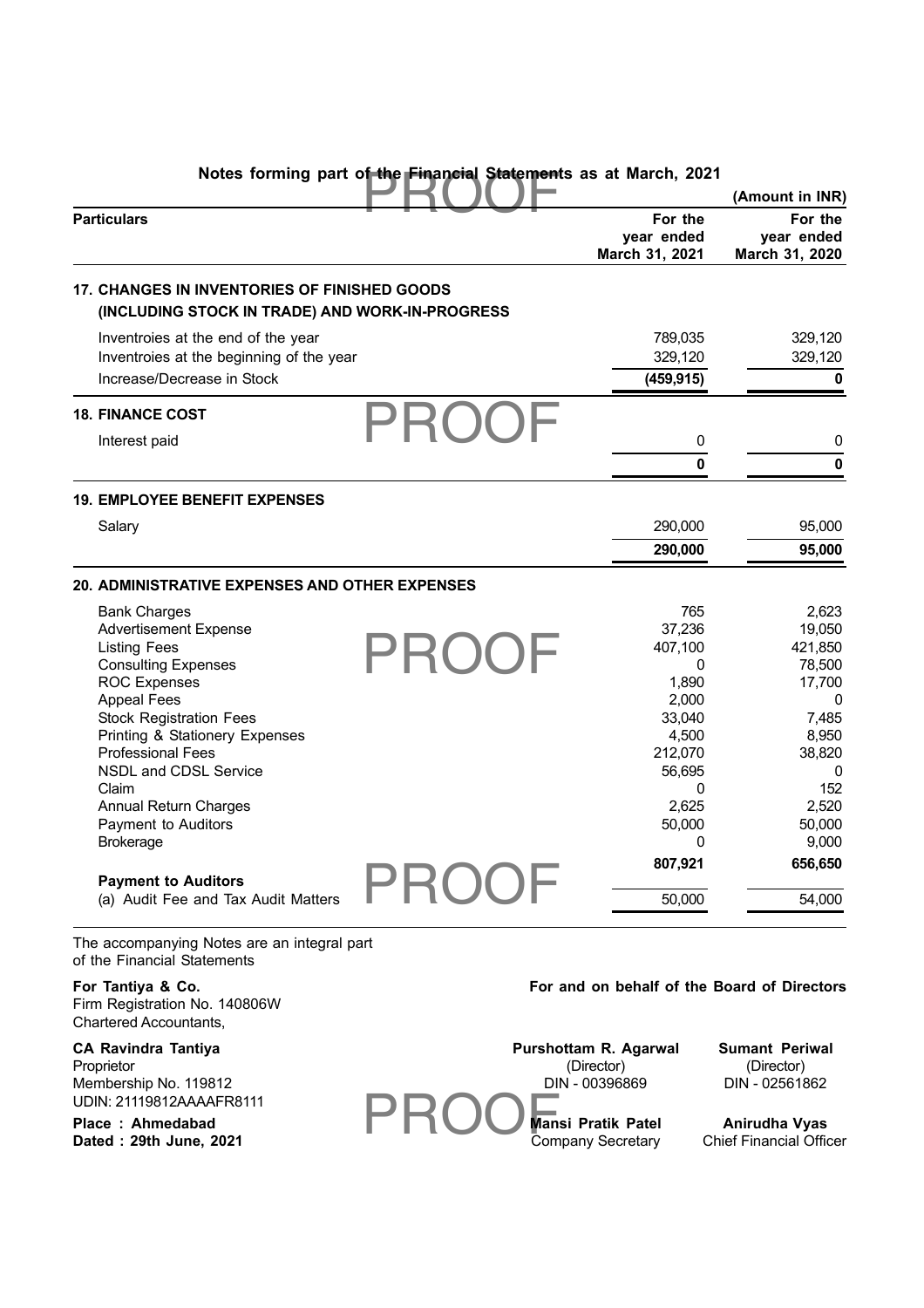## Notes forming part of the Financial Statements as at March, 2021

(Amount in INR)

| Particulars | For the year ended March 31, 2021 | For the year ended March 31, 2020 |
|---|---|---|
| **17. CHANGES IN INVENTORIES OF FINISHED GOODS (INCLUDING STOCK IN TRADE) AND WORK-IN-PROGRESS** | | |
| Inventroies at the end of the year | 789,035 | 329,120 |
| Inventroies at the beginning of the year | 329,120 | 329,120 |
| Increase/Decrease in Stock | **(459,915)** | **0** |
| **18. FINANCE COST** | | |
| Interest paid | 0 | 0 |
| | **0** | **0** |
| **19. EMPLOYEE BENEFIT EXPENSES** | | |
| Salary | 290,000 | 95,000 |
| | **290,000** | **95,000** |
| **20. ADMINISTRATIVE EXPENSES AND OTHER EXPENSES** | | |
| Bank Charges | 765 | 2,623 |
| Advertisement Expense | 37,236 | 19,050 |
| Listing Fees | 407,100 | 421,850 |
| Consulting Expenses | 0 | 78,500 |
| ROC Expenses | 1,890 | 17,700 |
| Appeal Fees | 2,000 | 0 |
| Stock Registration Fees | 33,040 | 7,485 |
| Printing & Stationery Expenses | 4,500 | 8,950 |
| Professional Fees | 212,070 | 38,820 |
| NSDL and CDSL Service | 56,695 | 0 |
| Claim | 0 | 152 |
| Annual Return Charges | 2,625 | 2,520 |
| Payment to Auditors | 50,000 | 50,000 |
| Brokerage | 0 | 9,000 |
| | **807,921** | **656,650** |
| **Payment to Auditors** | | |
| (a) Audit Fee and Tax Audit Matters | 50,000 | 54,000 |

The accompanying Notes are an integral part of the Financial Statements

**For Tantiya & Co.**
Firm Registration No. 140806W
Chartered Accountants,

**CA Ravindra Tantiya**
Proprietor
Membership No. 119812
UDIN: 21119812AAAAFR8111

**Place : Ahmedabad**
**Dated : 29th June, 2021**

**For and on behalf of the Board of Directors**

**Purshottam R. Agarwal**
(Director)
DIN - 00396869

**Sumant Periwal**
(Director)
DIN - 02561862

**Mansi Pratik Patel**
Company Secretary

**Anirudha Vyas**
Chief Financial Officer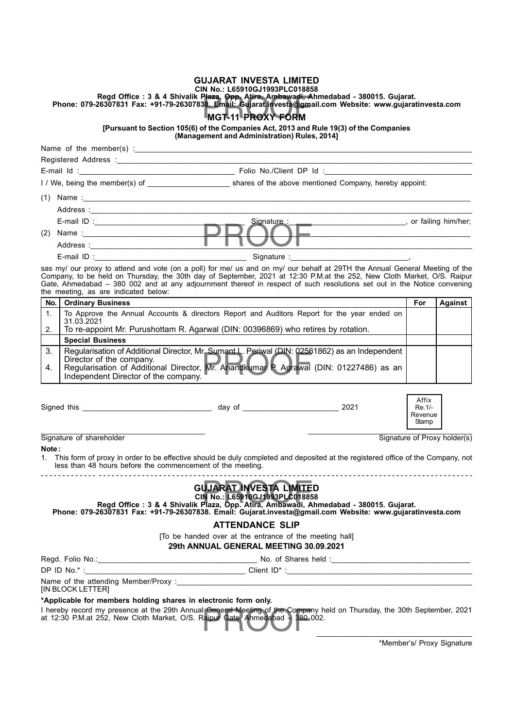# GUJARAT INVESTA LIMITED

**CIN No.: L65910GJ1993PLC018858**

**Regd Office : 3 & 4 Shivalik Plaza, Opp. Atira, Ambawadi, Ahmedabad - 380015. Gujarat.**
**Phone: 079-26307831 Fax: +91-79-26307838. Email: Gujarat.investa@gmail.com Website: www.gujaratinvesta.com**

## MGT-11 PROXY FORM

**[Pursuant to Section 105(6) of the Companies Act, 2013 and Rule 19(3) of the Companies (Management and Administration) Rules, 2014]**

Name of the member(s) :\_\_\_\_\_\_\_\_\_\_\_\_\_\_\_\_\_\_\_\_\_\_\_\_\_\_\_\_\_\_\_\_\_\_\_\_\_\_\_\_\_\_\_\_

Registered Address :\_\_\_\_\_\_\_\_\_\_\_\_\_\_\_\_\_\_\_\_\_\_\_\_\_\_\_\_\_\_\_\_\_\_\_\_\_\_\_\_\_\_\_\_

E-mail Id :\_\_\_\_\_\_\_\_\_\_\_\_\_\_\_\_\_\_\_\_ Folio No./Client DP Id :\_\_\_\_\_\_\_\_\_\_\_\_\_\_\_\_\_\_\_\_

I / We, being the member(s) of \_\_\_\_\_\_\_\_\_\_\_\_ shares of the above mentioned Company, hereby appoint:

(1) Name :\_\_\_\_\_\_\_\_\_\_\_\_\_\_\_\_\_\_\_\_\_\_\_\_\_\_\_\_\_\_\_\_\_\_\_\_\_\_\_\_\_\_\_\_

Address :\_\_\_\_\_\_\_\_\_\_\_\_\_\_\_\_\_\_\_\_\_\_\_\_\_\_\_\_\_\_\_\_\_\_\_\_\_\_\_\_\_\_\_\_

E-mail ID :\_\_\_\_\_\_\_\_\_\_\_\_\_\_\_\_\_\_\_\_ Signature :\_\_\_\_\_\_\_\_\_\_\_\_\_\_\_\_\_\_\_\_, or failing him/her;

(2) Name :\_\_\_\_\_\_\_\_\_\_\_\_\_\_\_\_\_\_\_\_\_\_\_\_\_\_\_\_\_\_\_\_\_\_\_\_\_\_\_\_\_\_\_\_

Address :\_\_\_\_\_\_\_\_\_\_\_\_\_\_\_\_\_\_\_\_\_\_\_\_\_\_\_\_\_\_\_\_\_\_\_\_\_\_\_\_\_\_\_\_

E-mail ID :\_\_\_\_\_\_\_\_\_\_\_\_\_\_\_\_\_\_\_\_ Signature :\_\_\_\_\_\_\_\_\_\_\_\_\_\_\_\_\_\_\_\_,

sas my/ our proxy to attend and vote (on a poll) for me/ us and on my/ our behalf at 29TH the Annual General Meeting of the Company, to be held on Thursday, the 30th day of September, 2021 at 12:30 P.M.at the 252, New Cloth Market, O/S. Raipur Gate, Ahmedabad – 380 002 and at any adjournment thereof in respect of such resolutions set out in the Notice convening the meeting, as are indicated below:

| No. | Ordinary Business | For | Against |
|---|---|---|---|
| 1. | To Approve the Annual Accounts & directors Report and Auditors Report for the year ended on 31.03.2021 | | |
| 2. | To re-appoint Mr. Purushottam R. Agarwal (DIN: 00396869) who retires by rotation. | | |
| | **Special Business** | | |
| 3. | Regularisation of Additional Director, Mr. Sumant L. Periwal (DIN: 02561862) as an Independent Director of the company. | | |
| 4. | Regularisation of Additional Director, Mr. Anandkumar P. Agrawal (DIN: 01227486) as an Independent Director of the company. | | |

Signed this \_\_\_\_\_\_\_\_\_\_\_\_\_\_\_\_ day of \_\_\_\_\_\_\_\_\_\_\_\_ 2021

Affix Re.1/- Revenue Stamp

\_\_\_\_\_\_\_\_\_\_\_\_\_\_\_\_\_\_\_\_ \_\_\_\_\_\_\_\_\_\_\_\_\_\_\_\_\_\_\_\_

Signature of shareholder Signature of Proxy holder(s)

**Note :**

1. This form of proxy in order to be effective should be duly completed and deposited at the registered office of the Company, not less than 48 hours before the commencement of the meeting.

---

# GUJARAT INVESTA LIMITED

**CIN No.: L65910GJ1993PLC018858**

**Regd Office : 3 & 4 Shivalik Plaza, Opp. Atira, Ambawadi, Ahmedabad - 380015. Gujarat.**
**Phone: 079-26307831 Fax: +91-79-26307838. Email: Gujarat.investa@gmail.com Website: www.gujaratinvesta.com**

## ATTENDANCE SLIP

[To be handed over at the entrance of the meeting hall]

**29th ANNUAL GENERAL MEETING 30.09.2021**

Regd. Folio No.:\_\_\_\_\_\_\_\_\_\_\_\_\_\_\_\_\_\_\_\_ No. of Shares held :\_\_\_\_\_\_\_\_\_\_\_\_\_\_\_\_\_\_\_\_

DP ID No.\* :\_\_\_\_\_\_\_\_\_\_\_\_\_\_\_\_\_\_\_\_ Client ID\* :\_\_\_\_\_\_\_\_\_\_\_\_\_\_\_\_\_\_\_\_

Name of the attending Member/Proxy :\_\_\_\_\_\_\_\_\_\_\_\_\_\_\_\_\_\_\_\_\_\_\_\_\_\_\_\_\_\_\_\_\_\_\_\_\_\_\_\_
[IN BLOCK LETTER]

**\*Applicable for members holding shares in electronic form only.**

I hereby record my presence at the 29th Annual General Meeting of the Company held on Thursday, the 30th September, 2021 at 12:30 P.M.at 252, New Cloth Market, O/S. Raipur Gate, Ahmedabad – 380 002.

\_\_\_\_\_\_\_\_\_\_\_\_\_\_\_\_\_\_\_\_

\*Member's/ Proxy Signature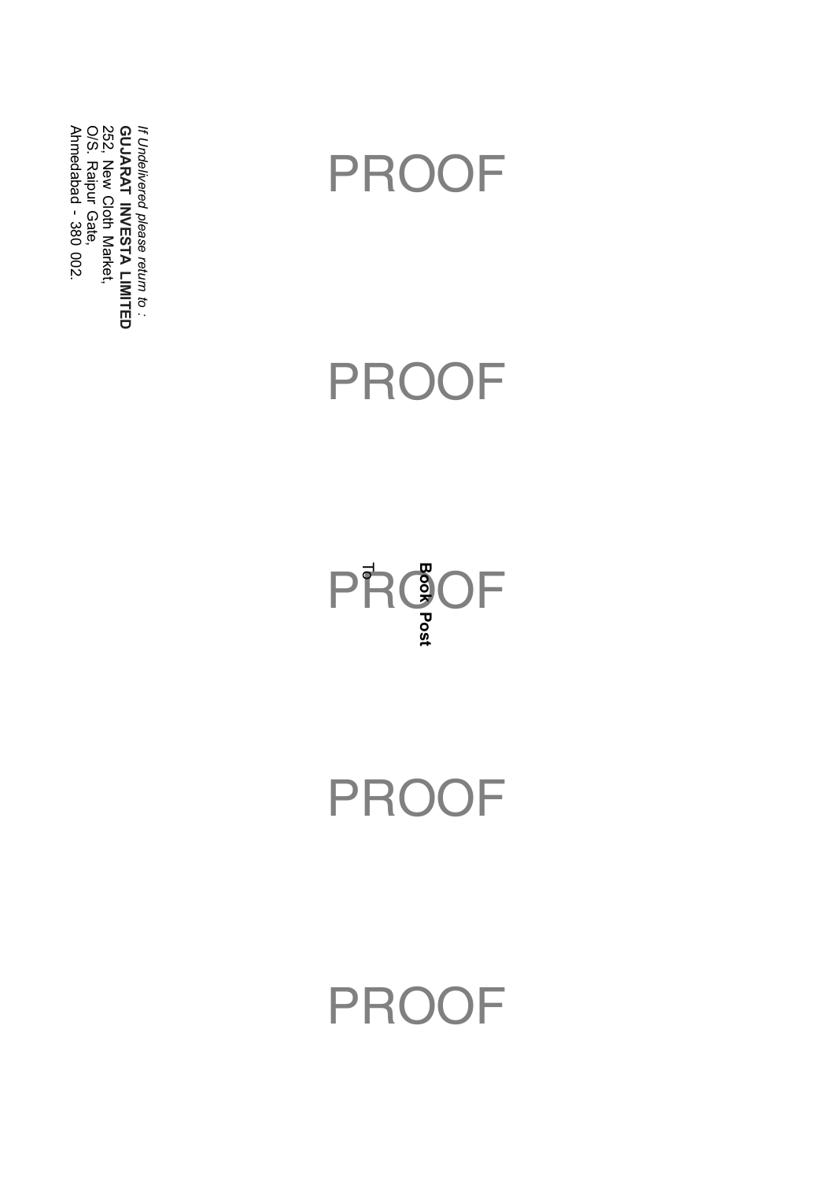Book Post

To

*If Undelivered please return to :*

**GUJARAT INVESTA LIMITED**

252, New Cloth Market,

O/S. Raipur Gate,

Ahmedabad - 380 002.

PROOF

PROOF

PROOF

PROOF

PROOF